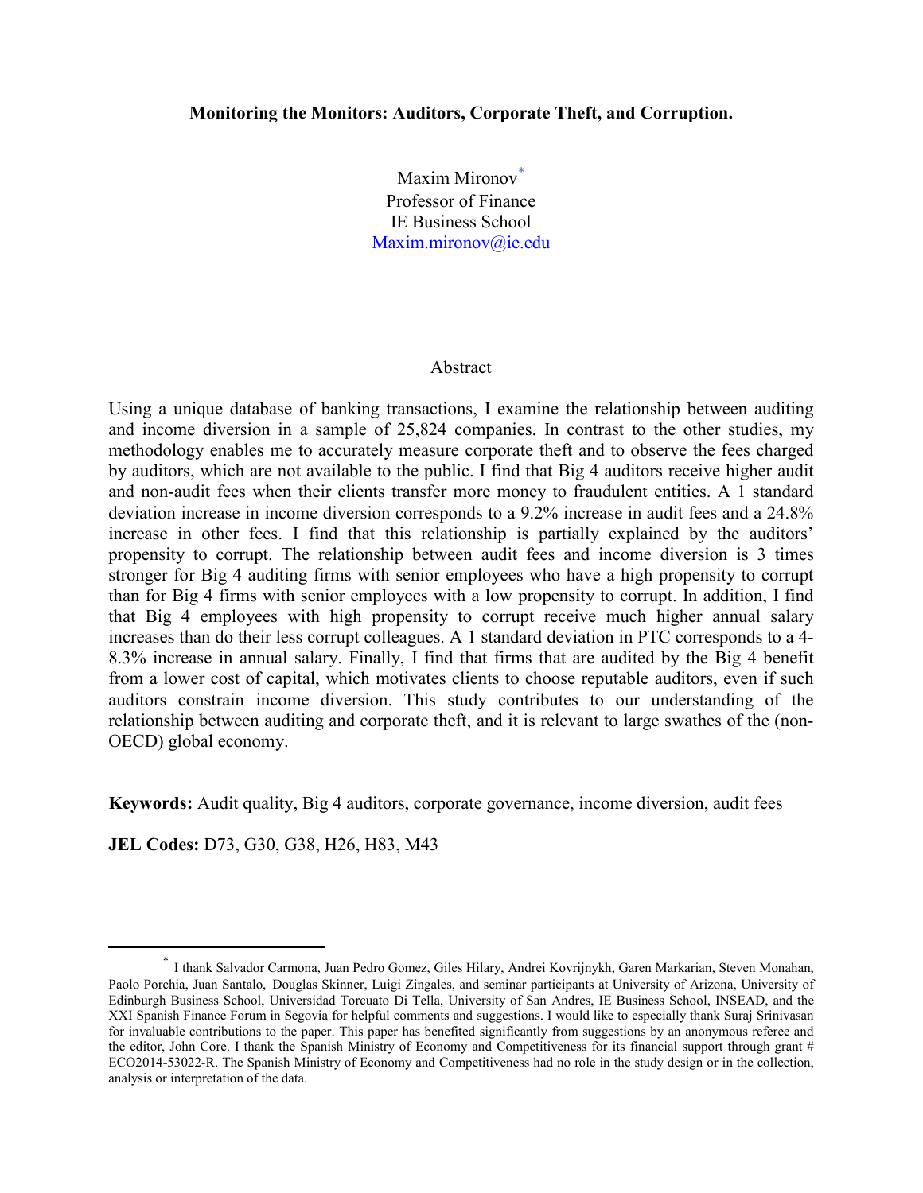# Monitoring the Monitors: Auditors, Corporate Theft, and Corruption.

Maxim Mironov[*]
Professor of Finance
IE Business School
Maxim.mironov@ie.edu

## Abstract

Using a unique database of banking transactions, I examine the relationship between auditing and income diversion in a sample of 25,824 companies. In contrast to the other studies, my methodology enables me to accurately measure corporate theft and to observe the fees charged by auditors, which are not available to the public. I find that Big 4 auditors receive higher audit and non-audit fees when their clients transfer more money to fraudulent entities. A 1 standard deviation increase in income diversion corresponds to a 9.2% increase in audit fees and a 24.8% increase in other fees. I find that this relationship is partially explained by the auditors' propensity to corrupt. The relationship between audit fees and income diversion is 3 times stronger for Big 4 auditing firms with senior employees who have a high propensity to corrupt than for Big 4 firms with senior employees with a low propensity to corrupt. In addition, I find that Big 4 employees with high propensity to corrupt receive much higher annual salary increases than do their less corrupt colleagues. A 1 standard deviation in PTC corresponds to a 4-8.3% increase in annual salary. Finally, I find that firms that are audited by the Big 4 benefit from a lower cost of capital, which motivates clients to choose reputable auditors, even if such auditors constrain income diversion. This study contributes to our understanding of the relationship between auditing and corporate theft, and it is relevant to large swathes of the (non-OECD) global economy.

**Keywords:** Audit quality, Big 4 auditors, corporate governance, income diversion, audit fees

**JEL Codes:** D73, G30, G38, H26, H83, M43

---

[*] I thank Salvador Carmona, Juan Pedro Gomez, Giles Hilary, Andrei Kovrijnykh, Garen Markarian, Steven Monahan, Paolo Porchia, Juan Santalo, Douglas Skinner, Luigi Zingales, and seminar participants at University of Arizona, University of Edinburgh Business School, Universidad Torcuato Di Tella, University of San Andres, IE Business School, INSEAD, and the XXI Spanish Finance Forum in Segovia for helpful comments and suggestions. I would like to especially thank Suraj Srinivasan for invaluable contributions to the paper. This paper has benefited significantly from suggestions by an anonymous referee and the editor, John Core. I thank the Spanish Ministry of Economy and Competitiveness for its financial support through grant # ECO2014-53022-R. The Spanish Ministry of Economy and Competitiveness had no role in the study design or in the collection, analysis or interpretation of the data.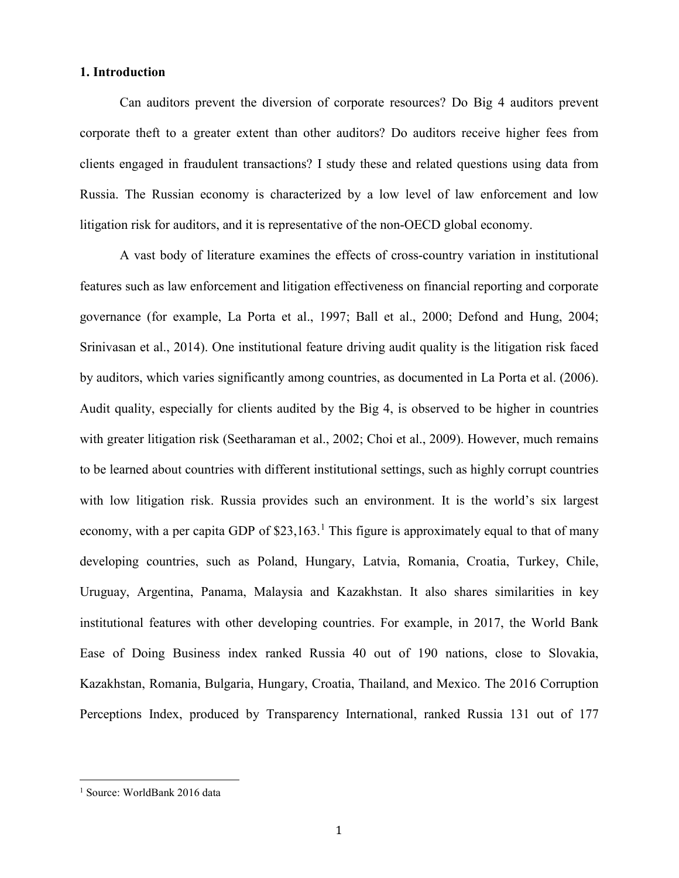## 1. Introduction

Can auditors prevent the diversion of corporate resources? Do Big 4 auditors prevent corporate theft to a greater extent than other auditors? Do auditors receive higher fees from clients engaged in fraudulent transactions? I study these and related questions using data from Russia. The Russian economy is characterized by a low level of law enforcement and low litigation risk for auditors, and it is representative of the non-OECD global economy.

A vast body of literature examines the effects of cross-country variation in institutional features such as law enforcement and litigation effectiveness on financial reporting and corporate governance (for example, La Porta et al., 1997; Ball et al., 2000; Defond and Hung, 2004; Srinivasan et al., 2014). One institutional feature driving audit quality is the litigation risk faced by auditors, which varies significantly among countries, as documented in La Porta et al. (2006). Audit quality, especially for clients audited by the Big 4, is observed to be higher in countries with greater litigation risk (Seetharaman et al., 2002; Choi et al., 2009). However, much remains to be learned about countries with different institutional settings, such as highly corrupt countries with low litigation risk. Russia provides such an environment. It is the world's six largest economy, with a per capita GDP of $23,163.[1] This figure is approximately equal to that of many developing countries, such as Poland, Hungary, Latvia, Romania, Croatia, Turkey, Chile, Uruguay, Argentina, Panama, Malaysia and Kazakhstan. It also shares similarities in key institutional features with other developing countries. For example, in 2017, the World Bank Ease of Doing Business index ranked Russia 40 out of 190 nations, close to Slovakia, Kazakhstan, Romania, Bulgaria, Hungary, Croatia, Thailand, and Mexico. The 2016 Corruption Perceptions Index, produced by Transparency International, ranked Russia 131 out of 177

[1] Source: WorldBank 2016 data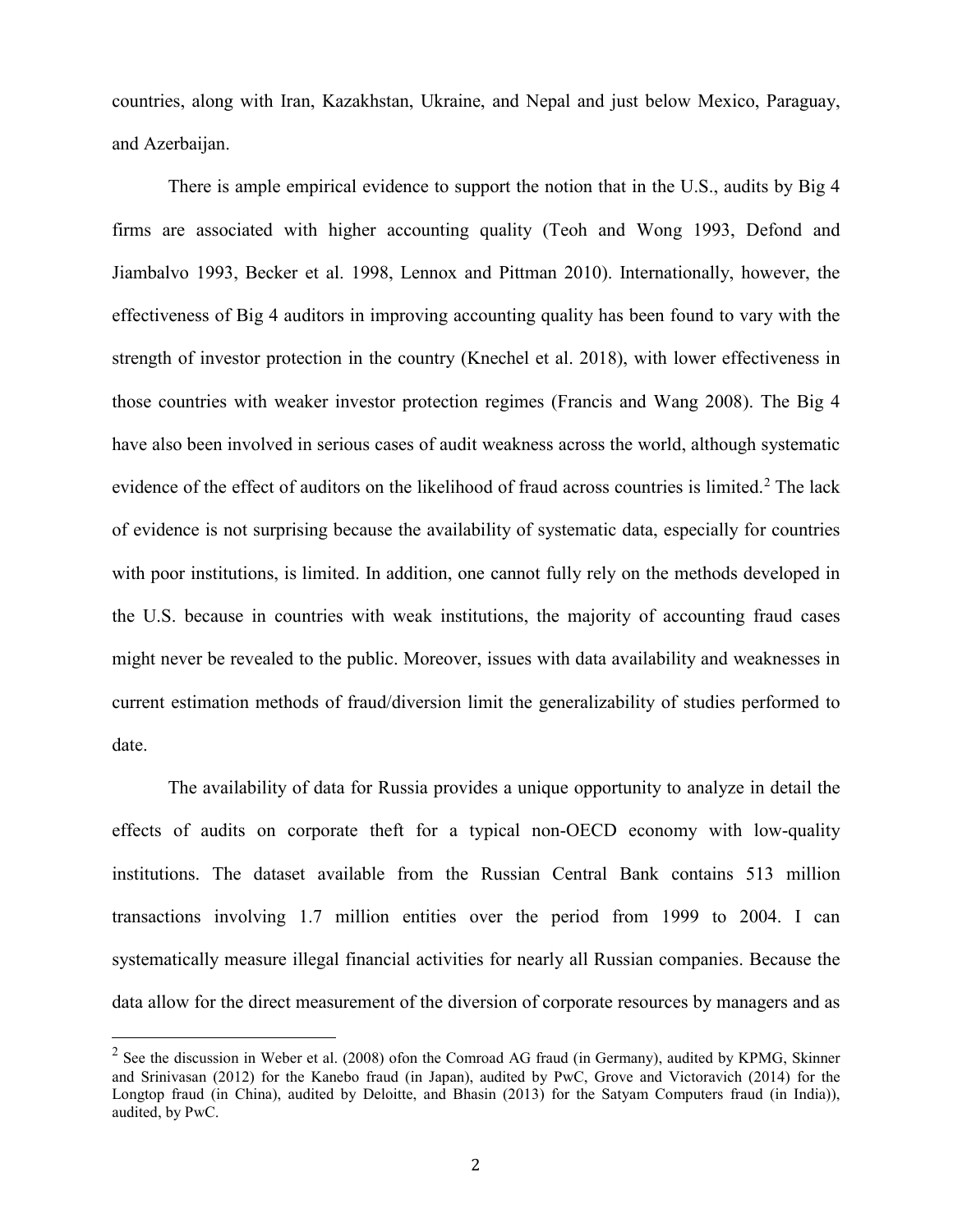countries, along with Iran, Kazakhstan, Ukraine, and Nepal and just below Mexico, Paraguay, and Azerbaijan.

There is ample empirical evidence to support the notion that in the U.S., audits by Big 4 firms are associated with higher accounting quality (Teoh and Wong 1993, Defond and Jiambalvo 1993, Becker et al. 1998, Lennox and Pittman 2010). Internationally, however, the effectiveness of Big 4 auditors in improving accounting quality has been found to vary with the strength of investor protection in the country (Knechel et al. 2018), with lower effectiveness in those countries with weaker investor protection regimes (Francis and Wang 2008). The Big 4 have also been involved in serious cases of audit weakness across the world, although systematic evidence of the effect of auditors on the likelihood of fraud across countries is limited.[2] The lack of evidence is not surprising because the availability of systematic data, especially for countries with poor institutions, is limited. In addition, one cannot fully rely on the methods developed in the U.S. because in countries with weak institutions, the majority of accounting fraud cases might never be revealed to the public. Moreover, issues with data availability and weaknesses in current estimation methods of fraud/diversion limit the generalizability of studies performed to date.

The availability of data for Russia provides a unique opportunity to analyze in detail the effects of audits on corporate theft for a typical non-OECD economy with low-quality institutions. The dataset available from the Russian Central Bank contains 513 million transactions involving 1.7 million entities over the period from 1999 to 2004. I can systematically measure illegal financial activities for nearly all Russian companies. Because the data allow for the direct measurement of the diversion of corporate resources by managers and as

[2] See the discussion in Weber et al. (2008) ofon the Comroad AG fraud (in Germany), audited by KPMG, Skinner and Srinivasan (2012) for the Kanebo fraud (in Japan), audited by PwC, Grove and Victoravich (2014) for the Longtop fraud (in China), audited by Deloitte, and Bhasin (2013) for the Satyam Computers fraud (in India)), audited, by PwC.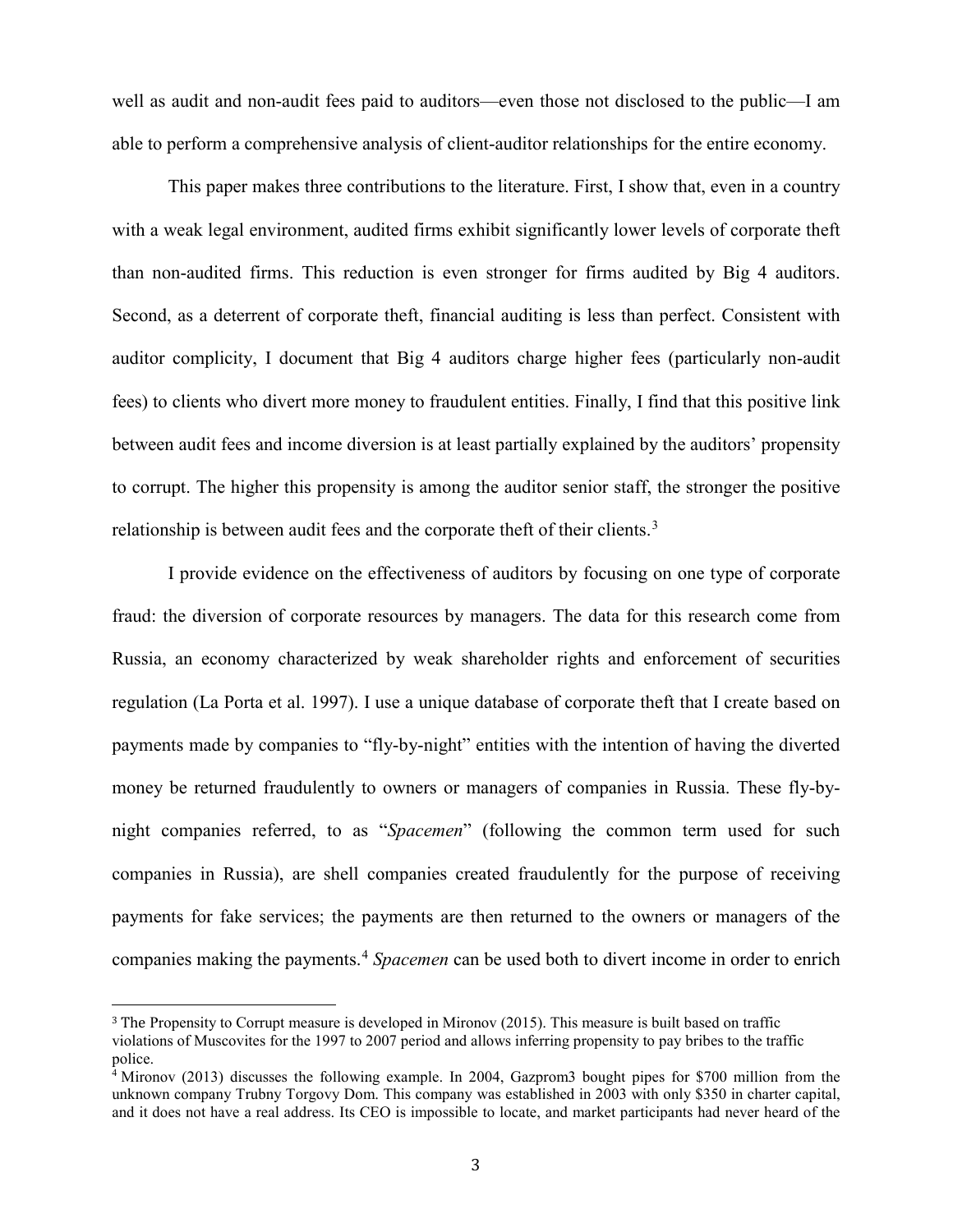well as audit and non-audit fees paid to auditors—even those not disclosed to the public—I am able to perform a comprehensive analysis of client-auditor relationships for the entire economy.

This paper makes three contributions to the literature. First, I show that, even in a country with a weak legal environment, audited firms exhibit significantly lower levels of corporate theft than non-audited firms. This reduction is even stronger for firms audited by Big 4 auditors. Second, as a deterrent of corporate theft, financial auditing is less than perfect. Consistent with auditor complicity, I document that Big 4 auditors charge higher fees (particularly non-audit fees) to clients who divert more money to fraudulent entities. Finally, I find that this positive link between audit fees and income diversion is at least partially explained by the auditors' propensity to corrupt. The higher this propensity is among the auditor senior staff, the stronger the positive relationship is between audit fees and the corporate theft of their clients.[3]

I provide evidence on the effectiveness of auditors by focusing on one type of corporate fraud: the diversion of corporate resources by managers. The data for this research come from Russia, an economy characterized by weak shareholder rights and enforcement of securities regulation (La Porta et al. 1997). I use a unique database of corporate theft that I create based on payments made by companies to "fly-by-night" entities with the intention of having the diverted money be returned fraudulently to owners or managers of companies in Russia. These fly-by-night companies referred, to as "*Spacemen*" (following the common term used for such companies in Russia), are shell companies created fraudulently for the purpose of receiving payments for fake services; the payments are then returned to the owners or managers of the companies making the payments.[4] *Spacemen* can be used both to divert income in order to enrich

---

[3] The Propensity to Corrupt measure is developed in Mironov (2015). This measure is built based on traffic violations of Muscovites for the 1997 to 2007 period and allows inferring propensity to pay bribes to the traffic police.

[4] Mironov (2013) discusses the following example. In 2004, Gazprom3 bought pipes for $700 million from the unknown company Trubny Torgovy Dom. This company was established in 2003 with only $350 in charter capital, and it does not have a real address. Its CEO is impossible to locate, and market participants had never heard of the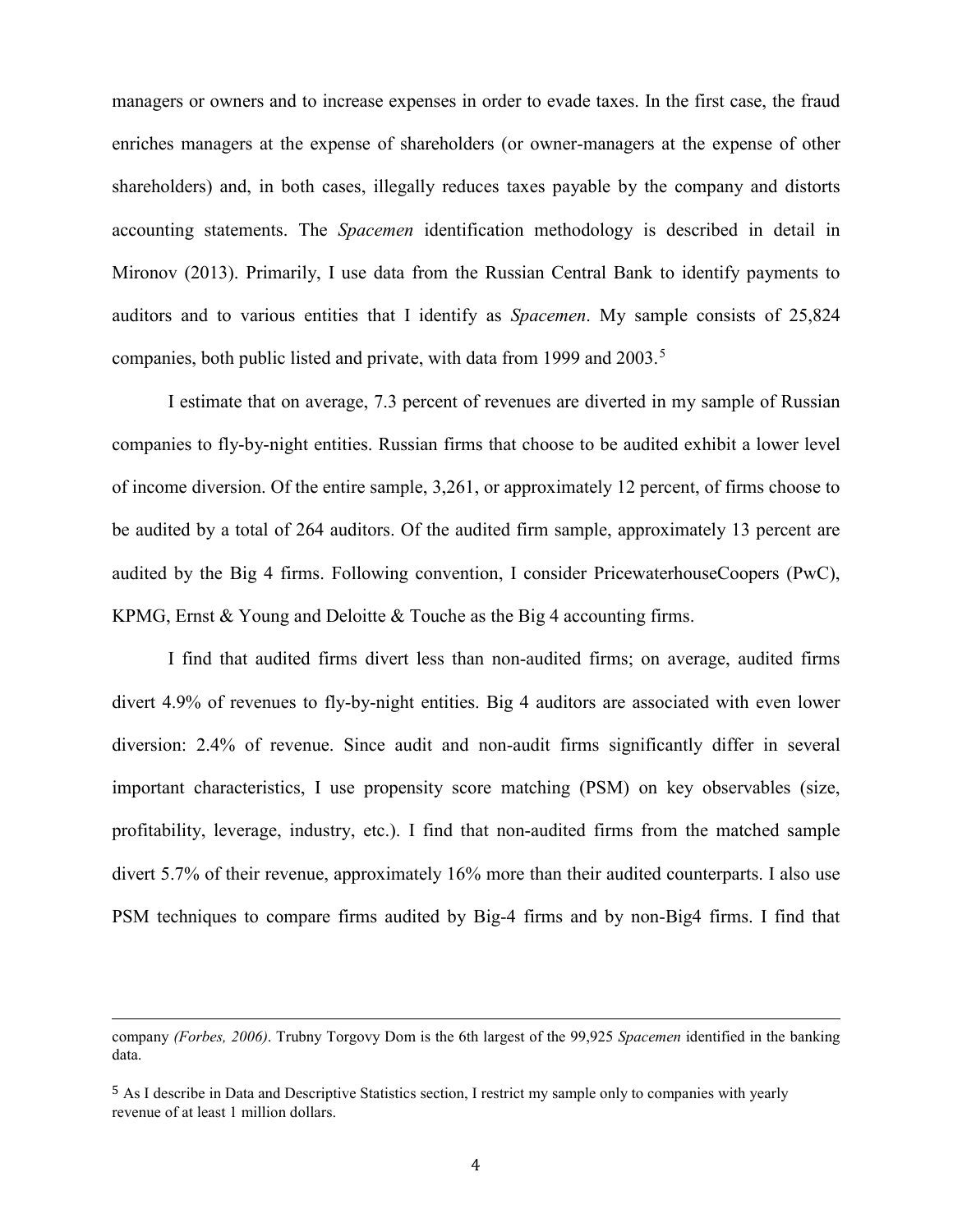managers or owners and to increase expenses in order to evade taxes. In the first case, the fraud enriches managers at the expense of shareholders (or owner-managers at the expense of other shareholders) and, in both cases, illegally reduces taxes payable by the company and distorts accounting statements. The *Spacemen* identification methodology is described in detail in Mironov (2013). Primarily, I use data from the Russian Central Bank to identify payments to auditors and to various entities that I identify as *Spacemen*. My sample consists of 25,824 companies, both public listed and private, with data from 1999 and 2003.[5]

I estimate that on average, 7.3 percent of revenues are diverted in my sample of Russian companies to fly-by-night entities. Russian firms that choose to be audited exhibit a lower level of income diversion. Of the entire sample, 3,261, or approximately 12 percent, of firms choose to be audited by a total of 264 auditors. Of the audited firm sample, approximately 13 percent are audited by the Big 4 firms. Following convention, I consider PricewaterhouseCoopers (PwC), KPMG, Ernst & Young and Deloitte & Touche as the Big 4 accounting firms.

I find that audited firms divert less than non-audited firms; on average, audited firms divert 4.9% of revenues to fly-by-night entities. Big 4 auditors are associated with even lower diversion: 2.4% of revenue. Since audit and non-audit firms significantly differ in several important characteristics, I use propensity score matching (PSM) on key observables (size, profitability, leverage, industry, etc.). I find that non-audited firms from the matched sample divert 5.7% of their revenue, approximately 16% more than their audited counterparts. I also use PSM techniques to compare firms audited by Big-4 firms and by non-Big4 firms. I find that

---

company *(Forbes, 2006)*. Trubny Torgovy Dom is the 6th largest of the 99,925 *Spacemen* identified in the banking data.

[5] As I describe in Data and Descriptive Statistics section, I restrict my sample only to companies with yearly revenue of at least 1 million dollars.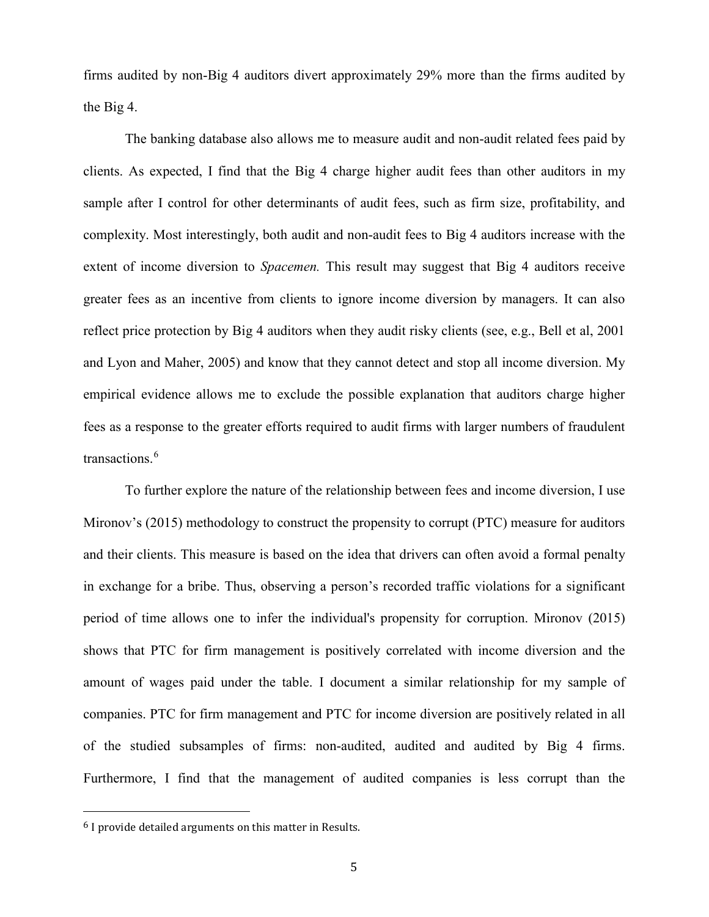firms audited by non-Big 4 auditors divert approximately 29% more than the firms audited by the Big 4.

The banking database also allows me to measure audit and non-audit related fees paid by clients. As expected, I find that the Big 4 charge higher audit fees than other auditors in my sample after I control for other determinants of audit fees, such as firm size, profitability, and complexity. Most interestingly, both audit and non-audit fees to Big 4 auditors increase with the extent of income diversion to *Spacemen.* This result may suggest that Big 4 auditors receive greater fees as an incentive from clients to ignore income diversion by managers. It can also reflect price protection by Big 4 auditors when they audit risky clients (see, e.g., Bell et al, 2001 and Lyon and Maher, 2005) and know that they cannot detect and stop all income diversion. My empirical evidence allows me to exclude the possible explanation that auditors charge higher fees as a response to the greater efforts required to audit firms with larger numbers of fraudulent transactions.[6]

To further explore the nature of the relationship between fees and income diversion, I use Mironov's (2015) methodology to construct the propensity to corrupt (PTC) measure for auditors and their clients. This measure is based on the idea that drivers can often avoid a formal penalty in exchange for a bribe. Thus, observing a person's recorded traffic violations for a significant period of time allows one to infer the individual's propensity for corruption. Mironov (2015) shows that PTC for firm management is positively correlated with income diversion and the amount of wages paid under the table. I document a similar relationship for my sample of companies. PTC for firm management and PTC for income diversion are positively related in all of the studied subsamples of firms: non-audited, audited and audited by Big 4 firms. Furthermore, I find that the management of audited companies is less corrupt than the

[6] I provide detailed arguments on this matter in Results.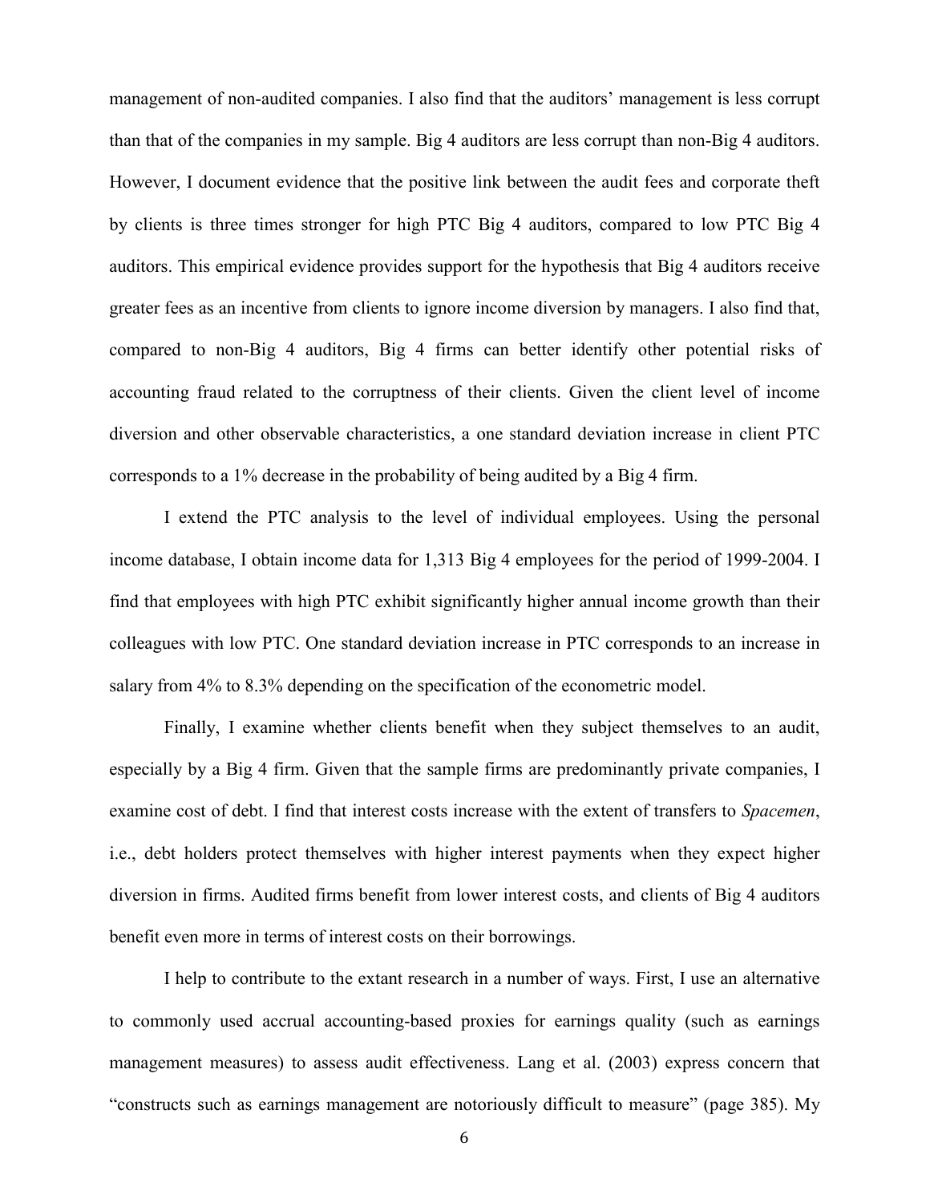management of non-audited companies. I also find that the auditors' management is less corrupt than that of the companies in my sample. Big 4 auditors are less corrupt than non-Big 4 auditors. However, I document evidence that the positive link between the audit fees and corporate theft by clients is three times stronger for high PTC Big 4 auditors, compared to low PTC Big 4 auditors. This empirical evidence provides support for the hypothesis that Big 4 auditors receive greater fees as an incentive from clients to ignore income diversion by managers. I also find that, compared to non-Big 4 auditors, Big 4 firms can better identify other potential risks of accounting fraud related to the corruptness of their clients. Given the client level of income diversion and other observable characteristics, a one standard deviation increase in client PTC corresponds to a 1% decrease in the probability of being audited by a Big 4 firm.

I extend the PTC analysis to the level of individual employees. Using the personal income database, I obtain income data for 1,313 Big 4 employees for the period of 1999-2004. I find that employees with high PTC exhibit significantly higher annual income growth than their colleagues with low PTC. One standard deviation increase in PTC corresponds to an increase in salary from 4% to 8.3% depending on the specification of the econometric model.

Finally, I examine whether clients benefit when they subject themselves to an audit, especially by a Big 4 firm. Given that the sample firms are predominantly private companies, I examine cost of debt. I find that interest costs increase with the extent of transfers to *Spacemen*, i.e., debt holders protect themselves with higher interest payments when they expect higher diversion in firms. Audited firms benefit from lower interest costs, and clients of Big 4 auditors benefit even more in terms of interest costs on their borrowings.

I help to contribute to the extant research in a number of ways. First, I use an alternative to commonly used accrual accounting-based proxies for earnings quality (such as earnings management measures) to assess audit effectiveness. Lang et al. (2003) express concern that "constructs such as earnings management are notoriously difficult to measure" (page 385). My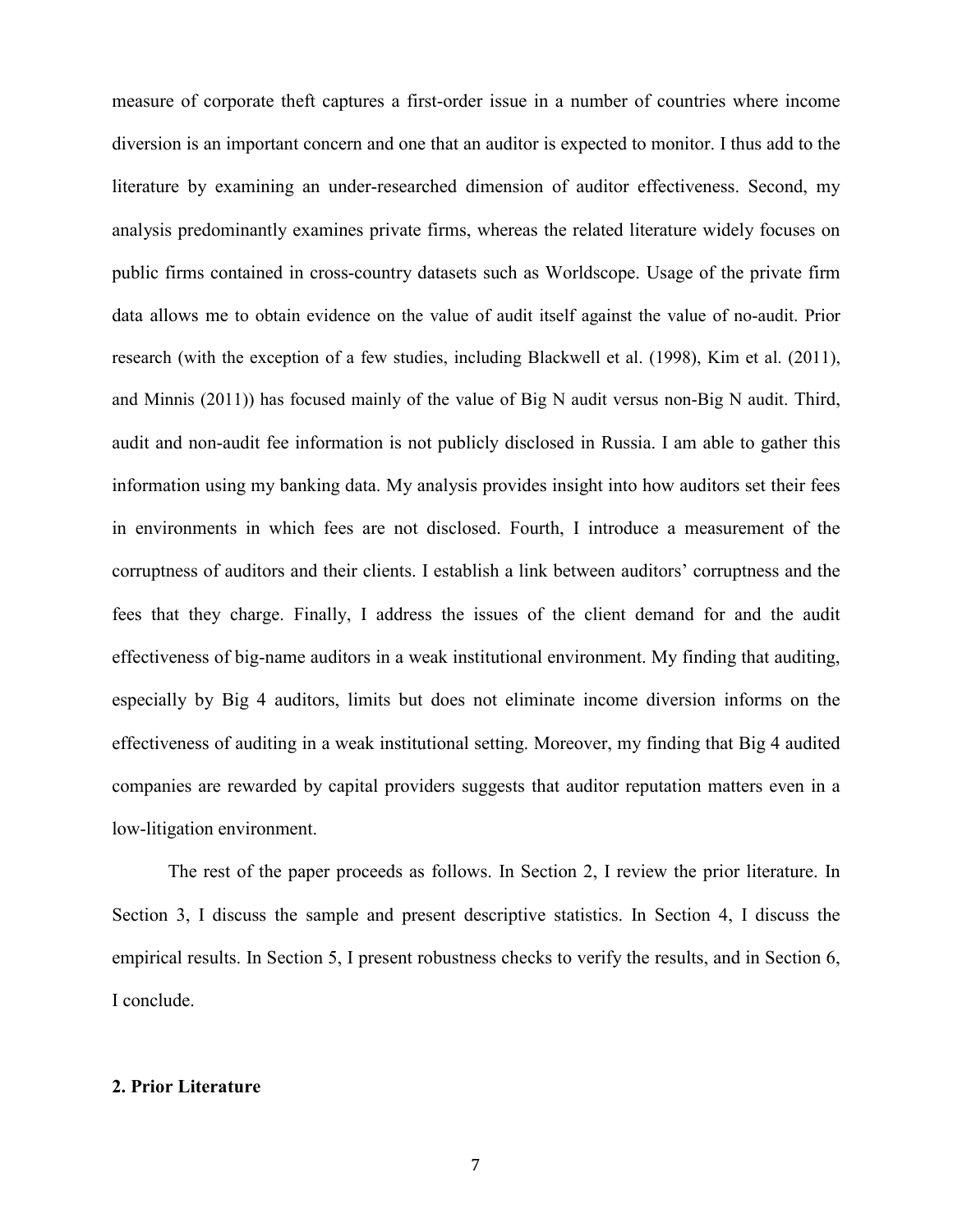measure of corporate theft captures a first-order issue in a number of countries where income diversion is an important concern and one that an auditor is expected to monitor. I thus add to the literature by examining an under-researched dimension of auditor effectiveness. Second, my analysis predominantly examines private firms, whereas the related literature widely focuses on public firms contained in cross-country datasets such as Worldscope. Usage of the private firm data allows me to obtain evidence on the value of audit itself against the value of no-audit. Prior research (with the exception of a few studies, including Blackwell et al. (1998), Kim et al. (2011), and Minnis (2011)) has focused mainly of the value of Big N audit versus non-Big N audit. Third, audit and non-audit fee information is not publicly disclosed in Russia. I am able to gather this information using my banking data. My analysis provides insight into how auditors set their fees in environments in which fees are not disclosed. Fourth, I introduce a measurement of the corruptness of auditors and their clients. I establish a link between auditors' corruptness and the fees that they charge. Finally, I address the issues of the client demand for and the audit effectiveness of big-name auditors in a weak institutional environment. My finding that auditing, especially by Big 4 auditors, limits but does not eliminate income diversion informs on the effectiveness of auditing in a weak institutional setting. Moreover, my finding that Big 4 audited companies are rewarded by capital providers suggests that auditor reputation matters even in a low-litigation environment.

The rest of the paper proceeds as follows. In Section 2, I review the prior literature. In Section 3, I discuss the sample and present descriptive statistics. In Section 4, I discuss the empirical results. In Section 5, I present robustness checks to verify the results, and in Section 6, I conclude.

## 2. Prior Literature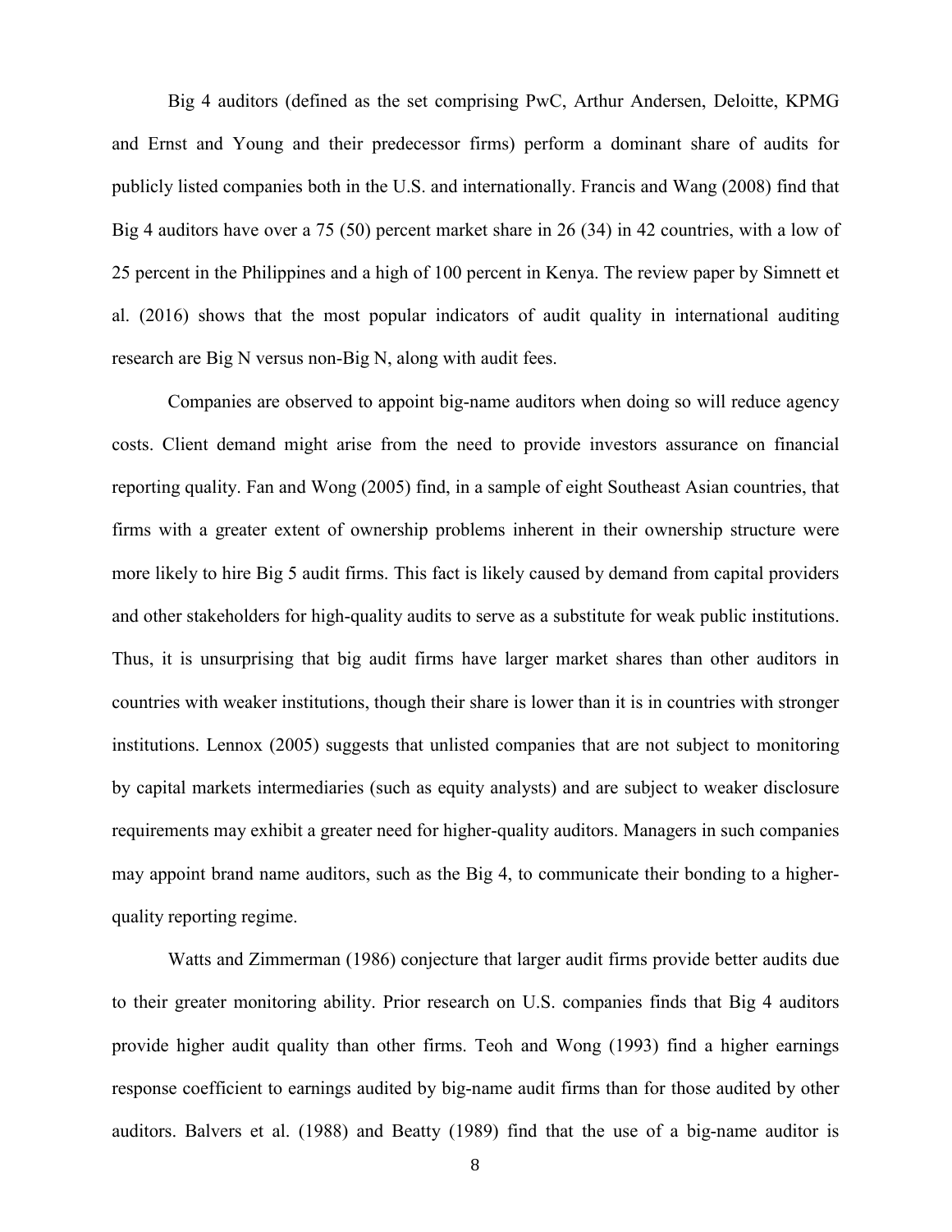Big 4 auditors (defined as the set comprising PwC, Arthur Andersen, Deloitte, KPMG and Ernst and Young and their predecessor firms) perform a dominant share of audits for publicly listed companies both in the U.S. and internationally. Francis and Wang (2008) find that Big 4 auditors have over a 75 (50) percent market share in 26 (34) in 42 countries, with a low of 25 percent in the Philippines and a high of 100 percent in Kenya. The review paper by Simnett et al. (2016) shows that the most popular indicators of audit quality in international auditing research are Big N versus non-Big N, along with audit fees.

Companies are observed to appoint big-name auditors when doing so will reduce agency costs. Client demand might arise from the need to provide investors assurance on financial reporting quality. Fan and Wong (2005) find, in a sample of eight Southeast Asian countries, that firms with a greater extent of ownership problems inherent in their ownership structure were more likely to hire Big 5 audit firms. This fact is likely caused by demand from capital providers and other stakeholders for high-quality audits to serve as a substitute for weak public institutions. Thus, it is unsurprising that big audit firms have larger market shares than other auditors in countries with weaker institutions, though their share is lower than it is in countries with stronger institutions. Lennox (2005) suggests that unlisted companies that are not subject to monitoring by capital markets intermediaries (such as equity analysts) and are subject to weaker disclosure requirements may exhibit a greater need for higher-quality auditors. Managers in such companies may appoint brand name auditors, such as the Big 4, to communicate their bonding to a higher-quality reporting regime.

Watts and Zimmerman (1986) conjecture that larger audit firms provide better audits due to their greater monitoring ability. Prior research on U.S. companies finds that Big 4 auditors provide higher audit quality than other firms. Teoh and Wong (1993) find a higher earnings response coefficient to earnings audited by big-name audit firms than for those audited by other auditors. Balvers et al. (1988) and Beatty (1989) find that the use of a big-name auditor is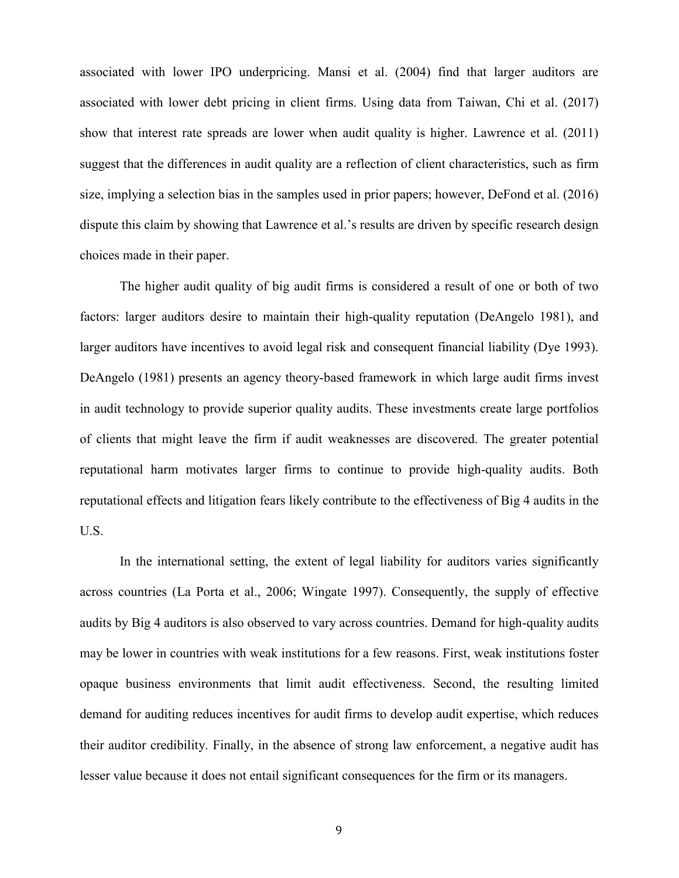associated with lower IPO underpricing. Mansi et al. (2004) find that larger auditors are associated with lower debt pricing in client firms. Using data from Taiwan, Chi et al. (2017) show that interest rate spreads are lower when audit quality is higher. Lawrence et al. (2011) suggest that the differences in audit quality are a reflection of client characteristics, such as firm size, implying a selection bias in the samples used in prior papers; however, DeFond et al. (2016) dispute this claim by showing that Lawrence et al.'s results are driven by specific research design choices made in their paper.

The higher audit quality of big audit firms is considered a result of one or both of two factors: larger auditors desire to maintain their high-quality reputation (DeAngelo 1981), and larger auditors have incentives to avoid legal risk and consequent financial liability (Dye 1993). DeAngelo (1981) presents an agency theory-based framework in which large audit firms invest in audit technology to provide superior quality audits. These investments create large portfolios of clients that might leave the firm if audit weaknesses are discovered. The greater potential reputational harm motivates larger firms to continue to provide high-quality audits. Both reputational effects and litigation fears likely contribute to the effectiveness of Big 4 audits in the U.S.

In the international setting, the extent of legal liability for auditors varies significantly across countries (La Porta et al., 2006; Wingate 1997). Consequently, the supply of effective audits by Big 4 auditors is also observed to vary across countries. Demand for high-quality audits may be lower in countries with weak institutions for a few reasons. First, weak institutions foster opaque business environments that limit audit effectiveness. Second, the resulting limited demand for auditing reduces incentives for audit firms to develop audit expertise, which reduces their auditor credibility. Finally, in the absence of strong law enforcement, a negative audit has lesser value because it does not entail significant consequences for the firm or its managers.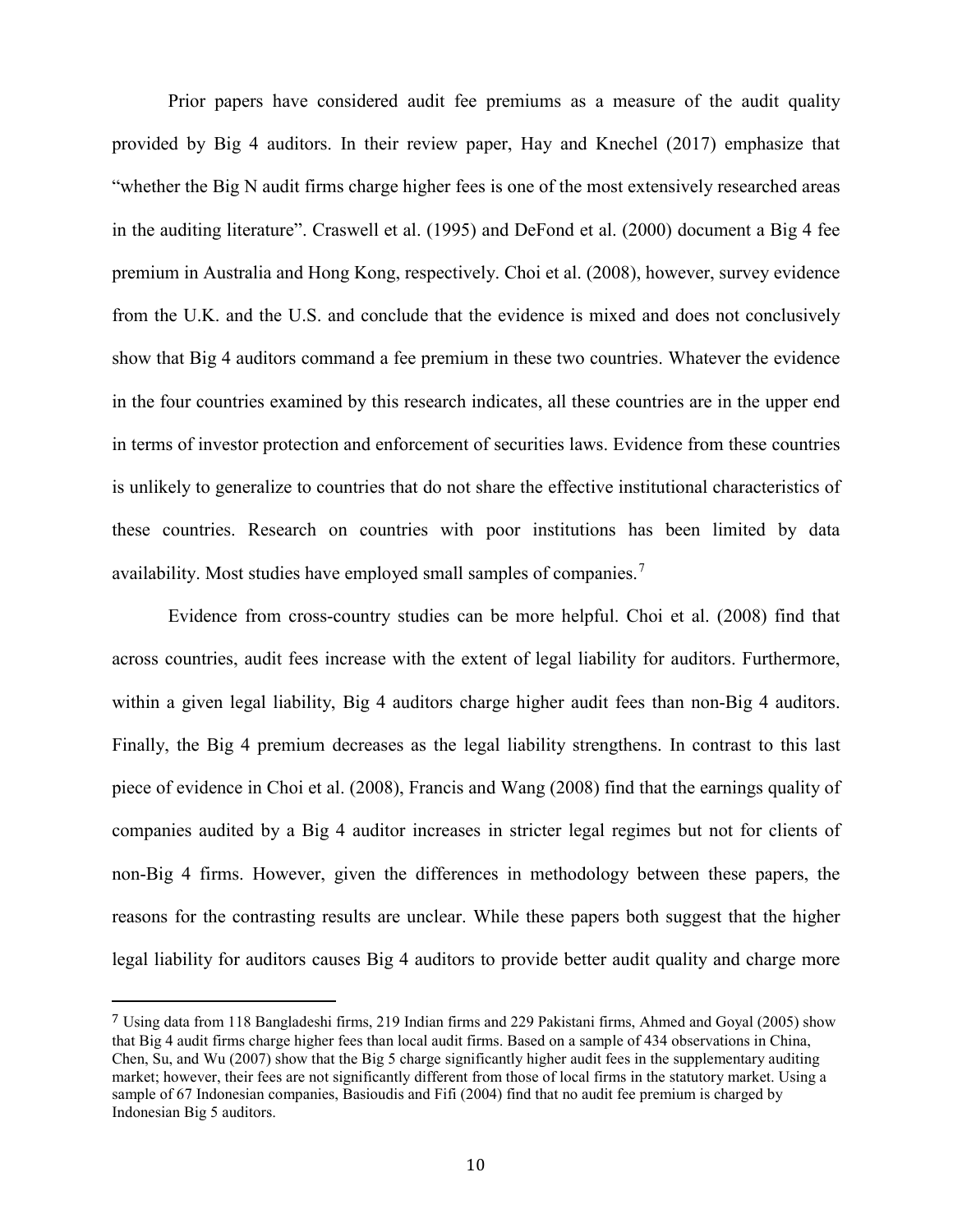Prior papers have considered audit fee premiums as a measure of the audit quality provided by Big 4 auditors. In their review paper, Hay and Knechel (2017) emphasize that "whether the Big N audit firms charge higher fees is one of the most extensively researched areas in the auditing literature". Craswell et al. (1995) and DeFond et al. (2000) document a Big 4 fee premium in Australia and Hong Kong, respectively. Choi et al. (2008), however, survey evidence from the U.K. and the U.S. and conclude that the evidence is mixed and does not conclusively show that Big 4 auditors command a fee premium in these two countries. Whatever the evidence in the four countries examined by this research indicates, all these countries are in the upper end in terms of investor protection and enforcement of securities laws. Evidence from these countries is unlikely to generalize to countries that do not share the effective institutional characteristics of these countries. Research on countries with poor institutions has been limited by data availability. Most studies have employed small samples of companies.[7]

Evidence from cross-country studies can be more helpful. Choi et al. (2008) find that across countries, audit fees increase with the extent of legal liability for auditors. Furthermore, within a given legal liability, Big 4 auditors charge higher audit fees than non-Big 4 auditors. Finally, the Big 4 premium decreases as the legal liability strengthens. In contrast to this last piece of evidence in Choi et al. (2008), Francis and Wang (2008) find that the earnings quality of companies audited by a Big 4 auditor increases in stricter legal regimes but not for clients of non-Big 4 firms. However, given the differences in methodology between these papers, the reasons for the contrasting results are unclear. While these papers both suggest that the higher legal liability for auditors causes Big 4 auditors to provide better audit quality and charge more

[7] Using data from 118 Bangladeshi firms, 219 Indian firms and 229 Pakistani firms, Ahmed and Goyal (2005) show that Big 4 audit firms charge higher fees than local audit firms. Based on a sample of 434 observations in China, Chen, Su, and Wu (2007) show that the Big 5 charge significantly higher audit fees in the supplementary auditing market; however, their fees are not significantly different from those of local firms in the statutory market. Using a sample of 67 Indonesian companies, Basioudis and Fifi (2004) find that no audit fee premium is charged by Indonesian Big 5 auditors.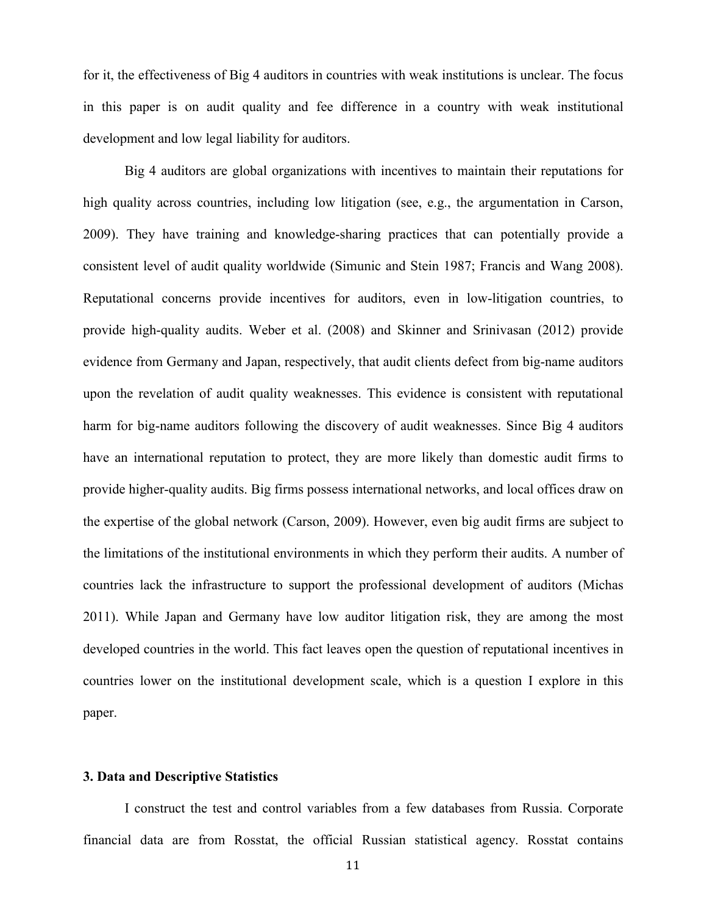for it, the effectiveness of Big 4 auditors in countries with weak institutions is unclear. The focus in this paper is on audit quality and fee difference in a country with weak institutional development and low legal liability for auditors.

Big 4 auditors are global organizations with incentives to maintain their reputations for high quality across countries, including low litigation (see, e.g., the argumentation in Carson, 2009). They have training and knowledge-sharing practices that can potentially provide a consistent level of audit quality worldwide (Simunic and Stein 1987; Francis and Wang 2008). Reputational concerns provide incentives for auditors, even in low-litigation countries, to provide high-quality audits. Weber et al. (2008) and Skinner and Srinivasan (2012) provide evidence from Germany and Japan, respectively, that audit clients defect from big-name auditors upon the revelation of audit quality weaknesses. This evidence is consistent with reputational harm for big-name auditors following the discovery of audit weaknesses. Since Big 4 auditors have an international reputation to protect, they are more likely than domestic audit firms to provide higher-quality audits. Big firms possess international networks, and local offices draw on the expertise of the global network (Carson, 2009). However, even big audit firms are subject to the limitations of the institutional environments in which they perform their audits. A number of countries lack the infrastructure to support the professional development of auditors (Michas 2011). While Japan and Germany have low auditor litigation risk, they are among the most developed countries in the world. This fact leaves open the question of reputational incentives in countries lower on the institutional development scale, which is a question I explore in this paper.

### 3. Data and Descriptive Statistics

I construct the test and control variables from a few databases from Russia. Corporate financial data are from Rosstat, the official Russian statistical agency. Rosstat contains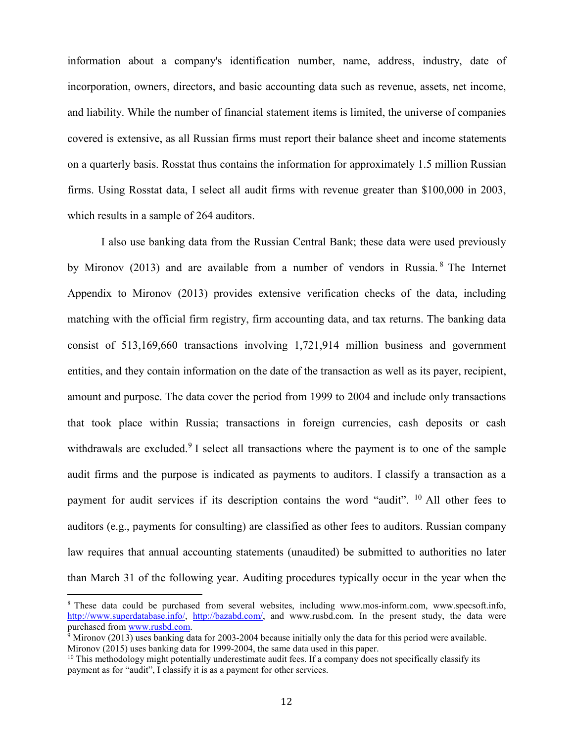information about a company's identification number, name, address, industry, date of incorporation, owners, directors, and basic accounting data such as revenue, assets, net income, and liability. While the number of financial statement items is limited, the universe of companies covered is extensive, as all Russian firms must report their balance sheet and income statements on a quarterly basis. Rosstat thus contains the information for approximately 1.5 million Russian firms. Using Rosstat data, I select all audit firms with revenue greater than $100,000 in 2003, which results in a sample of 264 auditors.

I also use banking data from the Russian Central Bank; these data were used previously by Mironov (2013) and are available from a number of vendors in Russia.[8] The Internet Appendix to Mironov (2013) provides extensive verification checks of the data, including matching with the official firm registry, firm accounting data, and tax returns. The banking data consist of 513,169,660 transactions involving 1,721,914 million business and government entities, and they contain information on the date of the transaction as well as its payer, recipient, amount and purpose. The data cover the period from 1999 to 2004 and include only transactions that took place within Russia; transactions in foreign currencies, cash deposits or cash withdrawals are excluded.[9] I select all transactions where the payment is to one of the sample audit firms and the purpose is indicated as payments to auditors. I classify a transaction as a payment for audit services if its description contains the word "audit". [10] All other fees to auditors (e.g., payments for consulting) are classified as other fees to auditors. Russian company law requires that annual accounting statements (unaudited) be submitted to authorities no later than March 31 of the following year. Auditing procedures typically occur in the year when the

---

[8] These data could be purchased from several websites, including www.mos-inform.com, www.specsoft.info, http://www.superdatabase.info/, http://bazabd.com/, and www.rusbd.com. In the present study, the data were purchased from www.rusbd.com.

[9] Mironov (2013) uses banking data for 2003-2004 because initially only the data for this period were available. Mironov (2015) uses banking data for 1999-2004, the same data used in this paper.

[10] This methodology might potentially underestimate audit fees. If a company does not specifically classify its payment as for "audit", I classify it is as a payment for other services.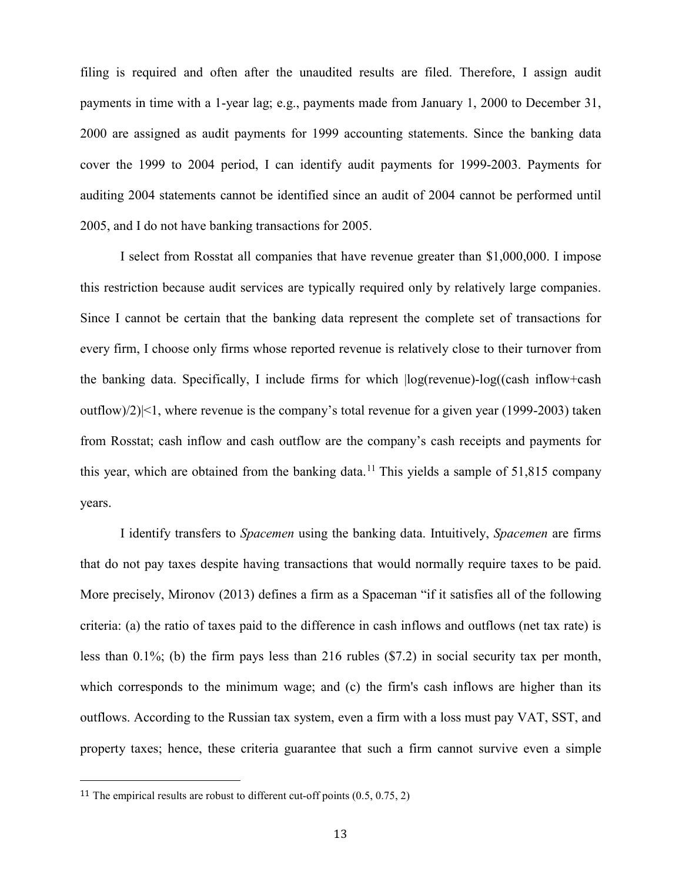filing is required and often after the unaudited results are filed. Therefore, I assign audit payments in time with a 1-year lag; e.g., payments made from January 1, 2000 to December 31, 2000 are assigned as audit payments for 1999 accounting statements. Since the banking data cover the 1999 to 2004 period, I can identify audit payments for 1999-2003. Payments for auditing 2004 statements cannot be identified since an audit of 2004 cannot be performed until 2005, and I do not have banking transactions for 2005.

I select from Rosstat all companies that have revenue greater than \$1,000,000. I impose this restriction because audit services are typically required only by relatively large companies. Since I cannot be certain that the banking data represent the complete set of transactions for every firm, I choose only firms whose reported revenue is relatively close to their turnover from the banking data. Specifically, I include firms for which $|\log(\text{revenue})-\log((\text{cash inflow}+\text{cash outflow})/2)|<1$, where revenue is the company's total revenue for a given year (1999-2003) taken from Rosstat; cash inflow and cash outflow are the company's cash receipts and payments for this year, which are obtained from the banking data.[11] This yields a sample of 51,815 company years.

I identify transfers to *Spacemen* using the banking data. Intuitively, *Spacemen* are firms that do not pay taxes despite having transactions that would normally require taxes to be paid. More precisely, Mironov (2013) defines a firm as a Spaceman "if it satisfies all of the following criteria: (a) the ratio of taxes paid to the difference in cash inflows and outflows (net tax rate) is less than 0.1%; (b) the firm pays less than 216 rubles (\$7.2) in social security tax per month, which corresponds to the minimum wage; and (c) the firm's cash inflows are higher than its outflows. According to the Russian tax system, even a firm with a loss must pay VAT, SST, and property taxes; hence, these criteria guarantee that such a firm cannot survive even a simple

---

[11] The empirical results are robust to different cut-off points (0.5, 0.75, 2)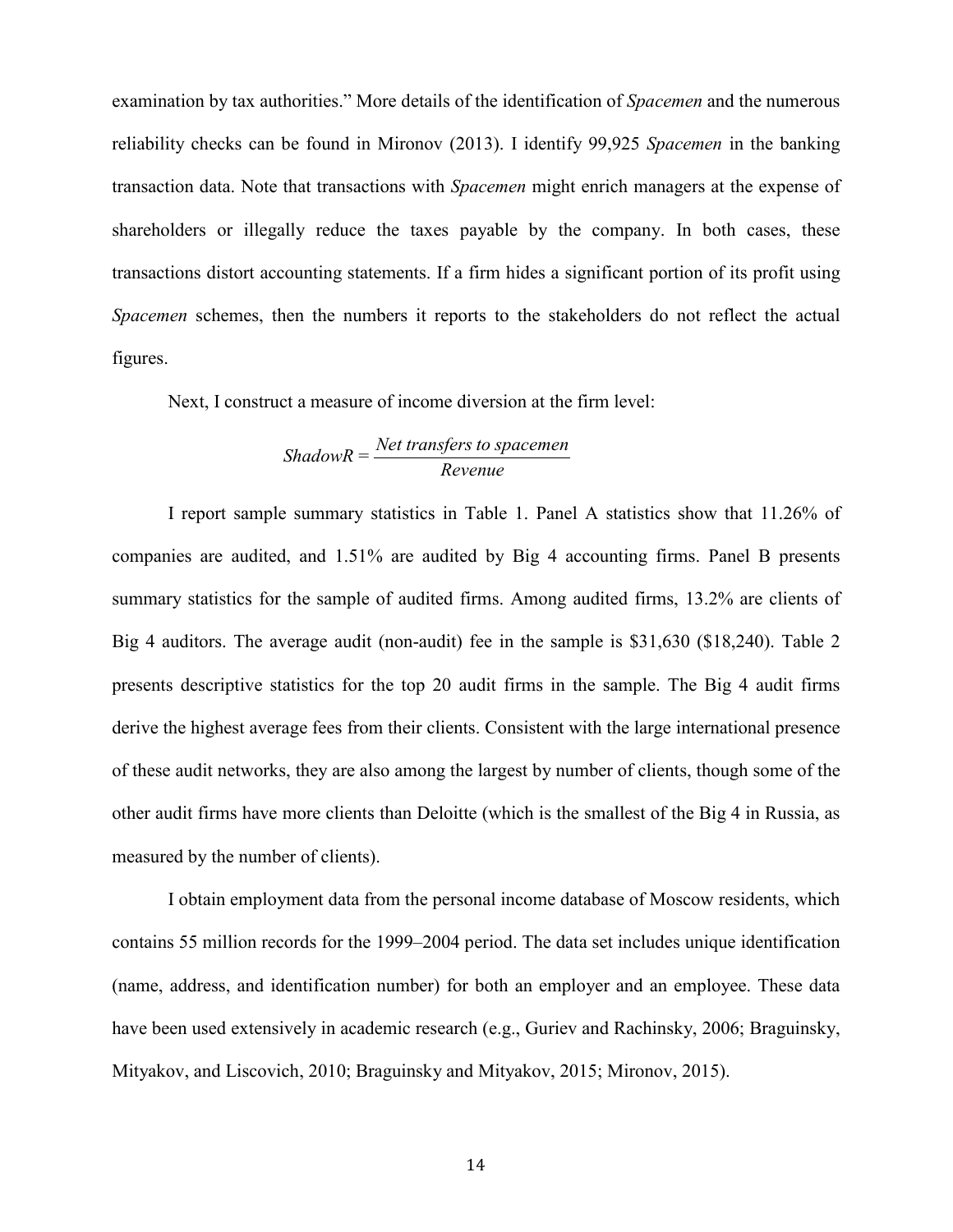examination by tax authorities." More details of the identification of *Spacemen* and the numerous reliability checks can be found in Mironov (2013). I identify 99,925 *Spacemen* in the banking transaction data. Note that transactions with *Spacemen* might enrich managers at the expense of shareholders or illegally reduce the taxes payable by the company. In both cases, these transactions distort accounting statements. If a firm hides a significant portion of its profit using *Spacemen* schemes, then the numbers it reports to the stakeholders do not reflect the actual figures.

Next, I construct a measure of income diversion at the firm level:

$$ShadowR = \frac{Net\ transfers\ to\ spacemen}{Revenue}$$

I report sample summary statistics in Table 1. Panel A statistics show that 11.26% of companies are audited, and 1.51% are audited by Big 4 accounting firms. Panel B presents summary statistics for the sample of audited firms. Among audited firms, 13.2% are clients of Big 4 auditors. The average audit (non-audit) fee in the sample is $31,630 ($18,240). Table 2 presents descriptive statistics for the top 20 audit firms in the sample. The Big 4 audit firms derive the highest average fees from their clients. Consistent with the large international presence of these audit networks, they are also among the largest by number of clients, though some of the other audit firms have more clients than Deloitte (which is the smallest of the Big 4 in Russia, as measured by the number of clients).

I obtain employment data from the personal income database of Moscow residents, which contains 55 million records for the 1999–2004 period. The data set includes unique identification (name, address, and identification number) for both an employer and an employee. These data have been used extensively in academic research (e.g., Guriev and Rachinsky, 2006; Braguinsky, Mityakov, and Liscovich, 2010; Braguinsky and Mityakov, 2015; Mironov, 2015).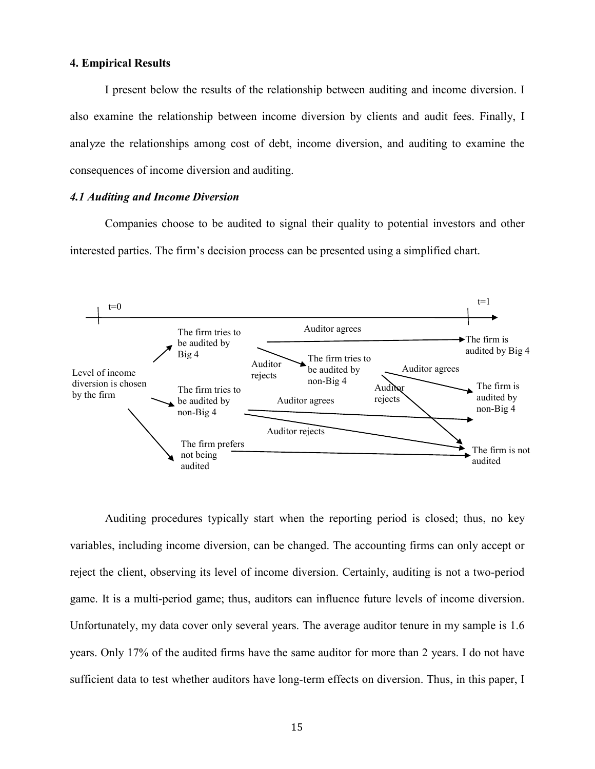### 4. Empirical Results

I present below the results of the relationship between auditing and income diversion. I also examine the relationship between income diversion by clients and audit fees. Finally, I analyze the relationships among cost of debt, income diversion, and auditing to examine the consequences of income diversion and auditing.

#### *4.1 Auditing and Income Diversion*

Companies choose to be audited to signal their quality to potential investors and other interested parties. The firm's decision process can be presented using a simplified chart.

t=0 → t=1

- Level of income diversion is chosen by the firm
  - The firm tries to be audited by Big 4
    - Auditor agrees → The firm is audited by Big 4
    - Auditor rejects → The firm tries to be audited by non-Big 4
      - Auditor agrees → The firm is audited by non-Big 4
      - Auditor rejects → The firm is not audited
  - The firm tries to be audited by non-Big 4
    - Auditor agrees → The firm is audited by non-Big 4
    - Auditor rejects → The firm is not audited
  - The firm prefers not being audited → The firm is not audited

Auditing procedures typically start when the reporting period is closed; thus, no key variables, including income diversion, can be changed. The accounting firms can only accept or reject the client, observing its level of income diversion. Certainly, auditing is not a two-period game. It is a multi-period game; thus, auditors can influence future levels of income diversion. Unfortunately, my data cover only several years. The average auditor tenure in my sample is 1.6 years. Only 17% of the audited firms have the same auditor for more than 2 years. I do not have sufficient data to test whether auditors have long-term effects on diversion. Thus, in this paper, I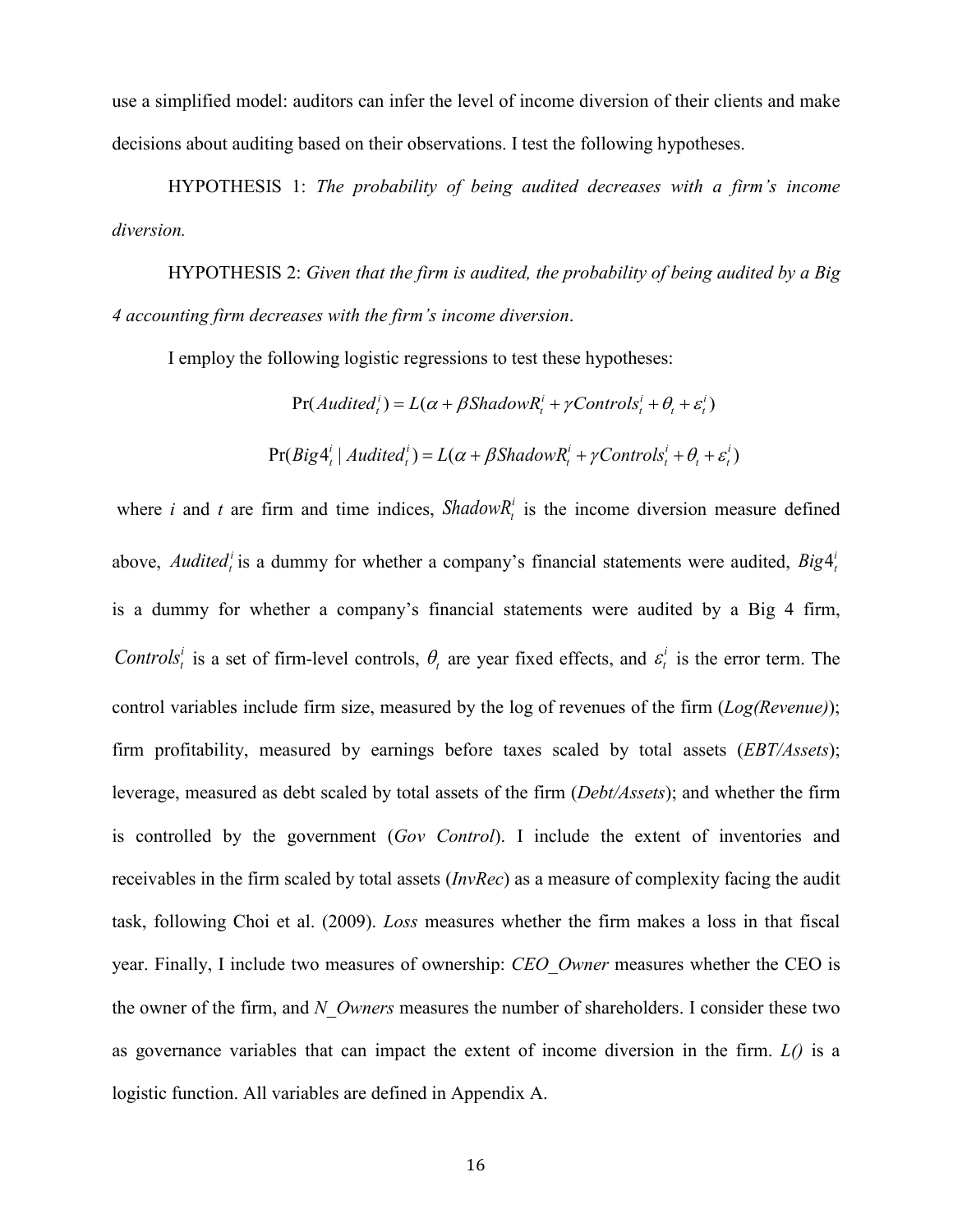use a simplified model: auditors can infer the level of income diversion of their clients and make decisions about auditing based on their observations. I test the following hypotheses.

HYPOTHESIS 1: *The probability of being audited decreases with a firm's income diversion.*

HYPOTHESIS 2: *Given that the firm is audited, the probability of being audited by a Big 4 accounting firm decreases with the firm's income diversion*.

I employ the following logistic regressions to test these hypotheses:

$$\Pr(Audited_t^i) = L(\alpha + \beta ShadowR_t^i + \gamma Controls_t^i + \theta_t + \varepsilon_t^i)$$

$$\Pr(Big4_t^i \mid Audited_t^i) = L(\alpha + \beta ShadowR_t^i + \gamma Controls_t^i + \theta_t + \varepsilon_t^i)$$

where $i$ and $t$ are firm and time indices, $ShadowR_t^i$ is the income diversion measure defined above, $Audited_t^i$ is a dummy for whether a company's financial statements were audited, $Big4_t^i$ is a dummy for whether a company's financial statements were audited by a Big 4 firm, $Controls_t^i$ is a set of firm-level controls, $\theta_t$ are year fixed effects, and $\varepsilon_t^i$ is the error term. The control variables include firm size, measured by the log of revenues of the firm (*Log(Revenue)*); firm profitability, measured by earnings before taxes scaled by total assets (*EBT/Assets*); leverage, measured as debt scaled by total assets of the firm (*Debt/Assets*); and whether the firm is controlled by the government (*Gov Control*). I include the extent of inventories and receivables in the firm scaled by total assets (*InvRec*) as a measure of complexity facing the audit task, following Choi et al. (2009). *Loss* measures whether the firm makes a loss in that fiscal year. Finally, I include two measures of ownership: *CEO_Owner* measures whether the CEO is the owner of the firm, and *N_Owners* measures the number of shareholders. I consider these two as governance variables that can impact the extent of income diversion in the firm. *L()* is a logistic function. All variables are defined in Appendix A.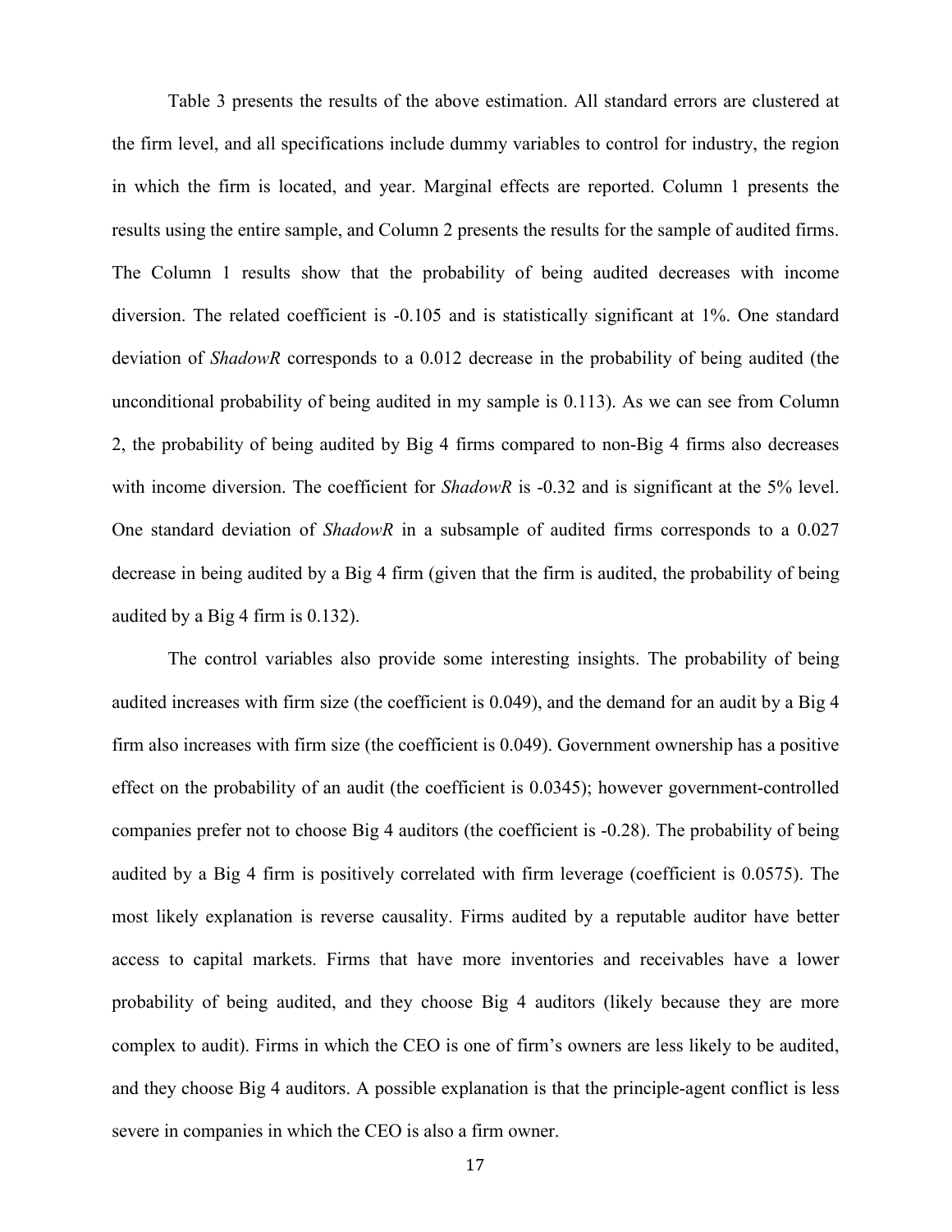Table 3 presents the results of the above estimation. All standard errors are clustered at the firm level, and all specifications include dummy variables to control for industry, the region in which the firm is located, and year. Marginal effects are reported. Column 1 presents the results using the entire sample, and Column 2 presents the results for the sample of audited firms. The Column 1 results show that the probability of being audited decreases with income diversion. The related coefficient is -0.105 and is statistically significant at 1%. One standard deviation of *ShadowR* corresponds to a 0.012 decrease in the probability of being audited (the unconditional probability of being audited in my sample is 0.113). As we can see from Column 2, the probability of being audited by Big 4 firms compared to non-Big 4 firms also decreases with income diversion. The coefficient for *ShadowR* is -0.32 and is significant at the 5% level. One standard deviation of *ShadowR* in a subsample of audited firms corresponds to a 0.027 decrease in being audited by a Big 4 firm (given that the firm is audited, the probability of being audited by a Big 4 firm is 0.132).

The control variables also provide some interesting insights. The probability of being audited increases with firm size (the coefficient is 0.049), and the demand for an audit by a Big 4 firm also increases with firm size (the coefficient is 0.049). Government ownership has a positive effect on the probability of an audit (the coefficient is 0.0345); however government-controlled companies prefer not to choose Big 4 auditors (the coefficient is -0.28). The probability of being audited by a Big 4 firm is positively correlated with firm leverage (coefficient is 0.0575). The most likely explanation is reverse causality. Firms audited by a reputable auditor have better access to capital markets. Firms that have more inventories and receivables have a lower probability of being audited, and they choose Big 4 auditors (likely because they are more complex to audit). Firms in which the CEO is one of firm's owners are less likely to be audited, and they choose Big 4 auditors. A possible explanation is that the principle-agent conflict is less severe in companies in which the CEO is also a firm owner.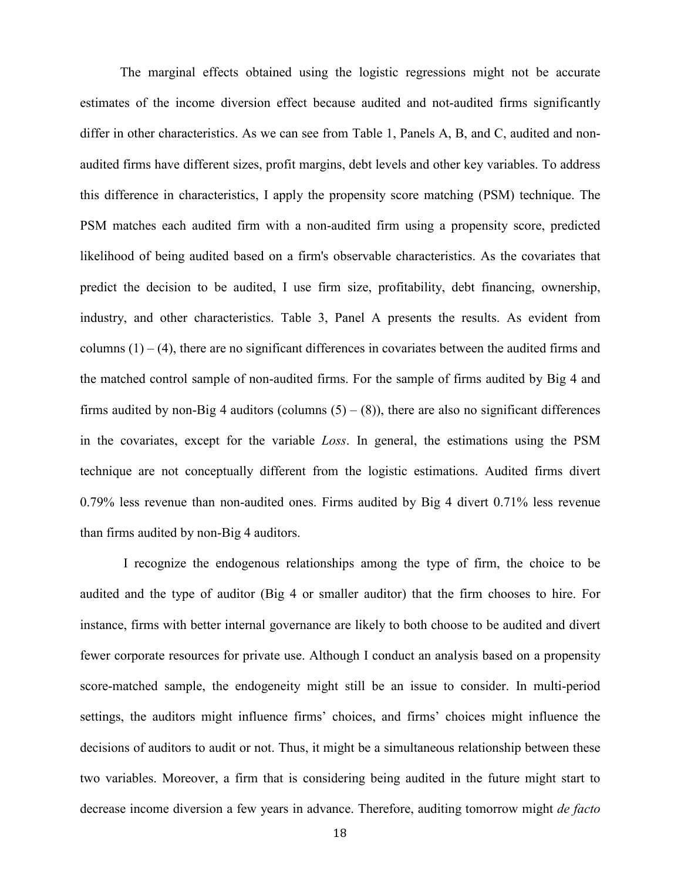The marginal effects obtained using the logistic regressions might not be accurate estimates of the income diversion effect because audited and not-audited firms significantly differ in other characteristics. As we can see from Table 1, Panels A, B, and C, audited and non-audited firms have different sizes, profit margins, debt levels and other key variables. To address this difference in characteristics, I apply the propensity score matching (PSM) technique. The PSM matches each audited firm with a non-audited firm using a propensity score, predicted likelihood of being audited based on a firm's observable characteristics. As the covariates that predict the decision to be audited, I use firm size, profitability, debt financing, ownership, industry, and other characteristics. Table 3, Panel A presents the results. As evident from columns (1) – (4), there are no significant differences in covariates between the audited firms and the matched control sample of non-audited firms. For the sample of firms audited by Big 4 and firms audited by non-Big 4 auditors (columns (5) – (8)), there are also no significant differences in the covariates, except for the variable *Loss*. In general, the estimations using the PSM technique are not conceptually different from the logistic estimations. Audited firms divert 0.79% less revenue than non-audited ones. Firms audited by Big 4 divert 0.71% less revenue than firms audited by non-Big 4 auditors.

I recognize the endogenous relationships among the type of firm, the choice to be audited and the type of auditor (Big 4 or smaller auditor) that the firm chooses to hire. For instance, firms with better internal governance are likely to both choose to be audited and divert fewer corporate resources for private use. Although I conduct an analysis based on a propensity score-matched sample, the endogeneity might still be an issue to consider. In multi-period settings, the auditors might influence firms' choices, and firms' choices might influence the decisions of auditors to audit or not. Thus, it might be a simultaneous relationship between these two variables. Moreover, a firm that is considering being audited in the future might start to decrease income diversion a few years in advance. Therefore, auditing tomorrow might *de facto*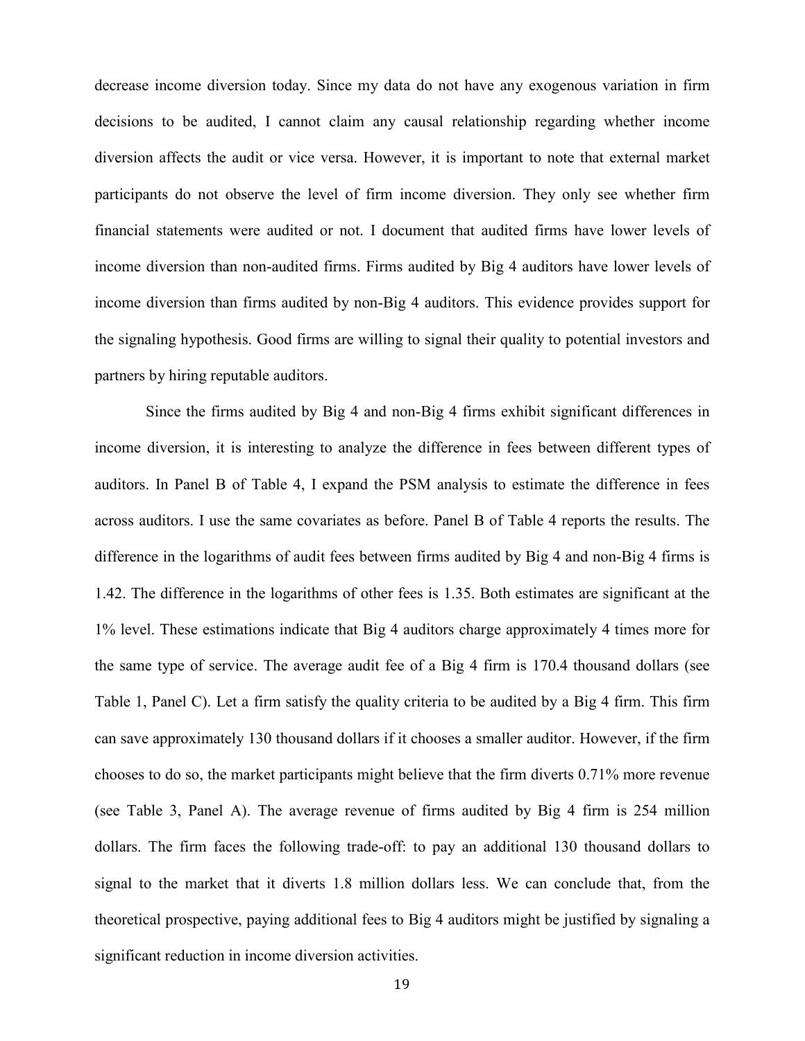decrease income diversion today. Since my data do not have any exogenous variation in firm decisions to be audited, I cannot claim any causal relationship regarding whether income diversion affects the audit or vice versa. However, it is important to note that external market participants do not observe the level of firm income diversion. They only see whether firm financial statements were audited or not. I document that audited firms have lower levels of income diversion than non-audited firms. Firms audited by Big 4 auditors have lower levels of income diversion than firms audited by non-Big 4 auditors. This evidence provides support for the signaling hypothesis. Good firms are willing to signal their quality to potential investors and partners by hiring reputable auditors.

Since the firms audited by Big 4 and non-Big 4 firms exhibit significant differences in income diversion, it is interesting to analyze the difference in fees between different types of auditors. In Panel B of Table 4, I expand the PSM analysis to estimate the difference in fees across auditors. I use the same covariates as before. Panel B of Table 4 reports the results. The difference in the logarithms of audit fees between firms audited by Big 4 and non-Big 4 firms is 1.42. The difference in the logarithms of other fees is 1.35. Both estimates are significant at the 1% level. These estimations indicate that Big 4 auditors charge approximately 4 times more for the same type of service. The average audit fee of a Big 4 firm is 170.4 thousand dollars (see Table 1, Panel C). Let a firm satisfy the quality criteria to be audited by a Big 4 firm. This firm can save approximately 130 thousand dollars if it chooses a smaller auditor. However, if the firm chooses to do so, the market participants might believe that the firm diverts 0.71% more revenue (see Table 3, Panel A). The average revenue of firms audited by Big 4 firm is 254 million dollars. The firm faces the following trade-off: to pay an additional 130 thousand dollars to signal to the market that it diverts 1.8 million dollars less. We can conclude that, from the theoretical prospective, paying additional fees to Big 4 auditors might be justified by signaling a significant reduction in income diversion activities.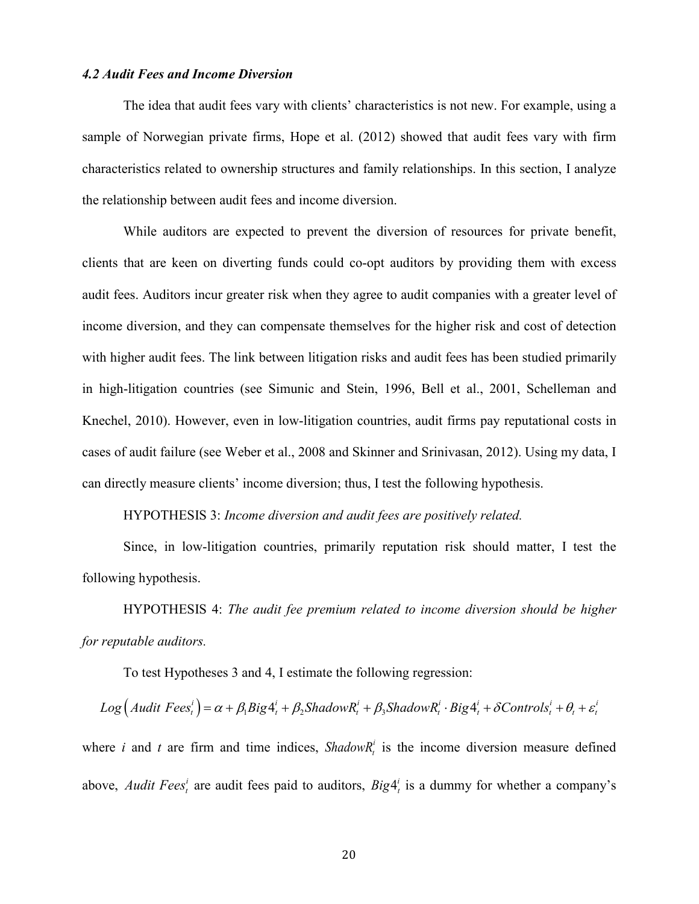### *4.2 Audit Fees and Income Diversion*

The idea that audit fees vary with clients' characteristics is not new. For example, using a sample of Norwegian private firms, Hope et al. (2012) showed that audit fees vary with firm characteristics related to ownership structures and family relationships. In this section, I analyze the relationship between audit fees and income diversion.

While auditors are expected to prevent the diversion of resources for private benefit, clients that are keen on diverting funds could co-opt auditors by providing them with excess audit fees. Auditors incur greater risk when they agree to audit companies with a greater level of income diversion, and they can compensate themselves for the higher risk and cost of detection with higher audit fees. The link between litigation risks and audit fees has been studied primarily in high-litigation countries (see Simunic and Stein, 1996, Bell et al., 2001, Schelleman and Knechel, 2010). However, even in low-litigation countries, audit firms pay reputational costs in cases of audit failure (see Weber et al., 2008 and Skinner and Srinivasan, 2012). Using my data, I can directly measure clients' income diversion; thus, I test the following hypothesis.

HYPOTHESIS 3: *Income diversion and audit fees are positively related.*

Since, in low-litigation countries, primarily reputation risk should matter, I test the following hypothesis.

HYPOTHESIS 4: *The audit fee premium related to income diversion should be higher for reputable auditors.*

To test Hypotheses 3 and 4, I estimate the following regression:

$$Log\left(Audit\ Fees_t^i\right) = \alpha + \beta_1 Big4_t^i + \beta_2 ShadowR_t^i + \beta_3 ShadowR_t^i \cdot Big4_t^i + \delta Controls_t^i + \theta_t + \varepsilon_t^i$$

where $i$ and $t$ are firm and time indices, $ShadowR_t^i$ is the income diversion measure defined above, $Audit\ Fees_t^i$ are audit fees paid to auditors, $Big4_t^i$ is a dummy for whether a company's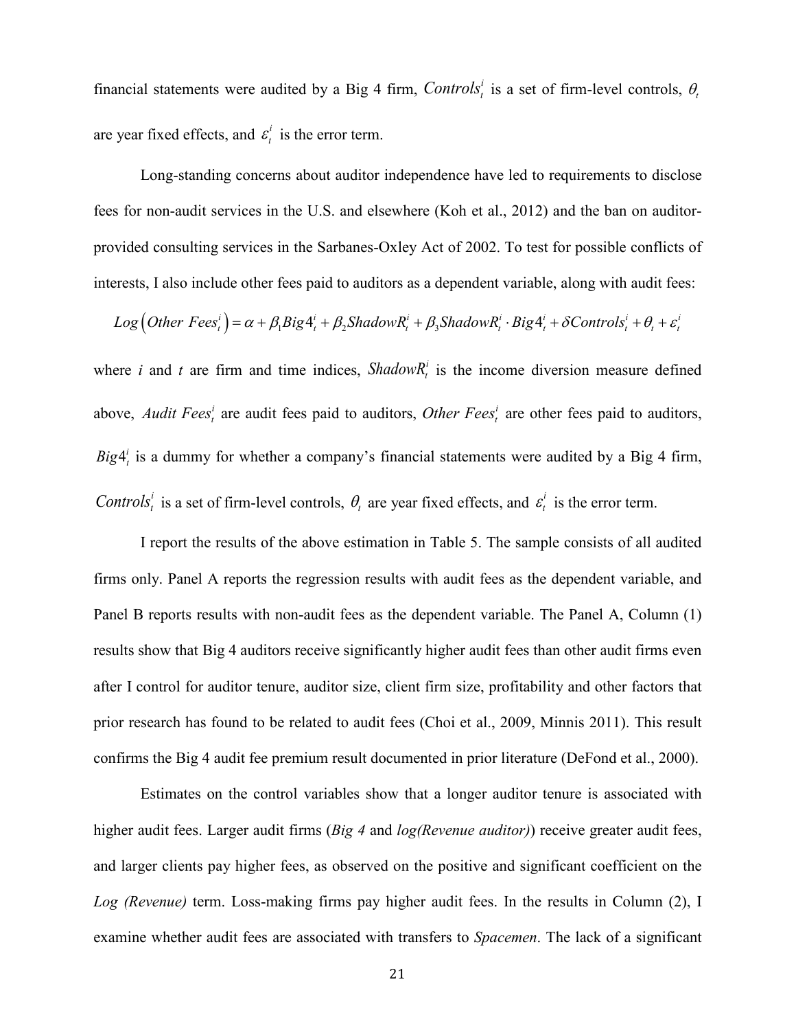financial statements were audited by a Big 4 firm, $Controls_t^i$ is a set of firm-level controls, $\theta_t$ are year fixed effects, and $\varepsilon_t^i$ is the error term.

Long-standing concerns about auditor independence have led to requirements to disclose fees for non-audit services in the U.S. and elsewhere (Koh et al., 2012) and the ban on auditor-provided consulting services in the Sarbanes-Oxley Act of 2002. To test for possible conflicts of interests, I also include other fees paid to auditors as a dependent variable, along with audit fees:

$$Log\left(Other\ Fees_t^i\right) = \alpha + \beta_1 Big4_t^i + \beta_2 ShadowR_t^i + \beta_3 ShadowR_t^i \cdot Big4_t^i + \delta Controls_t^i + \theta_t + \varepsilon_t^i$$

where *i* and *t* are firm and time indices, $ShadowR_t^i$ is the income diversion measure defined above, $Audit\ Fees_t^i$ are audit fees paid to auditors, $Other\ Fees_t^i$ are other fees paid to auditors, $Big4_t^i$ is a dummy for whether a company's financial statements were audited by a Big 4 firm, $Controls_t^i$ is a set of firm-level controls, $\theta_t$ are year fixed effects, and $\varepsilon_t^i$ is the error term.

I report the results of the above estimation in Table 5. The sample consists of all audited firms only. Panel A reports the regression results with audit fees as the dependent variable, and Panel B reports results with non-audit fees as the dependent variable. The Panel A, Column (1) results show that Big 4 auditors receive significantly higher audit fees than other audit firms even after I control for auditor tenure, auditor size, client firm size, profitability and other factors that prior research has found to be related to audit fees (Choi et al., 2009, Minnis 2011). This result confirms the Big 4 audit fee premium result documented in prior literature (DeFond et al., 2000).

Estimates on the control variables show that a longer auditor tenure is associated with higher audit fees. Larger audit firms (*Big 4* and *log(Revenue auditor)*) receive greater audit fees, and larger clients pay higher fees, as observed on the positive and significant coefficient on the *Log (Revenue)* term. Loss-making firms pay higher audit fees. In the results in Column (2), I examine whether audit fees are associated with transfers to *Spacemen*. The lack of a significant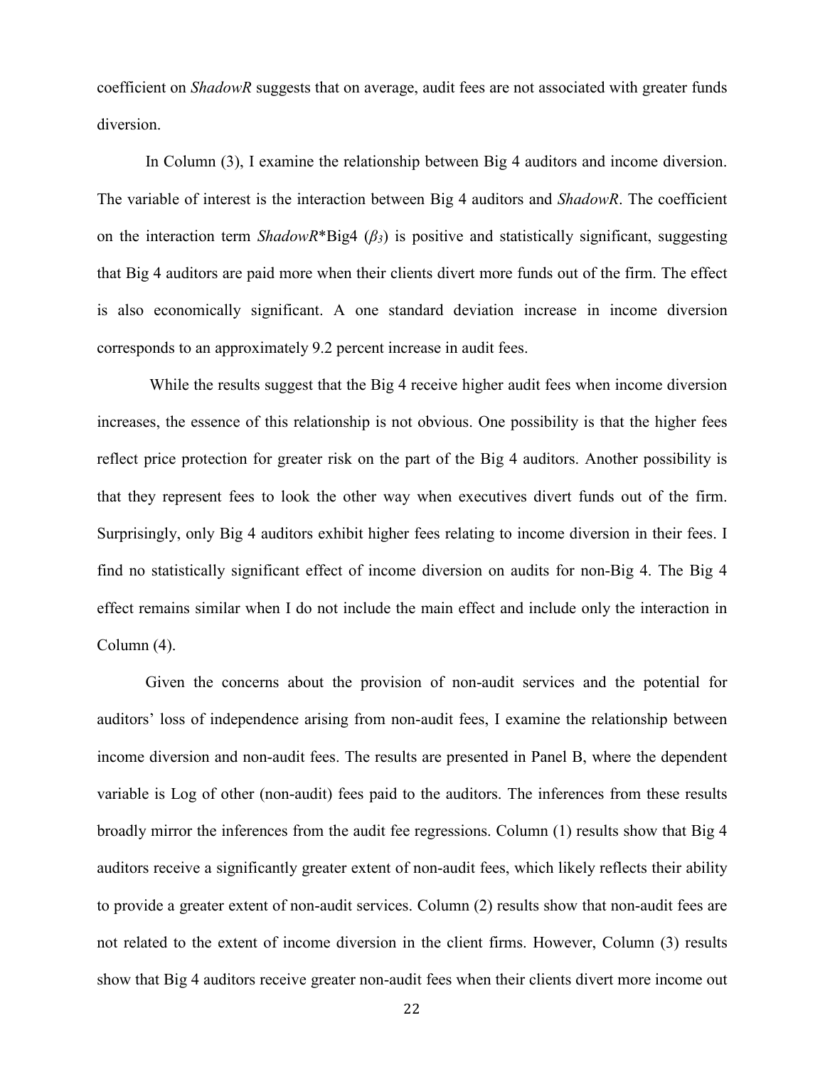coefficient on *ShadowR* suggests that on average, audit fees are not associated with greater funds diversion.

In Column (3), I examine the relationship between Big 4 auditors and income diversion. The variable of interest is the interaction between Big 4 auditors and *ShadowR*. The coefficient on the interaction term *ShadowR**Big4 ($\beta_3$) is positive and statistically significant, suggesting that Big 4 auditors are paid more when their clients divert more funds out of the firm. The effect is also economically significant. A one standard deviation increase in income diversion corresponds to an approximately 9.2 percent increase in audit fees.

While the results suggest that the Big 4 receive higher audit fees when income diversion increases, the essence of this relationship is not obvious. One possibility is that the higher fees reflect price protection for greater risk on the part of the Big 4 auditors. Another possibility is that they represent fees to look the other way when executives divert funds out of the firm. Surprisingly, only Big 4 auditors exhibit higher fees relating to income diversion in their fees. I find no statistically significant effect of income diversion on audits for non-Big 4. The Big 4 effect remains similar when I do not include the main effect and include only the interaction in Column (4).

Given the concerns about the provision of non-audit services and the potential for auditors' loss of independence arising from non-audit fees, I examine the relationship between income diversion and non-audit fees. The results are presented in Panel B, where the dependent variable is Log of other (non-audit) fees paid to the auditors. The inferences from these results broadly mirror the inferences from the audit fee regressions. Column (1) results show that Big 4 auditors receive a significantly greater extent of non-audit fees, which likely reflects their ability to provide a greater extent of non-audit services. Column (2) results show that non-audit fees are not related to the extent of income diversion in the client firms. However, Column (3) results show that Big 4 auditors receive greater non-audit fees when their clients divert more income out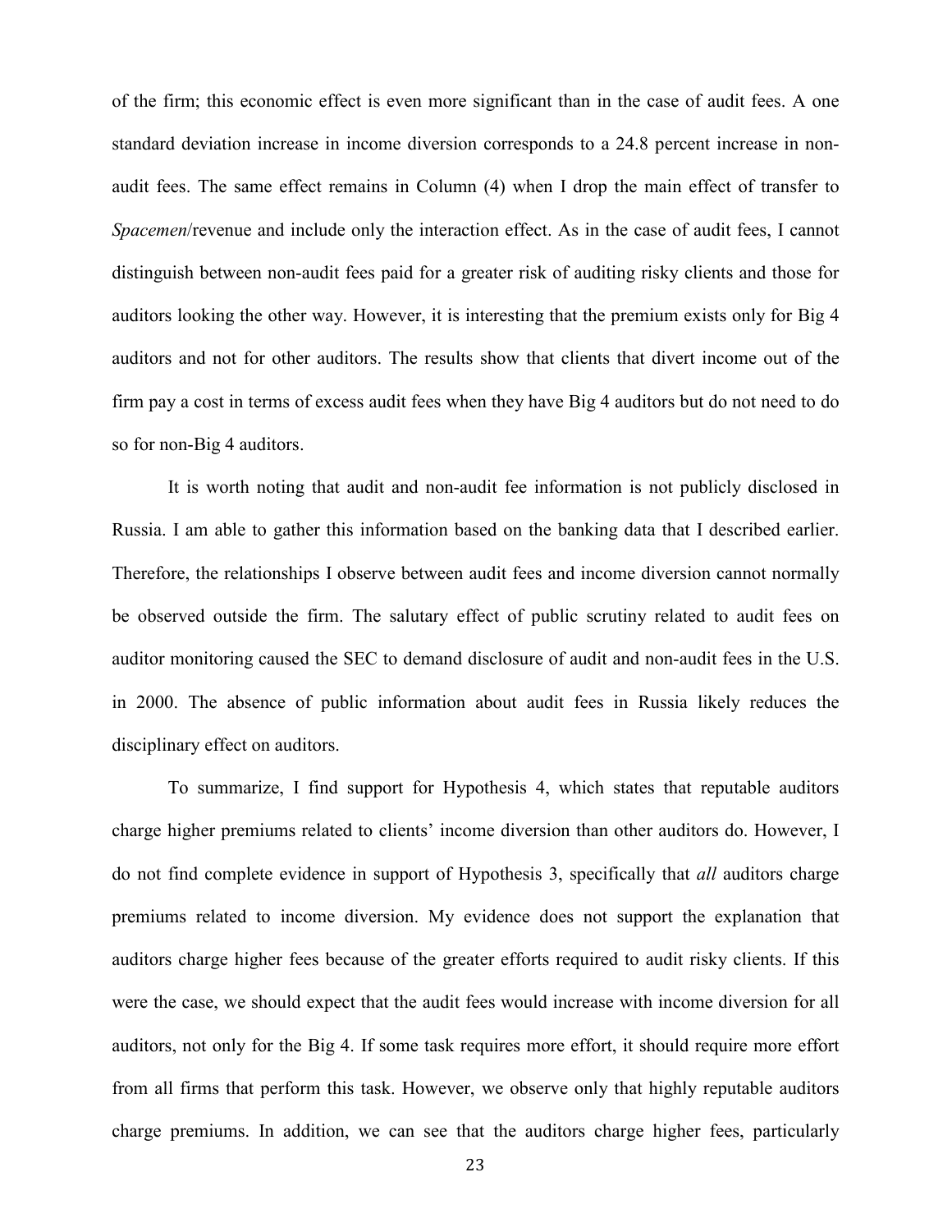of the firm; this economic effect is even more significant than in the case of audit fees. A one standard deviation increase in income diversion corresponds to a 24.8 percent increase in non-audit fees. The same effect remains in Column (4) when I drop the main effect of transfer to *Spacemen*/revenue and include only the interaction effect. As in the case of audit fees, I cannot distinguish between non-audit fees paid for a greater risk of auditing risky clients and those for auditors looking the other way. However, it is interesting that the premium exists only for Big 4 auditors and not for other auditors. The results show that clients that divert income out of the firm pay a cost in terms of excess audit fees when they have Big 4 auditors but do not need to do so for non-Big 4 auditors.

It is worth noting that audit and non-audit fee information is not publicly disclosed in Russia. I am able to gather this information based on the banking data that I described earlier. Therefore, the relationships I observe between audit fees and income diversion cannot normally be observed outside the firm. The salutary effect of public scrutiny related to audit fees on auditor monitoring caused the SEC to demand disclosure of audit and non-audit fees in the U.S. in 2000. The absence of public information about audit fees in Russia likely reduces the disciplinary effect on auditors.

To summarize, I find support for Hypothesis 4, which states that reputable auditors charge higher premiums related to clients' income diversion than other auditors do. However, I do not find complete evidence in support of Hypothesis 3, specifically that *all* auditors charge premiums related to income diversion. My evidence does not support the explanation that auditors charge higher fees because of the greater efforts required to audit risky clients. If this were the case, we should expect that the audit fees would increase with income diversion for all auditors, not only for the Big 4. If some task requires more effort, it should require more effort from all firms that perform this task. However, we observe only that highly reputable auditors charge premiums. In addition, we can see that the auditors charge higher fees, particularly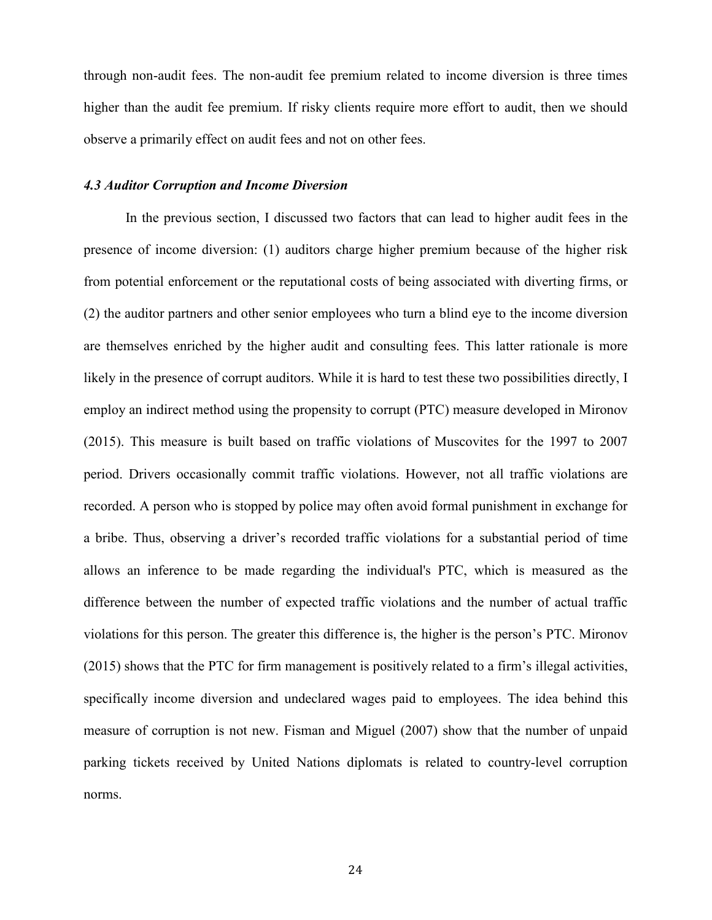through non-audit fees. The non-audit fee premium related to income diversion is three times higher than the audit fee premium. If risky clients require more effort to audit, then we should observe a primarily effect on audit fees and not on other fees.

### *4.3 Auditor Corruption and Income Diversion*

In the previous section, I discussed two factors that can lead to higher audit fees in the presence of income diversion: (1) auditors charge higher premium because of the higher risk from potential enforcement or the reputational costs of being associated with diverting firms, or (2) the auditor partners and other senior employees who turn a blind eye to the income diversion are themselves enriched by the higher audit and consulting fees. This latter rationale is more likely in the presence of corrupt auditors. While it is hard to test these two possibilities directly, I employ an indirect method using the propensity to corrupt (PTC) measure developed in Mironov (2015). This measure is built based on traffic violations of Muscovites for the 1997 to 2007 period. Drivers occasionally commit traffic violations. However, not all traffic violations are recorded. A person who is stopped by police may often avoid formal punishment in exchange for a bribe. Thus, observing a driver's recorded traffic violations for a substantial period of time allows an inference to be made regarding the individual's PTC, which is measured as the difference between the number of expected traffic violations and the number of actual traffic violations for this person. The greater this difference is, the higher is the person's PTC. Mironov (2015) shows that the PTC for firm management is positively related to a firm's illegal activities, specifically income diversion and undeclared wages paid to employees. The idea behind this measure of corruption is not new. Fisman and Miguel (2007) show that the number of unpaid parking tickets received by United Nations diplomats is related to country-level corruption norms.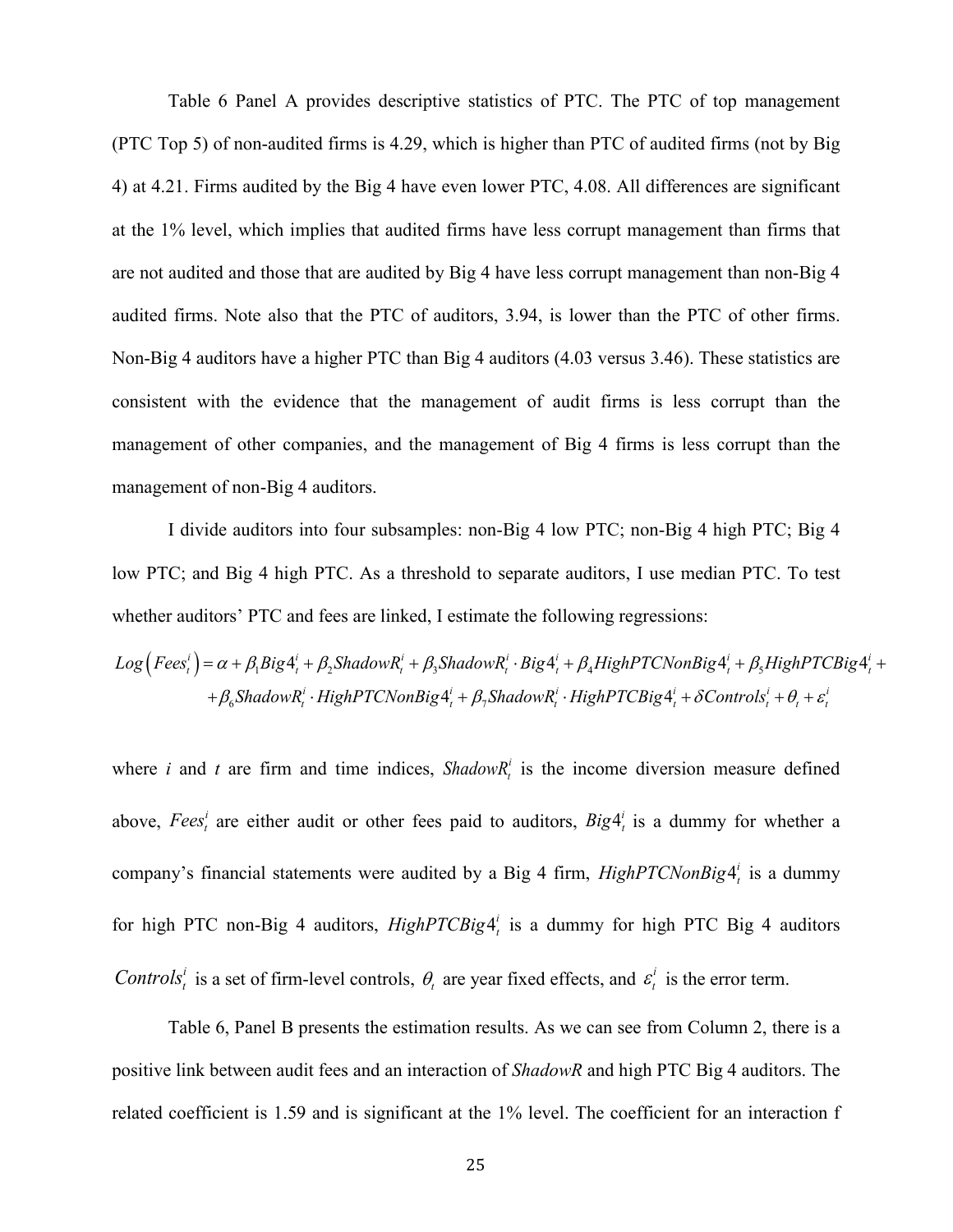Table 6 Panel A provides descriptive statistics of PTC. The PTC of top management (PTC Top 5) of non-audited firms is 4.29, which is higher than PTC of audited firms (not by Big 4) at 4.21. Firms audited by the Big 4 have even lower PTC, 4.08. All differences are significant at the 1% level, which implies that audited firms have less corrupt management than firms that are not audited and those that are audited by Big 4 have less corrupt management than non-Big 4 audited firms. Note also that the PTC of auditors, 3.94, is lower than the PTC of other firms. Non-Big 4 auditors have a higher PTC than Big 4 auditors (4.03 versus 3.46). These statistics are consistent with the evidence that the management of audit firms is less corrupt than the management of other companies, and the management of Big 4 firms is less corrupt than the management of non-Big 4 auditors.

I divide auditors into four subsamples: non-Big 4 low PTC; non-Big 4 high PTC; Big 4 low PTC; and Big 4 high PTC. As a threshold to separate auditors, I use median PTC. To test whether auditors' PTC and fees are linked, I estimate the following regressions:

$$
\begin{aligned}
Log\left(Fees_t^i\right) = \alpha &+ \beta_1 Big4_t^i + \beta_2 ShadowR_t^i + \beta_3 ShadowR_t^i \cdot Big4_t^i + \beta_4 HighPTCNonBig4_t^i + \beta_5 HighPTCBig4_t^i + \\
&+ \beta_6 ShadowR_t^i \cdot HighPTCNonBig4_t^i + \beta_7 ShadowR_t^i \cdot HighPTCBig4_t^i + \delta Controls_t^i + \theta_t + \varepsilon_t^i
\end{aligned}
$$

where *i* and *t* are firm and time indices, $ShadowR_t^i$ is the income diversion measure defined above, $Fees_t^i$ are either audit or other fees paid to auditors, $Big4_t^i$ is a dummy for whether a company's financial statements were audited by a Big 4 firm, $HighPTCNonBig4_t^i$ is a dummy for high PTC non-Big 4 auditors, $HighPTCBig4_t^i$ is a dummy for high PTC Big 4 auditors $Controls_t^i$ is a set of firm-level controls, $\theta_t$ are year fixed effects, and $\varepsilon_t^i$ is the error term.

Table 6, Panel B presents the estimation results. As we can see from Column 2, there is a positive link between audit fees and an interaction of *ShadowR* and high PTC Big 4 auditors. The related coefficient is 1.59 and is significant at the 1% level. The coefficient for an interaction f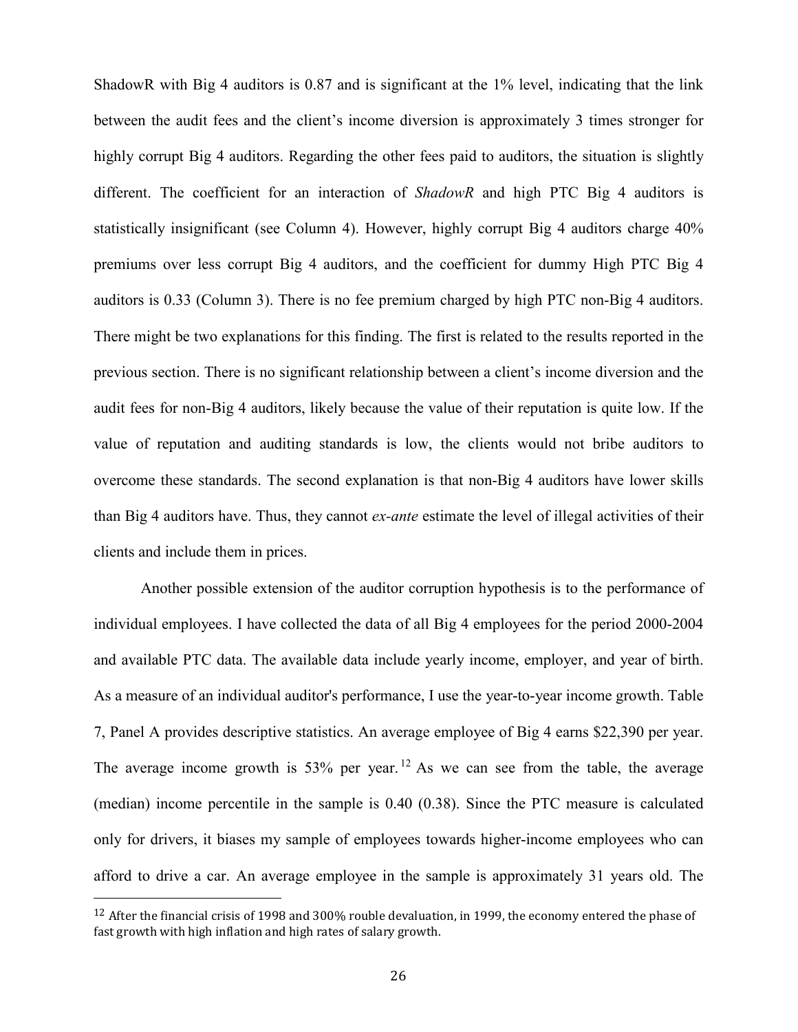ShadowR with Big 4 auditors is 0.87 and is significant at the 1% level, indicating that the link between the audit fees and the client's income diversion is approximately 3 times stronger for highly corrupt Big 4 auditors. Regarding the other fees paid to auditors, the situation is slightly different. The coefficient for an interaction of *ShadowR* and high PTC Big 4 auditors is statistically insignificant (see Column 4). However, highly corrupt Big 4 auditors charge 40% premiums over less corrupt Big 4 auditors, and the coefficient for dummy High PTC Big 4 auditors is 0.33 (Column 3). There is no fee premium charged by high PTC non-Big 4 auditors. There might be two explanations for this finding. The first is related to the results reported in the previous section. There is no significant relationship between a client's income diversion and the audit fees for non-Big 4 auditors, likely because the value of their reputation is quite low. If the value of reputation and auditing standards is low, the clients would not bribe auditors to overcome these standards. The second explanation is that non-Big 4 auditors have lower skills than Big 4 auditors have. Thus, they cannot *ex-ante* estimate the level of illegal activities of their clients and include them in prices.

Another possible extension of the auditor corruption hypothesis is to the performance of individual employees. I have collected the data of all Big 4 employees for the period 2000-2004 and available PTC data. The available data include yearly income, employer, and year of birth. As a measure of an individual auditor's performance, I use the year-to-year income growth. Table 7, Panel A provides descriptive statistics. An average employee of Big 4 earns $22,390 per year. The average income growth is 53% per year.[12] As we can see from the table, the average (median) income percentile in the sample is 0.40 (0.38). Since the PTC measure is calculated only for drivers, it biases my sample of employees towards higher-income employees who can afford to drive a car. An average employee in the sample is approximately 31 years old. The

[12] After the financial crisis of 1998 and 300% rouble devaluation, in 1999, the economy entered the phase of fast growth with high inflation and high rates of salary growth.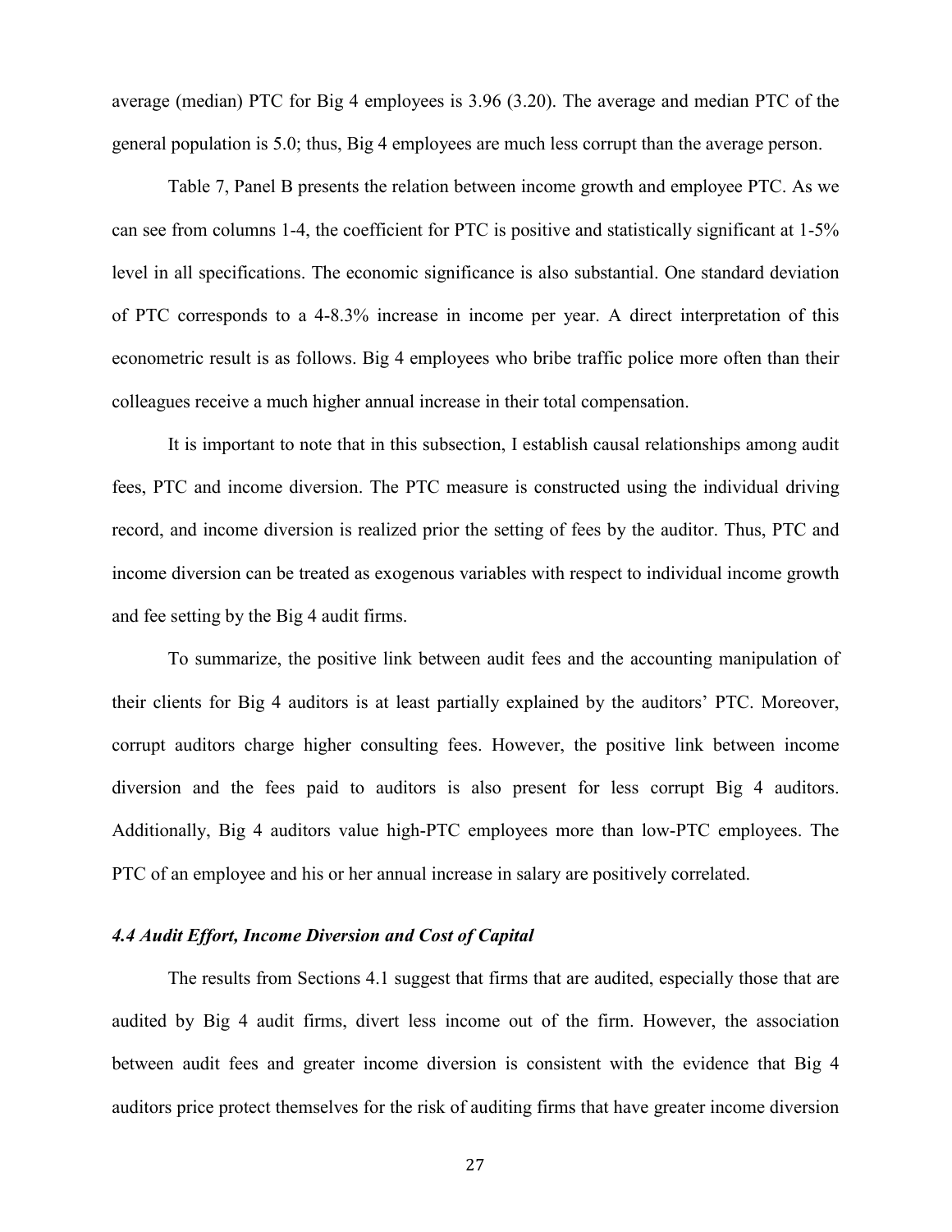average (median) PTC for Big 4 employees is 3.96 (3.20). The average and median PTC of the general population is 5.0; thus, Big 4 employees are much less corrupt than the average person.

Table 7, Panel B presents the relation between income growth and employee PTC. As we can see from columns 1-4, the coefficient for PTC is positive and statistically significant at 1-5% level in all specifications. The economic significance is also substantial. One standard deviation of PTC corresponds to a 4-8.3% increase in income per year. A direct interpretation of this econometric result is as follows. Big 4 employees who bribe traffic police more often than their colleagues receive a much higher annual increase in their total compensation.

It is important to note that in this subsection, I establish causal relationships among audit fees, PTC and income diversion. The PTC measure is constructed using the individual driving record, and income diversion is realized prior the setting of fees by the auditor. Thus, PTC and income diversion can be treated as exogenous variables with respect to individual income growth and fee setting by the Big 4 audit firms.

To summarize, the positive link between audit fees and the accounting manipulation of their clients for Big 4 auditors is at least partially explained by the auditors' PTC. Moreover, corrupt auditors charge higher consulting fees. However, the positive link between income diversion and the fees paid to auditors is also present for less corrupt Big 4 auditors. Additionally, Big 4 auditors value high-PTC employees more than low-PTC employees. The PTC of an employee and his or her annual increase in salary are positively correlated.

### *4.4 Audit Effort, Income Diversion and Cost of Capital*

The results from Sections 4.1 suggest that firms that are audited, especially those that are audited by Big 4 audit firms, divert less income out of the firm. However, the association between audit fees and greater income diversion is consistent with the evidence that Big 4 auditors price protect themselves for the risk of auditing firms that have greater income diversion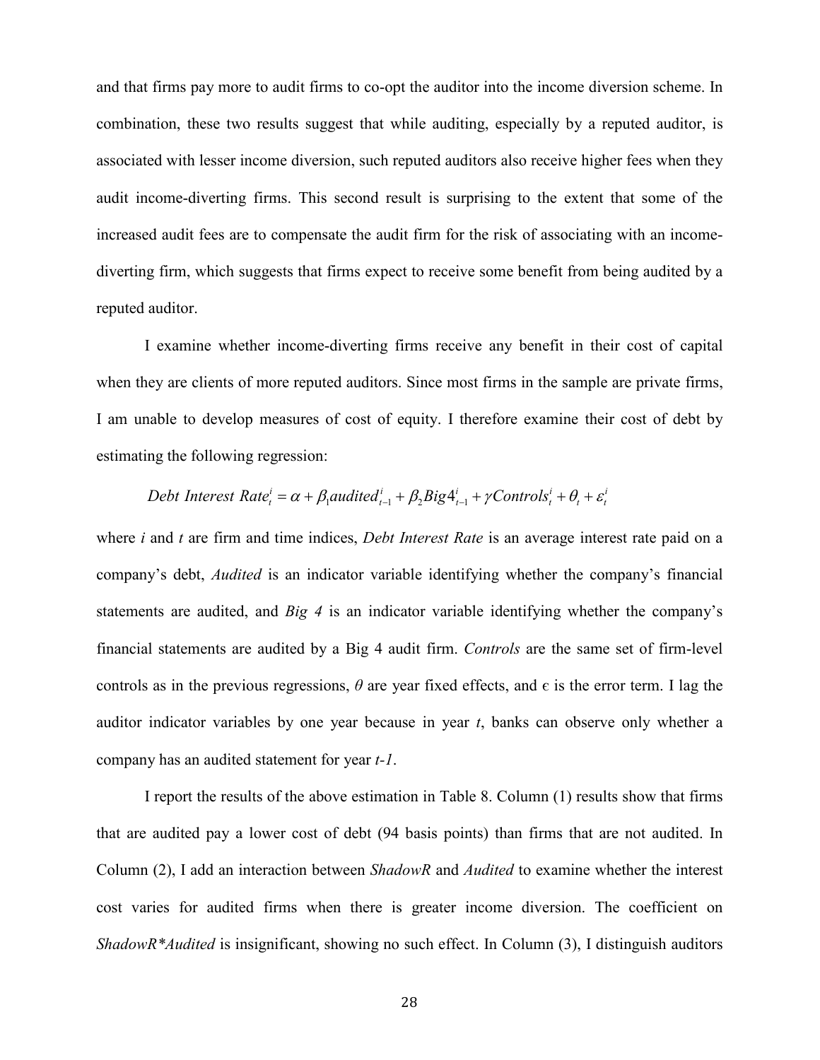and that firms pay more to audit firms to co-opt the auditor into the income diversion scheme. In combination, these two results suggest that while auditing, especially by a reputed auditor, is associated with lesser income diversion, such reputed auditors also receive higher fees when they audit income-diverting firms. This second result is surprising to the extent that some of the increased audit fees are to compensate the audit firm for the risk of associating with an income-diverting firm, which suggests that firms expect to receive some benefit from being audited by a reputed auditor.

I examine whether income-diverting firms receive any benefit in their cost of capital when they are clients of more reputed auditors. Since most firms in the sample are private firms, I am unable to develop measures of cost of equity. I therefore examine their cost of debt by estimating the following regression:

$$Debt\ Interest\ Rate_t^i = \alpha + \beta_1 audited_{t-1}^i + \beta_2 Big4_{t-1}^i + \gamma Controls_t^i + \theta_t + \varepsilon_t^i$$

where *i* and *t* are firm and time indices, *Debt Interest Rate* is an average interest rate paid on a company's debt, *Audited* is an indicator variable identifying whether the company's financial statements are audited, and *Big 4* is an indicator variable identifying whether the company's financial statements are audited by a Big 4 audit firm. *Controls* are the same set of firm-level controls as in the previous regressions, $\theta$ are year fixed effects, and $\epsilon$ is the error term. I lag the auditor indicator variables by one year because in year *t*, banks can observe only whether a company has an audited statement for year *t-1*.

I report the results of the above estimation in Table 8. Column (1) results show that firms that are audited pay a lower cost of debt (94 basis points) than firms that are not audited. In Column (2), I add an interaction between *ShadowR* and *Audited* to examine whether the interest cost varies for audited firms when there is greater income diversion. The coefficient on *ShadowR*Audited* is insignificant, showing no such effect. In Column (3), I distinguish auditors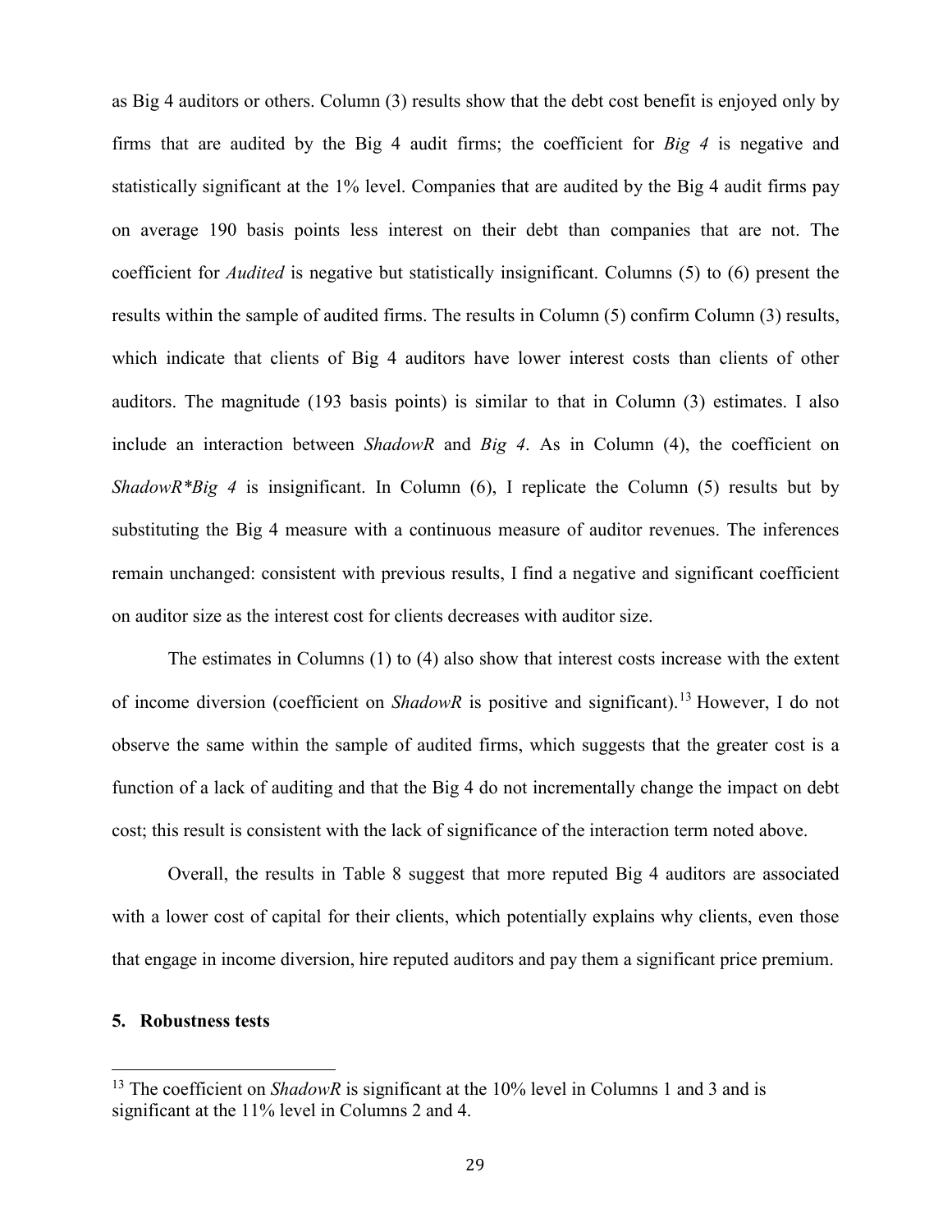as Big 4 auditors or others. Column (3) results show that the debt cost benefit is enjoyed only by firms that are audited by the Big 4 audit firms; the coefficient for *Big 4* is negative and statistically significant at the 1% level. Companies that are audited by the Big 4 audit firms pay on average 190 basis points less interest on their debt than companies that are not. The coefficient for *Audited* is negative but statistically insignificant. Columns (5) to (6) present the results within the sample of audited firms. The results in Column (5) confirm Column (3) results, which indicate that clients of Big 4 auditors have lower interest costs than clients of other auditors. The magnitude (193 basis points) is similar to that in Column (3) estimates. I also include an interaction between *ShadowR* and *Big 4*. As in Column (4), the coefficient on *ShadowR*Big 4* is insignificant. In Column (6), I replicate the Column (5) results but by substituting the Big 4 measure with a continuous measure of auditor revenues. The inferences remain unchanged: consistent with previous results, I find a negative and significant coefficient on auditor size as the interest cost for clients decreases with auditor size.

The estimates in Columns (1) to (4) also show that interest costs increase with the extent of income diversion (coefficient on *ShadowR* is positive and significant).[13] However, I do not observe the same within the sample of audited firms, which suggests that the greater cost is a function of a lack of auditing and that the Big 4 do not incrementally change the impact on debt cost; this result is consistent with the lack of significance of the interaction term noted above.

Overall, the results in Table 8 suggest that more reputed Big 4 auditors are associated with a lower cost of capital for their clients, which potentially explains why clients, even those that engage in income diversion, hire reputed auditors and pay them a significant price premium.

## 5. Robustness tests

[13] The coefficient on *ShadowR* is significant at the 10% level in Columns 1 and 3 and is significant at the 11% level in Columns 2 and 4.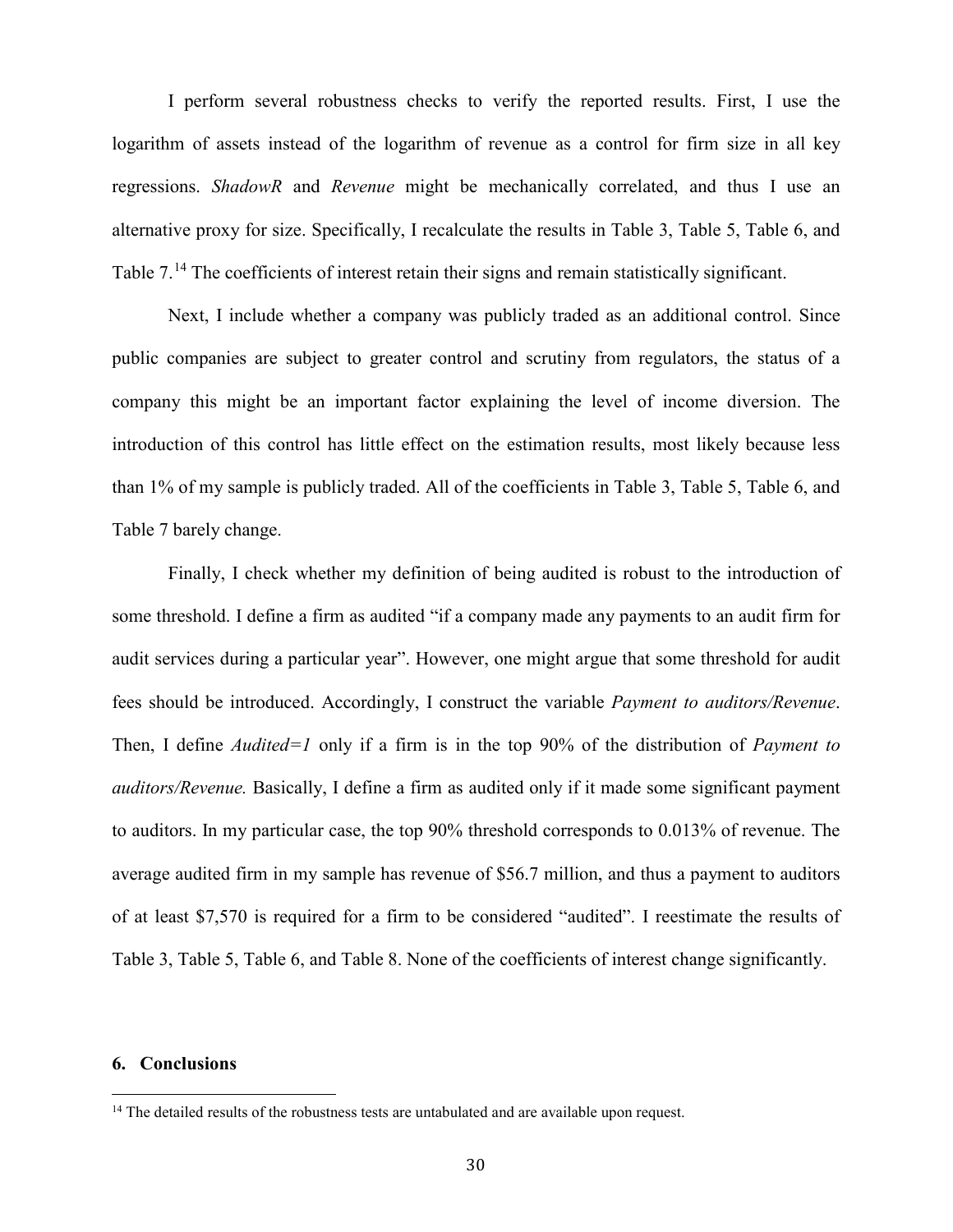I perform several robustness checks to verify the reported results. First, I use the logarithm of assets instead of the logarithm of revenue as a control for firm size in all key regressions. *ShadowR* and *Revenue* might be mechanically correlated, and thus I use an alternative proxy for size. Specifically, I recalculate the results in Table 3, Table 5, Table 6, and Table 7.[14] The coefficients of interest retain their signs and remain statistically significant.

Next, I include whether a company was publicly traded as an additional control. Since public companies are subject to greater control and scrutiny from regulators, the status of a company this might be an important factor explaining the level of income diversion. The introduction of this control has little effect on the estimation results, most likely because less than 1% of my sample is publicly traded. All of the coefficients in Table 3, Table 5, Table 6, and Table 7 barely change.

Finally, I check whether my definition of being audited is robust to the introduction of some threshold. I define a firm as audited "if a company made any payments to an audit firm for audit services during a particular year". However, one might argue that some threshold for audit fees should be introduced. Accordingly, I construct the variable *Payment to auditors/Revenue*. Then, I define *Audited=1* only if a firm is in the top 90% of the distribution of *Payment to auditors/Revenue.* Basically, I define a firm as audited only if it made some significant payment to auditors. In my particular case, the top 90% threshold corresponds to 0.013% of revenue. The average audited firm in my sample has revenue of $56.7 million, and thus a payment to auditors of at least $7,570 is required for a firm to be considered "audited". I reestimate the results of Table 3, Table 5, Table 6, and Table 8. None of the coefficients of interest change significantly.

## 6. Conclusions

[14] The detailed results of the robustness tests are untabulated and are available upon request.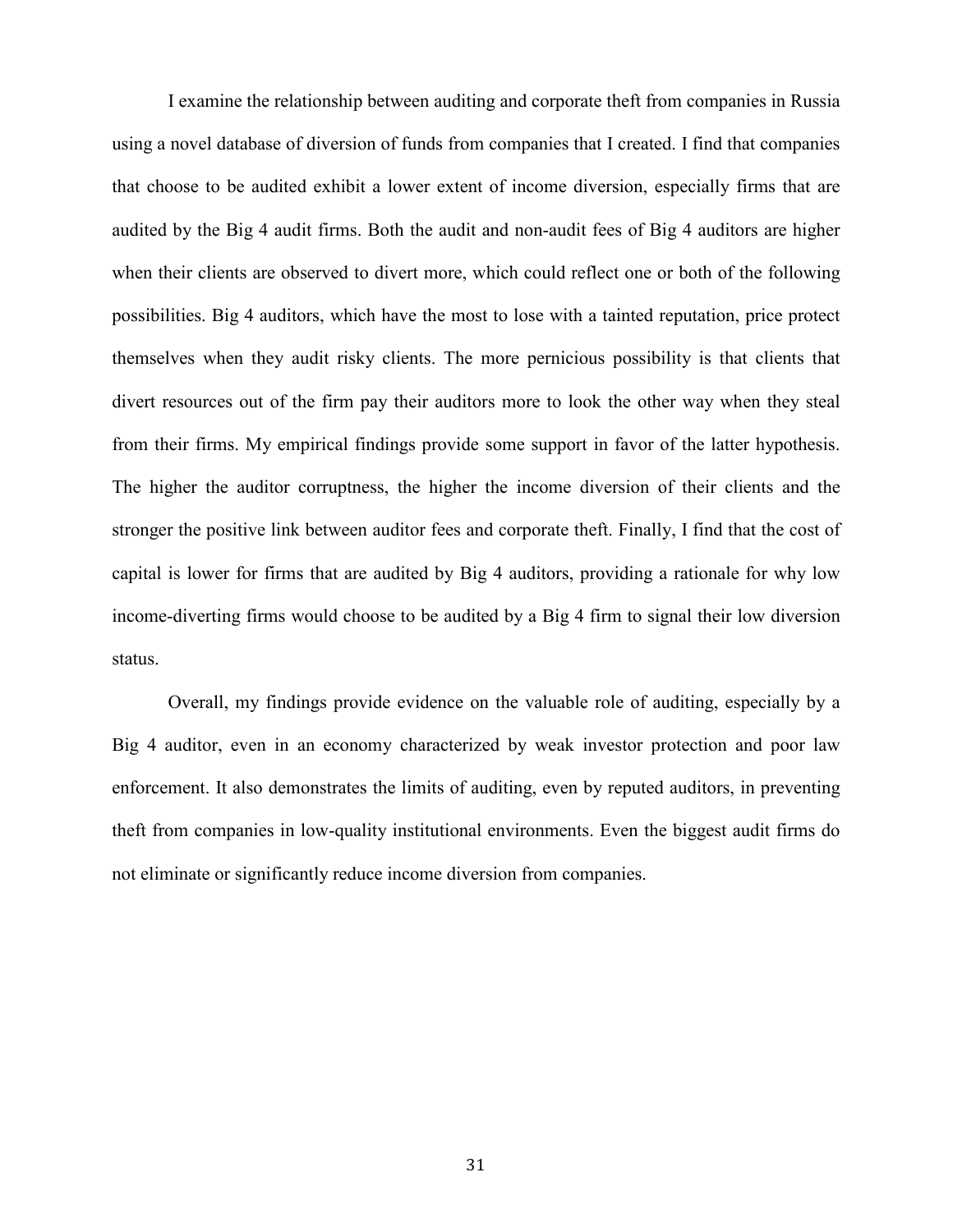I examine the relationship between auditing and corporate theft from companies in Russia using a novel database of diversion of funds from companies that I created. I find that companies that choose to be audited exhibit a lower extent of income diversion, especially firms that are audited by the Big 4 audit firms. Both the audit and non-audit fees of Big 4 auditors are higher when their clients are observed to divert more, which could reflect one or both of the following possibilities. Big 4 auditors, which have the most to lose with a tainted reputation, price protect themselves when they audit risky clients. The more pernicious possibility is that clients that divert resources out of the firm pay their auditors more to look the other way when they steal from their firms. My empirical findings provide some support in favor of the latter hypothesis. The higher the auditor corruptness, the higher the income diversion of their clients and the stronger the positive link between auditor fees and corporate theft. Finally, I find that the cost of capital is lower for firms that are audited by Big 4 auditors, providing a rationale for why low income-diverting firms would choose to be audited by a Big 4 firm to signal their low diversion status.

Overall, my findings provide evidence on the valuable role of auditing, especially by a Big 4 auditor, even in an economy characterized by weak investor protection and poor law enforcement. It also demonstrates the limits of auditing, even by reputed auditors, in preventing theft from companies in low-quality institutional environments. Even the biggest audit firms do not eliminate or significantly reduce income diversion from companies.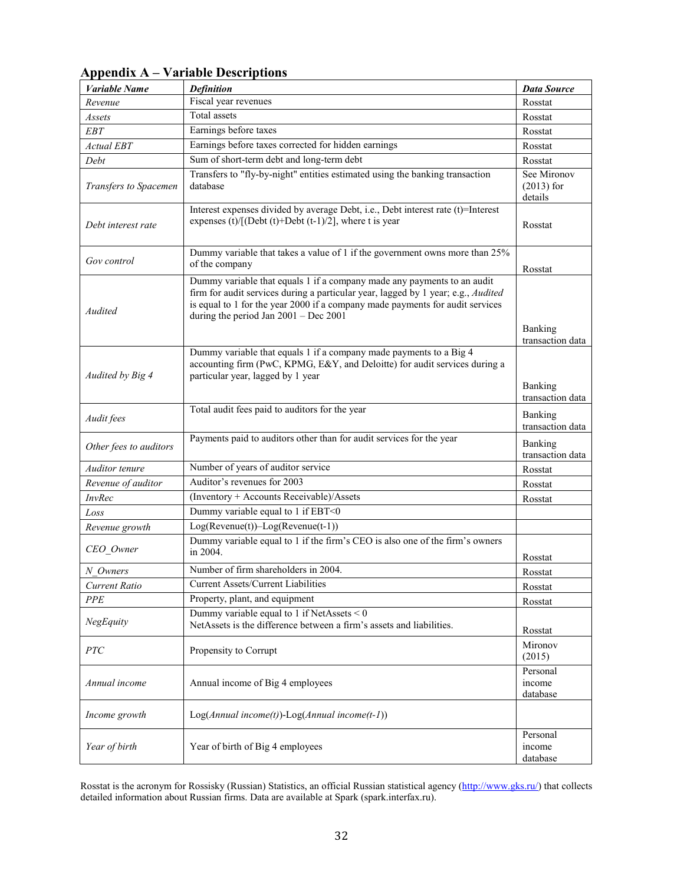## Appendix A – Variable Descriptions

| *Variable Name* | *Definition* | *Data Source* |
|---|---|---|
| *Revenue* | Fiscal year revenues | Rosstat |
| *Assets* | Total assets | Rosstat |
| *EBT* | Earnings before taxes | Rosstat |
| *Actual EBT* | Earnings before taxes corrected for hidden earnings | Rosstat |
| *Debt* | Sum of short-term debt and long-term debt | Rosstat |
| *Transfers to Spacemen* | Transfers to "fly-by-night" entities estimated using the banking transaction database | See Mironov (2013) for details |
| *Debt interest rate* | Interest expenses divided by average Debt, i.e., Debt interest rate (t)=Interest expenses (t)/[(Debt (t)+Debt (t-1)/2], where t is year | Rosstat |
| *Gov control* | Dummy variable that takes a value of 1 if the government owns more than 25% of the company | Rosstat |
| *Audited* | Dummy variable that equals 1 if a company made any payments to an audit firm for audit services during a particular year, lagged by 1 year; e.g., *Audited* is equal to 1 for the year 2000 if a company made payments for audit services during the period Jan 2001 – Dec 2001 | Banking transaction data |
| *Audited by Big 4* | Dummy variable that equals 1 if a company made payments to a Big 4 accounting firm (PwC, KPMG, E&Y, and Deloitte) for audit services during a particular year, lagged by 1 year | Banking transaction data |
| *Audit fees* | Total audit fees paid to auditors for the year | Banking transaction data |
| *Other fees to auditors* | Payments paid to auditors other than for audit services for the year | Banking transaction data |
| *Auditor tenure* | Number of years of auditor service | Rosstat |
| *Revenue of auditor* | Auditor's revenues for 2003 | Rosstat |
| *InvRec* | (Inventory + Accounts Receivable)/Assets | Rosstat |
| *Loss* | Dummy variable equal to 1 if EBT<0 | |
| *Revenue growth* | Log(Revenue(t))–Log(Revenue(t-1)) | |
| *CEO_Owner* | Dummy variable equal to 1 if the firm's CEO is also one of the firm's owners in 2004. | Rosstat |
| *N_Owners* | Number of firm shareholders in 2004. | Rosstat |
| *Current Ratio* | Current Assets/Current Liabilities | Rosstat |
| *PPE* | Property, plant, and equipment | Rosstat |
| *NegEquity* | Dummy variable equal to 1 if NetAssets < 0<br>NetAssets is the difference between a firm's assets and liabilities. | Rosstat |
| *PTC* | Propensity to Corrupt | Mironov (2015) |
| *Annual income* | Annual income of Big 4 employees | Personal income database |
| *Income growth* | Log(*Annual income(t)*)-Log(*Annual income(t-1)*) | |
| *Year of birth* | Year of birth of Big 4 employees | Personal income database |

Rosstat is the acronym for Rossisky (Russian) Statistics, an official Russian statistical agency (http://www.gks.ru/) that collects detailed information about Russian firms. Data are available at Spark (spark.interfax.ru).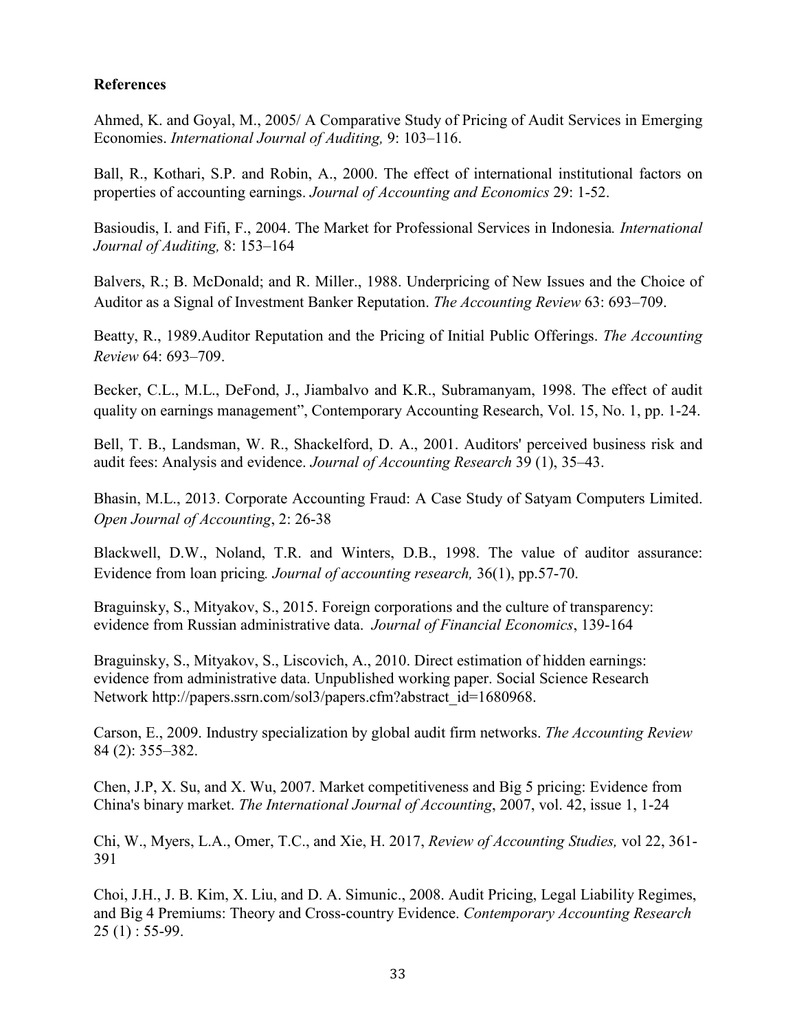**References**

Ahmed, K. and Goyal, M., 2005/ A Comparative Study of Pricing of Audit Services in Emerging Economies. *International Journal of Auditing,* 9: 103–116.

Ball, R., Kothari, S.P. and Robin, A., 2000. The effect of international institutional factors on properties of accounting earnings. *Journal of Accounting and Economics* 29: 1-52.

Basioudis, I. and Fifi, F., 2004. The Market for Professional Services in Indonesia*. International Journal of Auditing,* 8: 153–164

Balvers, R.; B. McDonald; and R. Miller., 1988. Underpricing of New Issues and the Choice of Auditor as a Signal of Investment Banker Reputation. *The Accounting Review* 63: 693–709.

Beatty, R., 1989.Auditor Reputation and the Pricing of Initial Public Offerings. *The Accounting Review* 64: 693–709.

Becker, C.L., M.L., DeFond, J., Jiambalvo and K.R., Subramanyam, 1998. The effect of audit quality on earnings management", Contemporary Accounting Research, Vol. 15, No. 1, pp. 1-24.

Bell, T. B., Landsman, W. R., Shackelford, D. A., 2001. Auditors' perceived business risk and audit fees: Analysis and evidence. *Journal of Accounting Research* 39 (1), 35–43.

Bhasin, M.L., 2013. Corporate Accounting Fraud: A Case Study of Satyam Computers Limited. *Open Journal of Accounting*, 2: 26-38

Blackwell, D.W., Noland, T.R. and Winters, D.B., 1998. The value of auditor assurance: Evidence from loan pricing*. Journal of accounting research,* 36(1), pp.57-70.

Braguinsky, S., Mityakov, S., 2015. Foreign corporations and the culture of transparency: evidence from Russian administrative data. *Journal of Financial Economics*, 139-164

Braguinsky, S., Mityakov, S., Liscovich, A., 2010. Direct estimation of hidden earnings: evidence from administrative data. Unpublished working paper. Social Science Research Network http://papers.ssrn.com/sol3/papers.cfm?abstract_id=1680968.

Carson, E., 2009. Industry specialization by global audit firm networks. *The Accounting Review* 84 (2): 355–382.

Chen, J.P, X. Su, and X. Wu, 2007. Market competitiveness and Big 5 pricing: Evidence from China's binary market. *The International Journal of Accounting*, 2007, vol. 42, issue 1, 1-24

Chi, W., Myers, L.A., Omer, T.C., and Xie, H. 2017, *Review of Accounting Studies,* vol 22, 361-391

Choi, J.H., J. B. Kim, X. Liu, and D. A. Simunic., 2008. Audit Pricing, Legal Liability Regimes, and Big 4 Premiums: Theory and Cross-country Evidence. *Contemporary Accounting Research* 25 (1) : 55-99.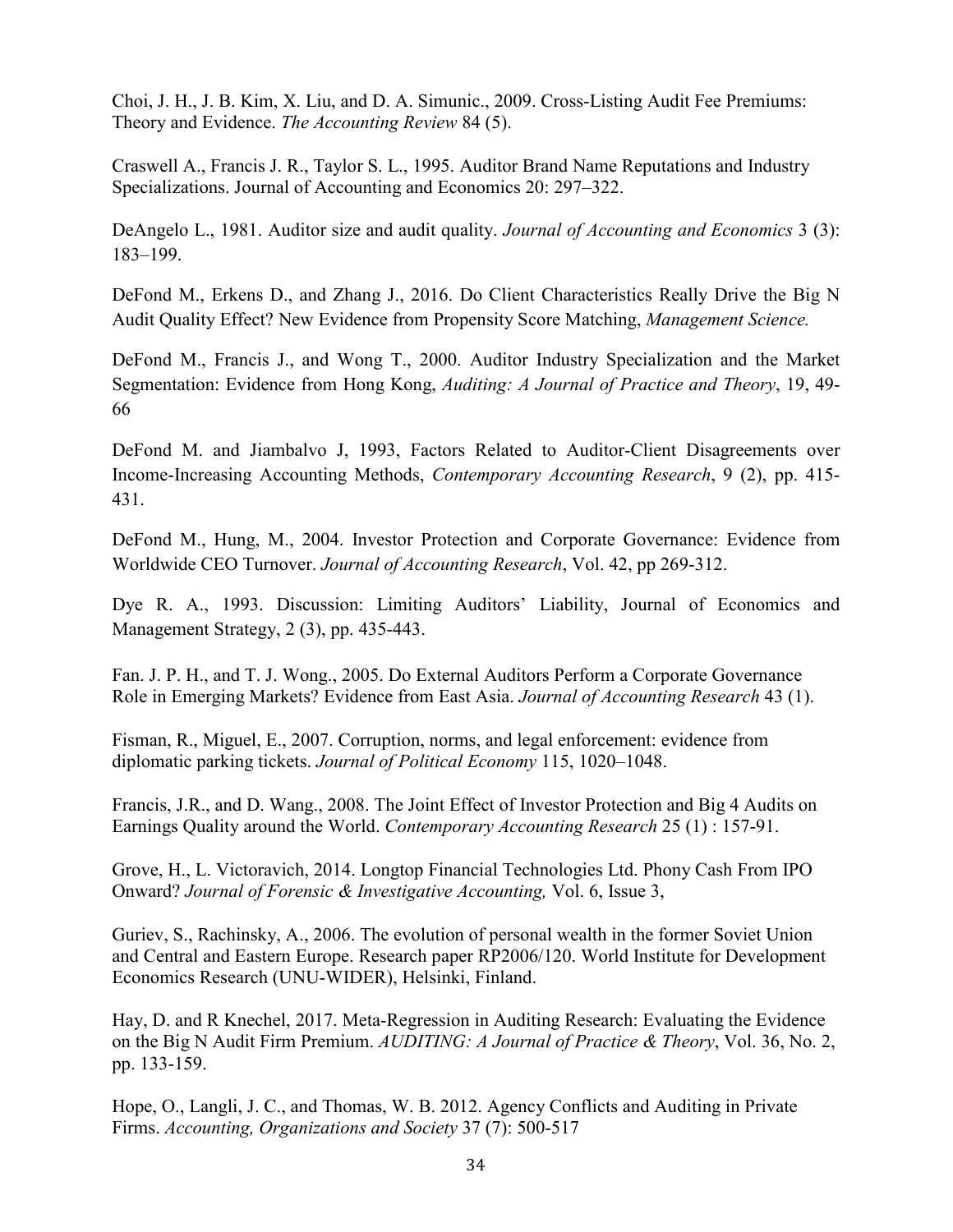Choi, J. H., J. B. Kim, X. Liu, and D. A. Simunic., 2009. Cross-Listing Audit Fee Premiums: Theory and Evidence. *The Accounting Review* 84 (5).

Craswell A., Francis J. R., Taylor S. L., 1995. Auditor Brand Name Reputations and Industry Specializations. Journal of Accounting and Economics 20: 297–322.

DeAngelo L., 1981. Auditor size and audit quality. *Journal of Accounting and Economics* 3 (3): 183–199.

DeFond M., Erkens D., and Zhang J., 2016. Do Client Characteristics Really Drive the Big N Audit Quality Effect? New Evidence from Propensity Score Matching, *Management Science.*

DeFond M., Francis J., and Wong T., 2000. Auditor Industry Specialization and the Market Segmentation: Evidence from Hong Kong, *Auditing: A Journal of Practice and Theory*, 19, 49-66

DeFond M. and Jiambalvo J, 1993, Factors Related to Auditor-Client Disagreements over Income-Increasing Accounting Methods, *Contemporary Accounting Research*, 9 (2), pp. 415-431.

DeFond M., Hung, M., 2004. Investor Protection and Corporate Governance: Evidence from Worldwide CEO Turnover. *Journal of Accounting Research*, Vol. 42, pp 269-312.

Dye R. A., 1993. Discussion: Limiting Auditors' Liability, Journal of Economics and Management Strategy, 2 (3), pp. 435-443.

Fan. J. P. H., and T. J. Wong., 2005. Do External Auditors Perform a Corporate Governance Role in Emerging Markets? Evidence from East Asia. *Journal of Accounting Research* 43 (1).

Fisman, R., Miguel, E., 2007. Corruption, norms, and legal enforcement: evidence from diplomatic parking tickets. *Journal of Political Economy* 115, 1020–1048.

Francis, J.R., and D. Wang., 2008. The Joint Effect of Investor Protection and Big 4 Audits on Earnings Quality around the World. *Contemporary Accounting Research* 25 (1) : 157-91.

Grove, H., L. Victoravich, 2014. Longtop Financial Technologies Ltd. Phony Cash From IPO Onward? *Journal of Forensic & Investigative Accounting,* Vol. 6, Issue 3,

Guriev, S., Rachinsky, A., 2006. The evolution of personal wealth in the former Soviet Union and Central and Eastern Europe. Research paper RP2006/120. World Institute for Development Economics Research (UNU-WIDER), Helsinki, Finland.

Hay, D. and R Knechel, 2017. Meta-Regression in Auditing Research: Evaluating the Evidence on the Big N Audit Firm Premium. *AUDITING: A Journal of Practice & Theory*, Vol. 36, No. 2, pp. 133-159.

Hope, O., Langli, J. C., and Thomas, W. B. 2012. Agency Conflicts and Auditing in Private Firms. *Accounting, Organizations and Society* 37 (7): 500-517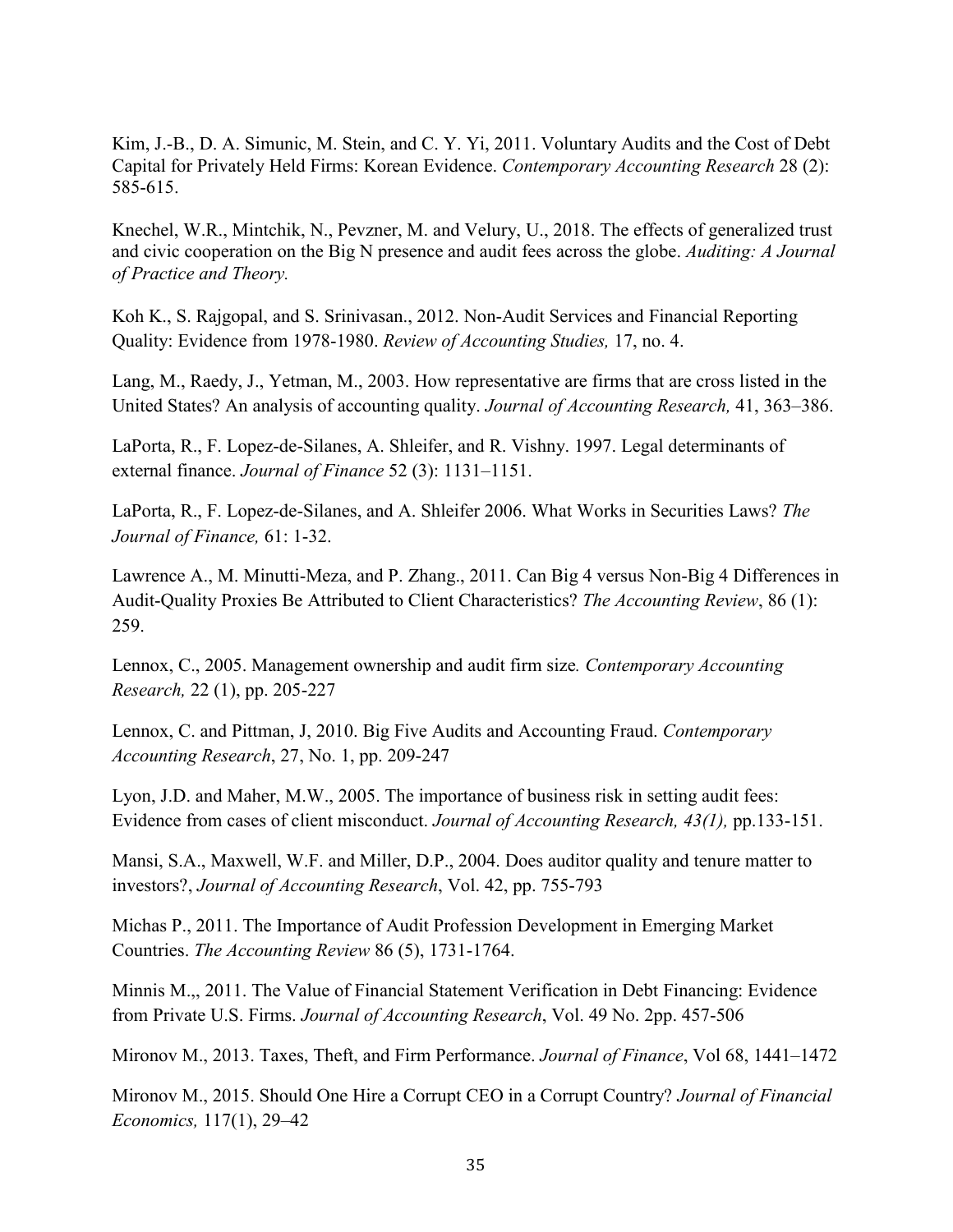Kim, J.-B., D. A. Simunic, M. Stein, and C. Y. Yi, 2011. Voluntary Audits and the Cost of Debt Capital for Privately Held Firms: Korean Evidence. *Contemporary Accounting Research* 28 (2): 585-615.

Knechel, W.R., Mintchik, N., Pevzner, M. and Velury, U., 2018. The effects of generalized trust and civic cooperation on the Big N presence and audit fees across the globe. *Auditing: A Journal of Practice and Theory.*

Koh K., S. Rajgopal, and S. Srinivasan., 2012. Non-Audit Services and Financial Reporting Quality: Evidence from 1978-1980. *Review of Accounting Studies,* 17, no. 4.

Lang, M., Raedy, J., Yetman, M., 2003. How representative are firms that are cross listed in the United States? An analysis of accounting quality. *Journal of Accounting Research,* 41, 363–386.

LaPorta, R., F. Lopez-de-Silanes, A. Shleifer, and R. Vishny. 1997. Legal determinants of external finance. *Journal of Finance* 52 (3): 1131–1151.

LaPorta, R., F. Lopez-de-Silanes, and A. Shleifer 2006. What Works in Securities Laws? *The Journal of Finance,* 61: 1-32.

Lawrence A., M. Minutti-Meza, and P. Zhang., 2011. Can Big 4 versus Non-Big 4 Differences in Audit-Quality Proxies Be Attributed to Client Characteristics? *The Accounting Review*, 86 (1): 259.

Lennox, C., 2005. Management ownership and audit firm size*. Contemporary Accounting Research,* 22 (1), pp. 205-227

Lennox, C. and Pittman, J, 2010. Big Five Audits and Accounting Fraud. *Contemporary Accounting Research*, 27, No. 1, pp. 209-247

Lyon, J.D. and Maher, M.W., 2005. The importance of business risk in setting audit fees: Evidence from cases of client misconduct. *Journal of Accounting Research, 43(1),* pp.133-151.

Mansi, S.A., Maxwell, W.F. and Miller, D.P., 2004. Does auditor quality and tenure matter to investors?, *Journal of Accounting Research*, Vol. 42, pp. 755-793

Michas P., 2011. The Importance of Audit Profession Development in Emerging Market Countries. *The Accounting Review* 86 (5), 1731-1764.

Minnis M.,, 2011. The Value of Financial Statement Verification in Debt Financing: Evidence from Private U.S. Firms. *Journal of Accounting Research*, Vol. 49 No. 2pp. 457-506

Mironov M., 2013. Taxes, Theft, and Firm Performance. *Journal of Finance*, Vol 68, 1441–1472

Mironov M., 2015. Should One Hire a Corrupt CEO in a Corrupt Country? *Journal of Financial Economics,* 117(1), 29–42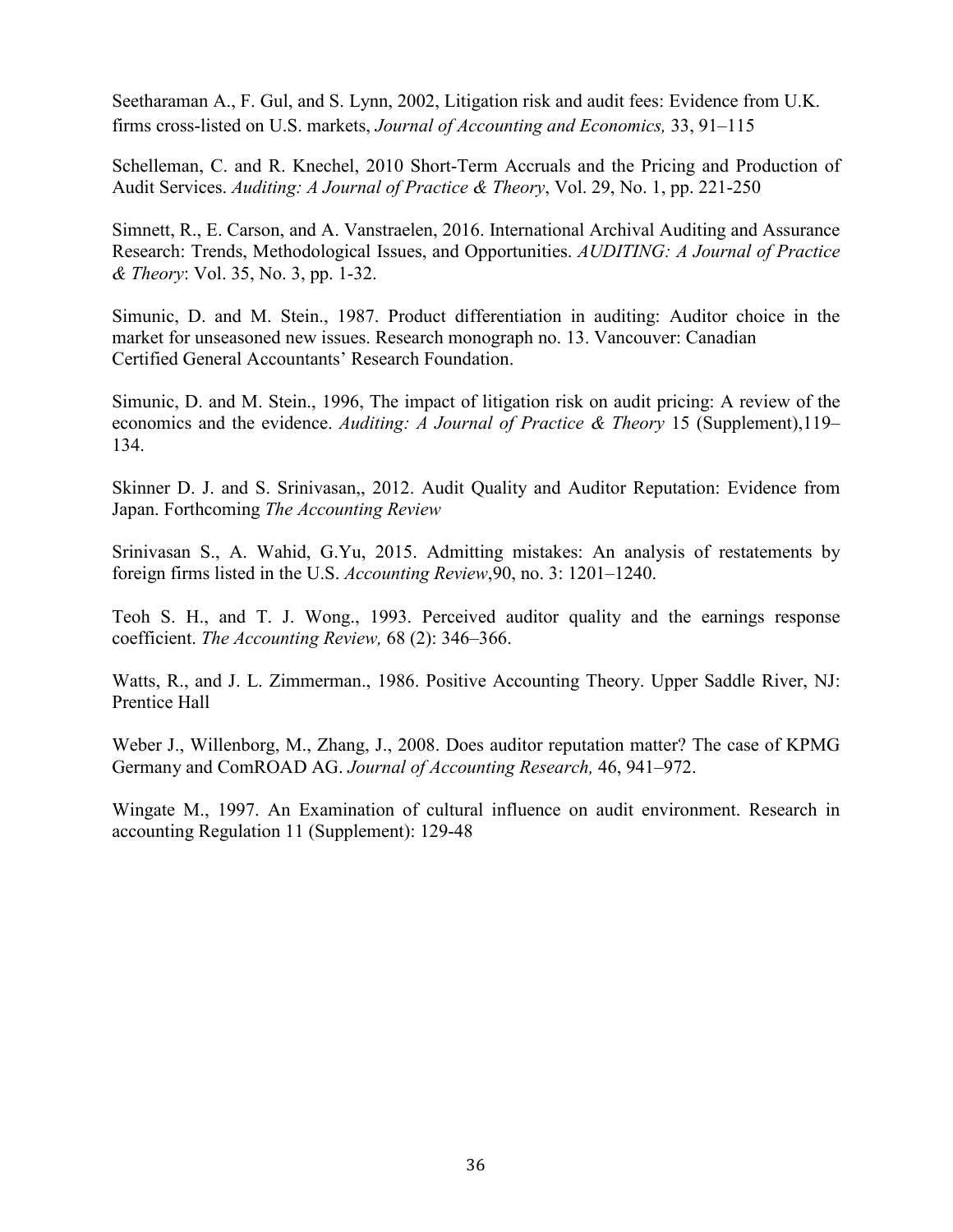Seetharaman A., F. Gul, and S. Lynn, 2002, Litigation risk and audit fees: Evidence from U.K. firms cross-listed on U.S. markets, *Journal of Accounting and Economics,* 33, 91–115

Schelleman, C. and R. Knechel, 2010 Short-Term Accruals and the Pricing and Production of Audit Services. *Auditing: A Journal of Practice & Theory*, Vol. 29, No. 1, pp. 221-250

Simnett, R., E. Carson, and A. Vanstraelen, 2016. International Archival Auditing and Assurance Research: Trends, Methodological Issues, and Opportunities. *AUDITING: A Journal of Practice & Theory*: Vol. 35, No. 3, pp. 1-32.

Simunic, D. and M. Stein., 1987. Product differentiation in auditing: Auditor choice in the market for unseasoned new issues. Research monograph no. 13. Vancouver: Canadian Certified General Accountants' Research Foundation.

Simunic, D. and M. Stein., 1996, The impact of litigation risk on audit pricing: A review of the economics and the evidence. *Auditing: A Journal of Practice & Theory* 15 (Supplement),119–134.

Skinner D. J. and S. Srinivasan,, 2012. Audit Quality and Auditor Reputation: Evidence from Japan. Forthcoming *The Accounting Review*

Srinivasan S., A. Wahid, G.Yu, 2015. Admitting mistakes: An analysis of restatements by foreign firms listed in the U.S. *Accounting Review*,90, no. 3: 1201–1240.

Teoh S. H., and T. J. Wong., 1993. Perceived auditor quality and the earnings response coefficient. *The Accounting Review,* 68 (2): 346–366.

Watts, R., and J. L. Zimmerman., 1986. Positive Accounting Theory. Upper Saddle River, NJ: Prentice Hall

Weber J., Willenborg, M., Zhang, J., 2008. Does auditor reputation matter? The case of KPMG Germany and ComROAD AG. *Journal of Accounting Research,* 46, 941–972.

Wingate M., 1997. An Examination of cultural influence on audit environment. Research in accounting Regulation 11 (Supplement): 129-48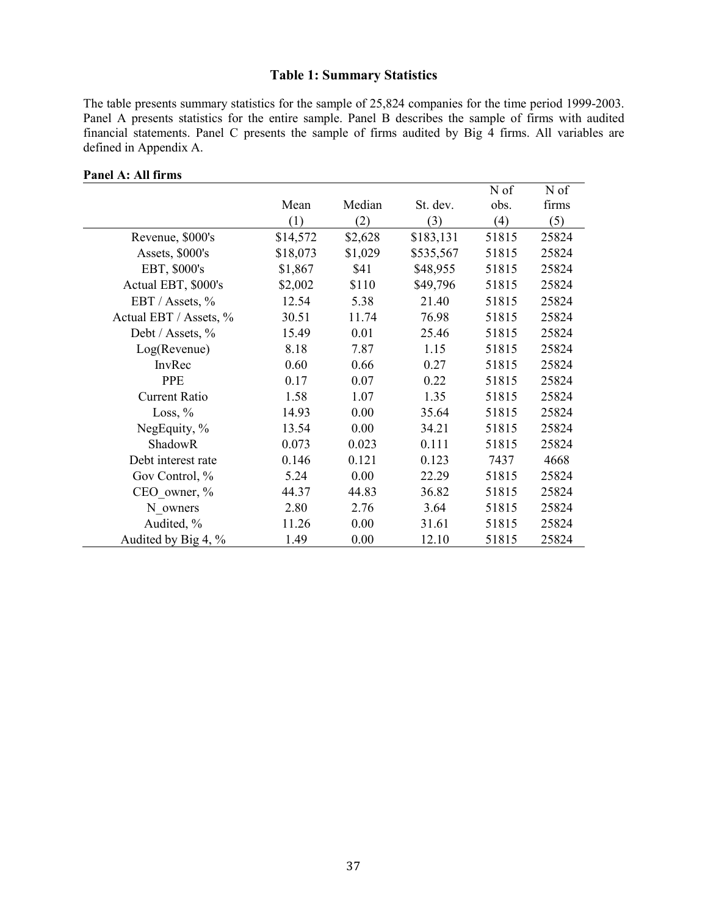# Table 1: Summary Statistics

The table presents summary statistics for the sample of 25,824 companies for the time period 1999-2003. Panel A presents statistics for the entire sample. Panel B describes the sample of firms with audited financial statements. Panel C presents the sample of firms audited by Big 4 firms. All variables are defined in Appendix A.

**Panel A: All firms**

| | Mean (1) | Median (2) | St. dev. (3) | N of obs. (4) | N of firms (5) |
|---|---|---|---|---|---|
| Revenue, $000's | $14,572 | $2,628 | $183,131 | 51815 | 25824 |
| Assets, $000's | $18,073 | $1,029 | $535,567 | 51815 | 25824 |
| EBT, $000's | $1,867 | $41 | $48,955 | 51815 | 25824 |
| Actual EBT, $000's | $2,002 | $110 | $49,796 | 51815 | 25824 |
| EBT / Assets, % | 12.54 | 5.38 | 21.40 | 51815 | 25824 |
| Actual EBT / Assets, % | 30.51 | 11.74 | 76.98 | 51815 | 25824 |
| Debt / Assets, % | 15.49 | 0.01 | 25.46 | 51815 | 25824 |
| Log(Revenue) | 8.18 | 7.87 | 1.15 | 51815 | 25824 |
| InvRec | 0.60 | 0.66 | 0.27 | 51815 | 25824 |
| PPE | 0.17 | 0.07 | 0.22 | 51815 | 25824 |
| Current Ratio | 1.58 | 1.07 | 1.35 | 51815 | 25824 |
| Loss, % | 14.93 | 0.00 | 35.64 | 51815 | 25824 |
| NegEquity, % | 13.54 | 0.00 | 34.21 | 51815 | 25824 |
| ShadowR | 0.073 | 0.023 | 0.111 | 51815 | 25824 |
| Debt interest rate | 0.146 | 0.121 | 0.123 | 7437 | 4668 |
| Gov Control, % | 5.24 | 0.00 | 22.29 | 51815 | 25824 |
| CEO_owner, % | 44.37 | 44.83 | 36.82 | 51815 | 25824 |
| N_owners | 2.80 | 2.76 | 3.64 | 51815 | 25824 |
| Audited, % | 11.26 | 0.00 | 31.61 | 51815 | 25824 |
| Audited by Big 4, % | 1.49 | 0.00 | 12.10 | 51815 | 25824 |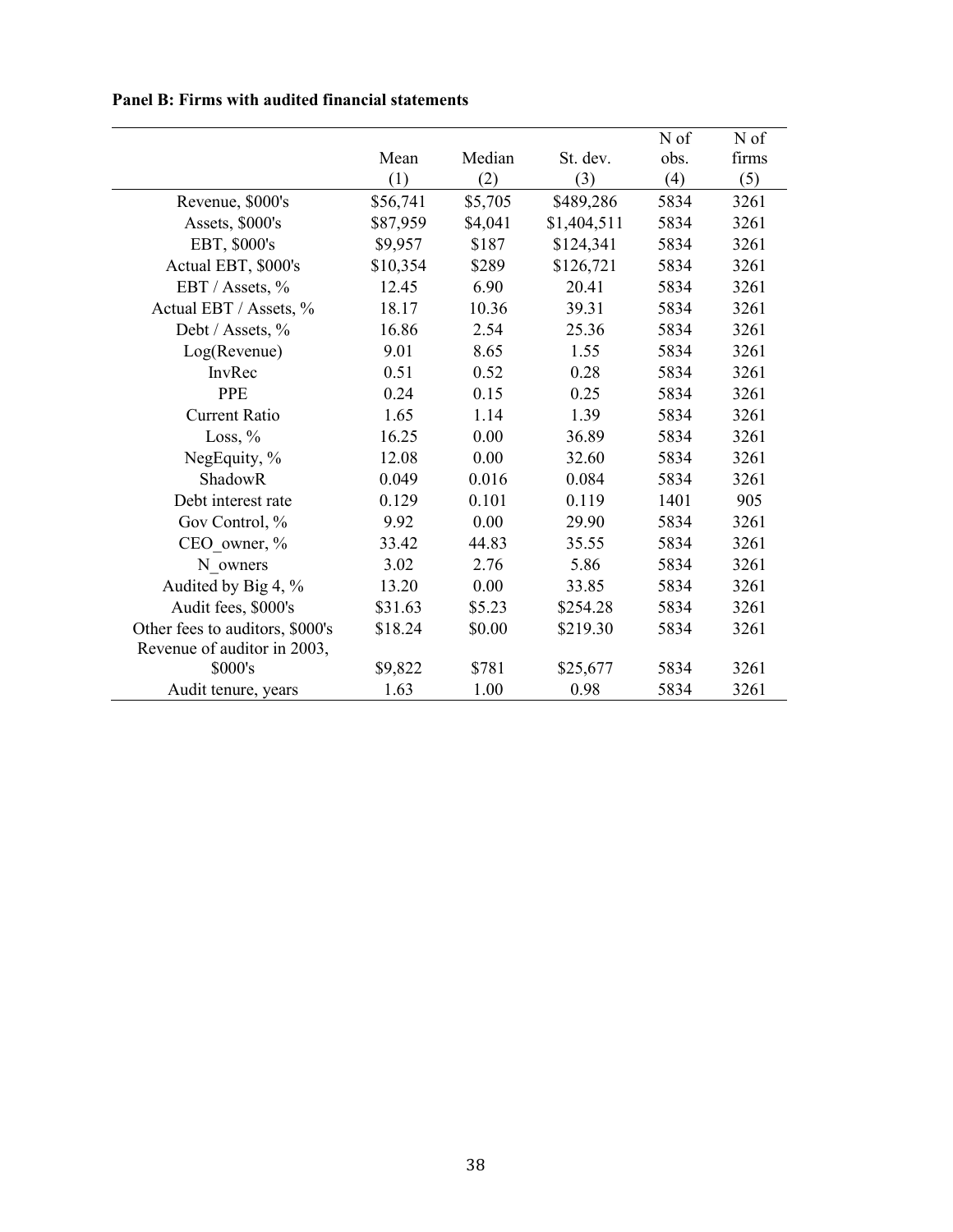**Panel B: Firms with audited financial statements**

| | Mean<br>(1) | Median<br>(2) | St. dev.<br>(3) | N of obs.<br>(4) | N of firms<br>(5) |
|---|---|---|---|---|---|
| Revenue, $000's | $56,741 | $5,705 | $489,286 | 5834 | 3261 |
| Assets, $000's | $87,959 | $4,041 | $1,404,511 | 5834 | 3261 |
| EBT, $000's | $9,957 | $187 | $124,341 | 5834 | 3261 |
| Actual EBT, $000's | $10,354 | $289 | $126,721 | 5834 | 3261 |
| EBT / Assets, % | 12.45 | 6.90 | 20.41 | 5834 | 3261 |
| Actual EBT / Assets, % | 18.17 | 10.36 | 39.31 | 5834 | 3261 |
| Debt / Assets, % | 16.86 | 2.54 | 25.36 | 5834 | 3261 |
| Log(Revenue) | 9.01 | 8.65 | 1.55 | 5834 | 3261 |
| InvRec | 0.51 | 0.52 | 0.28 | 5834 | 3261 |
| PPE | 0.24 | 0.15 | 0.25 | 5834 | 3261 |
| Current Ratio | 1.65 | 1.14 | 1.39 | 5834 | 3261 |
| Loss, % | 16.25 | 0.00 | 36.89 | 5834 | 3261 |
| NegEquity, % | 12.08 | 0.00 | 32.60 | 5834 | 3261 |
| ShadowR | 0.049 | 0.016 | 0.084 | 5834 | 3261 |
| Debt interest rate | 0.129 | 0.101 | 0.119 | 1401 | 905 |
| Gov Control, % | 9.92 | 0.00 | 29.90 | 5834 | 3261 |
| CEO_owner, % | 33.42 | 44.83 | 35.55 | 5834 | 3261 |
| N_owners | 3.02 | 2.76 | 5.86 | 5834 | 3261 |
| Audited by Big 4, % | 13.20 | 0.00 | 33.85 | 5834 | 3261 |
| Audit fees, $000's | $31.63 | $5.23 | $254.28 | 5834 | 3261 |
| Other fees to auditors, $000's | $18.24 | $0.00 | $219.30 | 5834 | 3261 |
| Revenue of auditor in 2003, $000's | $9,822 | $781 | $25,677 | 5834 | 3261 |
| Audit tenure, years | 1.63 | 1.00 | 0.98 | 5834 | 3261 |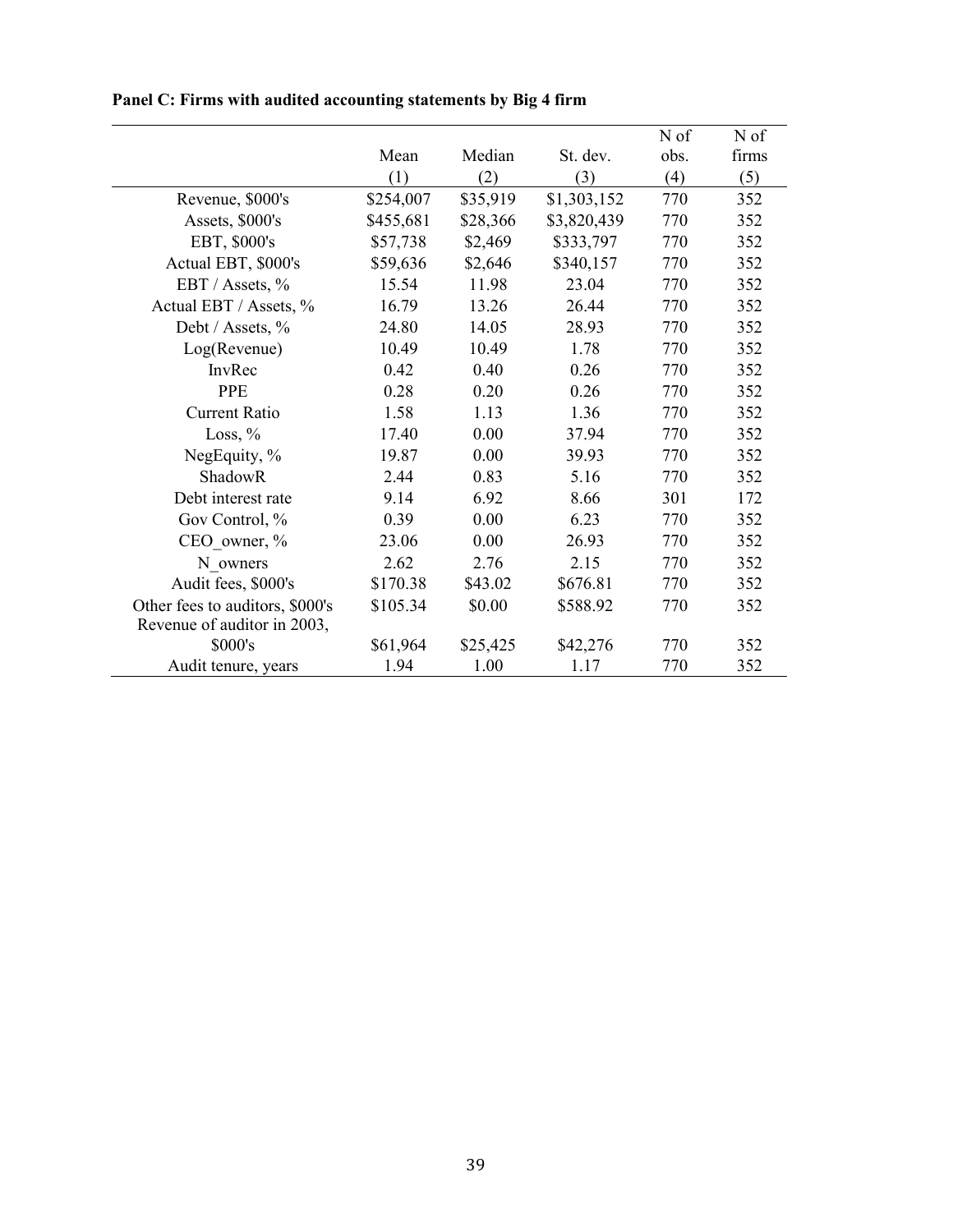**Panel C: Firms with audited accounting statements by Big 4 firm**

| | Mean | Median | St. dev. | N of obs. | N of firms |
|---|---|---|---|---|---|
| | (1) | (2) | (3) | (4) | (5) |
| Revenue, $000's | $254,007 | $35,919 | $1,303,152 | 770 | 352 |
| Assets, $000's | $455,681 | $28,366 | $3,820,439 | 770 | 352 |
| EBT, $000's | $57,738 | $2,469 | $333,797 | 770 | 352 |
| Actual EBT, $000's | $59,636 | $2,646 | $340,157 | 770 | 352 |
| EBT / Assets, % | 15.54 | 11.98 | 23.04 | 770 | 352 |
| Actual EBT / Assets, % | 16.79 | 13.26 | 26.44 | 770 | 352 |
| Debt / Assets, % | 24.80 | 14.05 | 28.93 | 770 | 352 |
| Log(Revenue) | 10.49 | 10.49 | 1.78 | 770 | 352 |
| InvRec | 0.42 | 0.40 | 0.26 | 770 | 352 |
| PPE | 0.28 | 0.20 | 0.26 | 770 | 352 |
| Current Ratio | 1.58 | 1.13 | 1.36 | 770 | 352 |
| Loss, % | 17.40 | 0.00 | 37.94 | 770 | 352 |
| NegEquity, % | 19.87 | 0.00 | 39.93 | 770 | 352 |
| ShadowR | 2.44 | 0.83 | 5.16 | 770 | 352 |
| Debt interest rate | 9.14 | 6.92 | 8.66 | 301 | 172 |
| Gov Control, % | 0.39 | 0.00 | 6.23 | 770 | 352 |
| CEO_owner, % | 23.06 | 0.00 | 26.93 | 770 | 352 |
| N_owners | 2.62 | 2.76 | 2.15 | 770 | 352 |
| Audit fees, $000's | $170.38 | $43.02 | $676.81 | 770 | 352 |
| Other fees to auditors, $000's | $105.34 | $0.00 | $588.92 | 770 | 352 |
| Revenue of auditor in 2003, $000's | $61,964 | $25,425 | $42,276 | 770 | 352 |
| Audit tenure, years | 1.94 | 1.00 | 1.17 | 770 | 352 |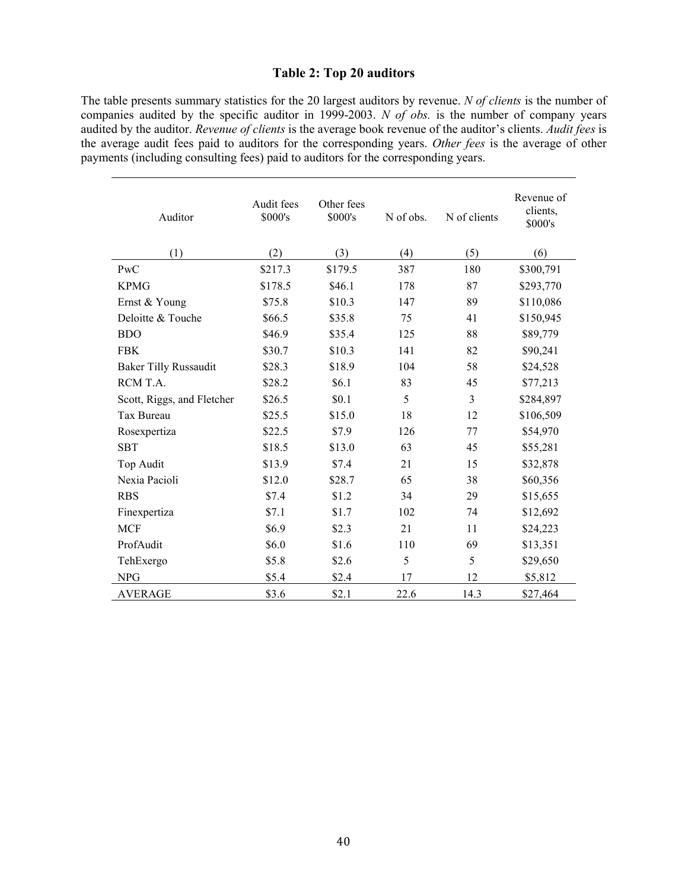## Table 2: Top 20 auditors

The table presents summary statistics for the 20 largest auditors by revenue. *N of clients* is the number of companies audited by the specific auditor in 1999-2003. *N of obs.* is the number of company years audited by the auditor. *Revenue of clients* is the average book revenue of the auditor's clients. *Audit fees* is the average audit fees paid to auditors for the corresponding years. *Other fees* is the average of other payments (including consulting fees) paid to auditors for the corresponding years.

| Auditor | Audit fees \$000's | Other fees \$000's | N of obs. | N of clients | Revenue of clients, \$000's |
|---|---|---|---|---|---|
| (1) | (2) | (3) | (4) | (5) | (6) |
| PwC | \$217.3 | \$179.5 | 387 | 180 | \$300,791 |
| KPMG | \$178.5 | \$46.1 | 178 | 87 | \$293,770 |
| Ernst & Young | \$75.8 | \$10.3 | 147 | 89 | \$110,086 |
| Deloitte & Touche | \$66.5 | \$35.8 | 75 | 41 | \$150,945 |
| BDO | \$46.9 | \$35.4 | 125 | 88 | \$89,779 |
| FBK | \$30.7 | \$10.3 | 141 | 82 | \$90,241 |
| Baker Tilly Russaudit | \$28.3 | \$18.9 | 104 | 58 | \$24,528 |
| RCM T.A. | \$28.2 | \$6.1 | 83 | 45 | \$77,213 |
| Scott, Riggs, and Fletcher | \$26.5 | \$0.1 | 5 | 3 | \$284,897 |
| Tax Bureau | \$25.5 | \$15.0 | 18 | 12 | \$106,509 |
| Rosexpertiza | \$22.5 | \$7.9 | 126 | 77 | \$54,970 |
| SBT | \$18.5 | \$13.0 | 63 | 45 | \$55,281 |
| Top Audit | \$13.9 | \$7.4 | 21 | 15 | \$32,878 |
| Nexia Pacioli | \$12.0 | \$28.7 | 65 | 38 | \$60,356 |
| RBS | \$7.4 | \$1.2 | 34 | 29 | \$15,655 |
| Finexpertiza | \$7.1 | \$1.7 | 102 | 74 | \$12,692 |
| MCF | \$6.9 | \$2.3 | 21 | 11 | \$24,223 |
| ProfAudit | \$6.0 | \$1.6 | 110 | 69 | \$13,351 |
| TehExergo | \$5.8 | \$2.6 | 5 | 5 | \$29,650 |
| NPG | \$5.4 | \$2.4 | 17 | 12 | \$5,812 |
| AVERAGE | \$3.6 | \$2.1 | 22.6 | 14.3 | \$27,464 |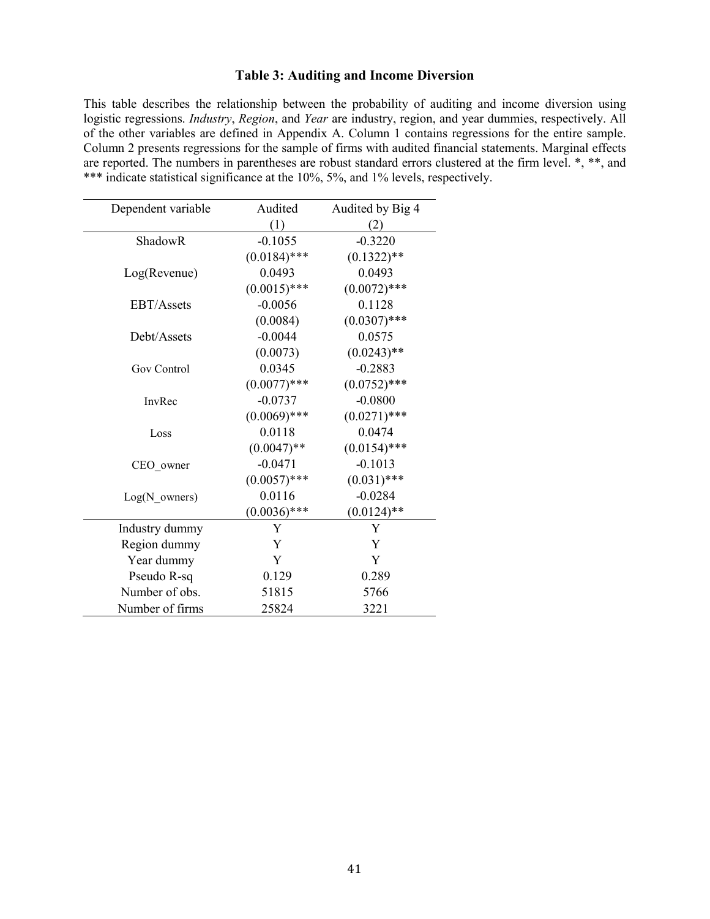### Table 3: Auditing and Income Diversion

This table describes the relationship between the probability of auditing and income diversion using logistic regressions. *Industry*, *Region*, and *Year* are industry, region, and year dummies, respectively. All of the other variables are defined in Appendix A. Column 1 contains regressions for the entire sample. Column 2 presents regressions for the sample of firms with audited financial statements. Marginal effects are reported. The numbers in parentheses are robust standard errors clustered at the firm level. *, **, and *** indicate statistical significance at the 10%, 5%, and 1% levels, respectively.

| Dependent variable | Audited (1) | Audited by Big 4 (2) |
|---|---|---|
| ShadowR | -0.1055 | -0.3220 |
| | (0.0184)*** | (0.1322)** |
| Log(Revenue) | 0.0493 | 0.0493 |
| | (0.0015)*** | (0.0072)*** |
| EBT/Assets | -0.0056 | 0.1128 |
| | (0.0084) | (0.0307)*** |
| Debt/Assets | -0.0044 | 0.0575 |
| | (0.0073) | (0.0243)** |
| Gov Control | 0.0345 | -0.2883 |
| | (0.0077)*** | (0.0752)*** |
| InvRec | -0.0737 | -0.0800 |
| | (0.0069)*** | (0.0271)*** |
| Loss | 0.0118 | 0.0474 |
| | (0.0047)** | (0.0154)*** |
| CEO_owner | -0.0471 | -0.1013 |
| | (0.0057)*** | (0.031)*** |
| Log(N_owners) | 0.0116 | -0.0284 |
| | (0.0036)*** | (0.0124)** |
| Industry dummy | Y | Y |
| Region dummy | Y | Y |
| Year dummy | Y | Y |
| Pseudo R-sq | 0.129 | 0.289 |
| Number of obs. | 51815 | 5766 |
| Number of firms | 25824 | 3221 |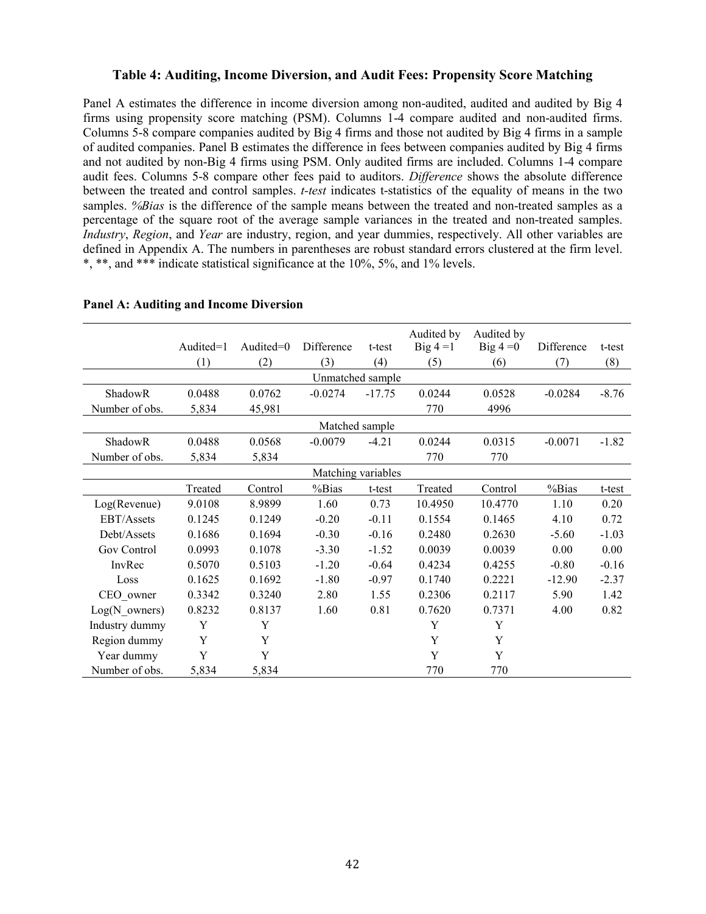### Table 4: Auditing, Income Diversion, and Audit Fees: Propensity Score Matching

Panel A estimates the difference in income diversion among non-audited, audited and audited by Big 4 firms using propensity score matching (PSM). Columns 1-4 compare audited and non-audited firms. Columns 5-8 compare companies audited by Big 4 firms and those not audited by Big 4 firms in a sample of audited companies. Panel B estimates the difference in fees between companies audited by Big 4 firms and not audited by non-Big 4 firms using PSM. Only audited firms are included. Columns 1-4 compare audit fees. Columns 5-8 compare other fees paid to auditors. *Difference* shows the absolute difference between the treated and control samples. *t-test* indicates t-statistics of the equality of means in the two samples. *%Bias* is the difference of the sample means between the treated and non-treated samples as a percentage of the square root of the average sample variances in the treated and non-treated samples. *Industry*, *Region*, and *Year* are industry, region, and year dummies, respectively. All other variables are defined in Appendix A. The numbers in parentheses are robust standard errors clustered at the firm level. *, **, and *** indicate statistical significance at the 10%, 5%, and 1% levels.

**Panel A: Auditing and Income Diversion**

| | Audited=1 | Audited=0 | Difference | t-test | Audited by Big 4 =1 | Audited by Big 4 =0 | Difference | t-test |
|---|---|---|---|---|---|---|---|---|
| | (1) | (2) | (3) | (4) | (5) | (6) | (7) | (8) |
| | | | Unmatched sample | | | | | |
| ShadowR | 0.0488 | 0.0762 | -0.0274 | -17.75 | 0.0244 | 0.0528 | -0.0284 | -8.76 |
| Number of obs. | 5,834 | 45,981 | | | 770 | 4996 | | |
| | | | Matched sample | | | | | |
| ShadowR | 0.0488 | 0.0568 | -0.0079 | -4.21 | 0.0244 | 0.0315 | -0.0071 | -1.82 |
| Number of obs. | 5,834 | 5,834 | | | 770 | 770 | | |
| | | | Matching variables | | | | | |
| | Treated | Control | %Bias | t-test | Treated | Control | %Bias | t-test |
| Log(Revenue) | 9.0108 | 8.9899 | 1.60 | 0.73 | 10.4950 | 10.4770 | 1.10 | 0.20 |
| EBT/Assets | 0.1245 | 0.1249 | -0.20 | -0.11 | 0.1554 | 0.1465 | 4.10 | 0.72 |
| Debt/Assets | 0.1686 | 0.1694 | -0.30 | -0.16 | 0.2480 | 0.2630 | -5.60 | -1.03 |
| Gov Control | 0.0993 | 0.1078 | -3.30 | -1.52 | 0.0039 | 0.0039 | 0.00 | 0.00 |
| InvRec | 0.5070 | 0.5103 | -1.20 | -0.64 | 0.4234 | 0.4255 | -0.80 | -0.16 |
| Loss | 0.1625 | 0.1692 | -1.80 | -0.97 | 0.1740 | 0.2221 | -12.90 | -2.37 |
| CEO_owner | 0.3342 | 0.3240 | 2.80 | 1.55 | 0.2306 | 0.2117 | 5.90 | 1.42 |
| Log(N_owners) | 0.8232 | 0.8137 | 1.60 | 0.81 | 0.7620 | 0.7371 | 4.00 | 0.82 |
| Industry dummy | Y | Y | | | Y | Y | | |
| Region dummy | Y | Y | | | Y | Y | | |
| Year dummy | Y | Y | | | Y | Y | | |
| Number of obs. | 5,834 | 5,834 | | | 770 | 770 | | |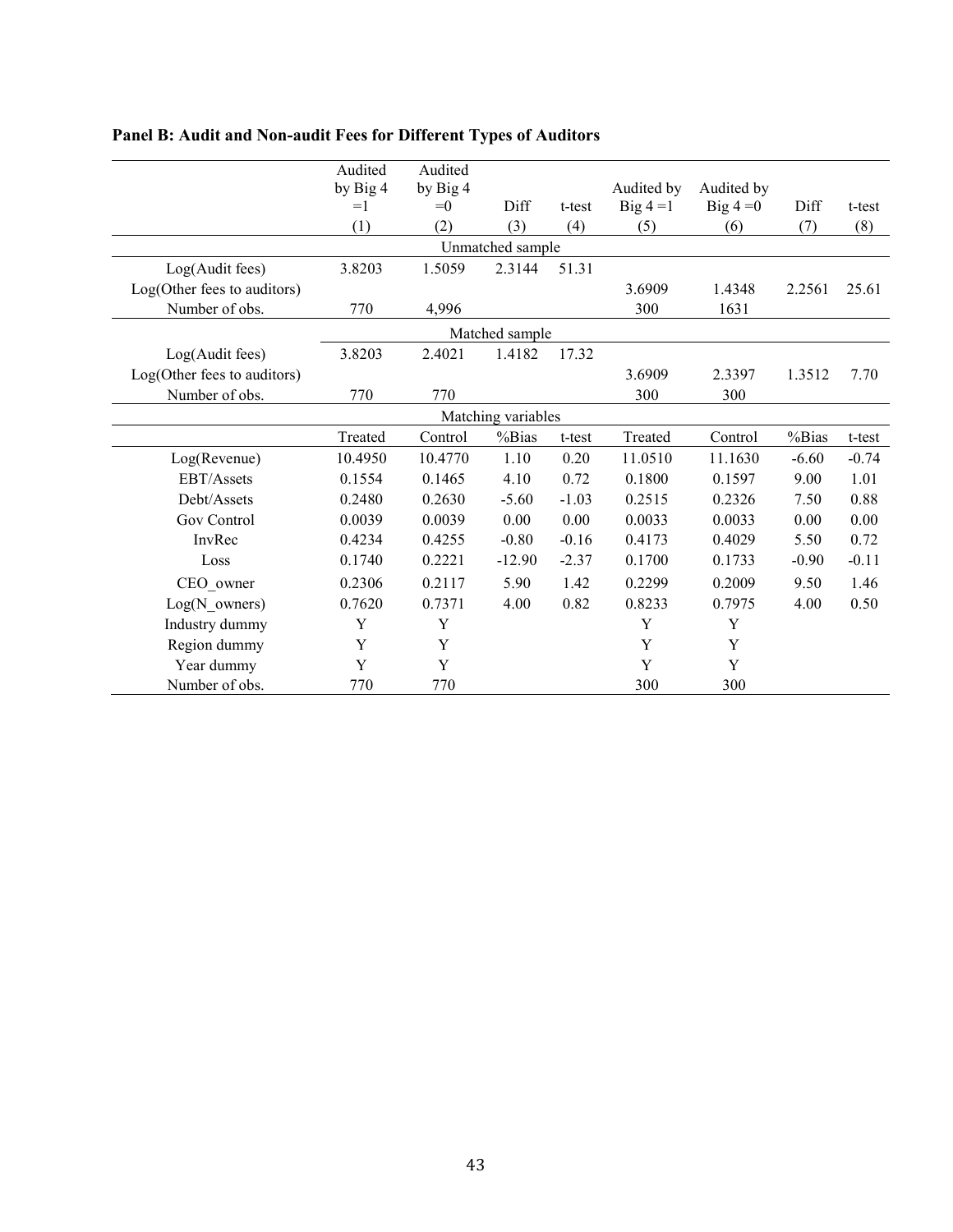**Panel B: Audit and Non-audit Fees for Different Types of Auditors**

| | Audited by Big 4 =1 | Audited by Big 4 =0 | Diff | t-test | Audited by Big 4 =1 | Audited by Big 4 =0 | Diff | t-test |
|---|---|---|---|---|---|---|---|---|
| | (1) | (2) | (3) | (4) | (5) | (6) | (7) | (8) |
| | | | Unmatched sample | | | | | |
| Log(Audit fees) | 3.8203 | 1.5059 | 2.3144 | 51.31 | | | | |
| Log(Other fees to auditors) | | | | | 3.6909 | 1.4348 | 2.2561 | 25.61 |
| Number of obs. | 770 | 4,996 | | | 300 | 1631 | | |
| | | | Matched sample | | | | | |
| Log(Audit fees) | 3.8203 | 2.4021 | 1.4182 | 17.32 | | | | |
| Log(Other fees to auditors) | | | | | 3.6909 | 2.3397 | 1.3512 | 7.70 |
| Number of obs. | 770 | 770 | | | 300 | 300 | | |
| | | | Matching variables | | | | | |
| | Treated | Control | %Bias | t-test | Treated | Control | %Bias | t-test |
| Log(Revenue) | 10.4950 | 10.4770 | 1.10 | 0.20 | 11.0510 | 11.1630 | -6.60 | -0.74 |
| EBT/Assets | 0.1554 | 0.1465 | 4.10 | 0.72 | 0.1800 | 0.1597 | 9.00 | 1.01 |
| Debt/Assets | 0.2480 | 0.2630 | -5.60 | -1.03 | 0.2515 | 0.2326 | 7.50 | 0.88 |
| Gov Control | 0.0039 | 0.0039 | 0.00 | 0.00 | 0.0033 | 0.0033 | 0.00 | 0.00 |
| InvRec | 0.4234 | 0.4255 | -0.80 | -0.16 | 0.4173 | 0.4029 | 5.50 | 0.72 |
| Loss | 0.1740 | 0.2221 | -12.90 | -2.37 | 0.1700 | 0.1733 | -0.90 | -0.11 |
| CEO_owner | 0.2306 | 0.2117 | 5.90 | 1.42 | 0.2299 | 0.2009 | 9.50 | 1.46 |
| Log(N_owners) | 0.7620 | 0.7371 | 4.00 | 0.82 | 0.8233 | 0.7975 | 4.00 | 0.50 |
| Industry dummy | Y | Y | | | Y | Y | | |
| Region dummy | Y | Y | | | Y | Y | | |
| Year dummy | Y | Y | | | Y | Y | | |
| Number of obs. | 770 | 770 | | | 300 | 300 | | |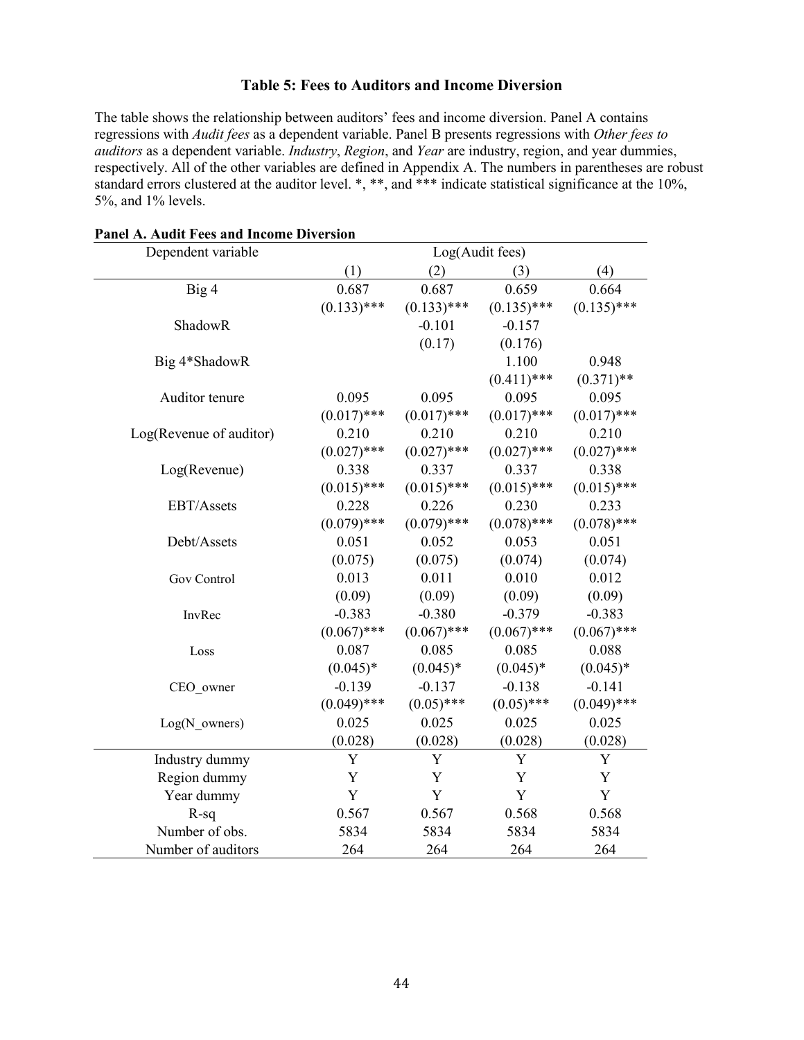### Table 5: Fees to Auditors and Income Diversion

The table shows the relationship between auditors' fees and income diversion. Panel A contains regressions with *Audit fees* as a dependent variable. Panel B presents regressions with *Other fees to auditors* as a dependent variable. *Industry*, *Region*, and *Year* are industry, region, and year dummies, respectively. All of the other variables are defined in Appendix A. The numbers in parentheses are robust standard errors clustered at the auditor level. *, **, and *** indicate statistical significance at the 10%, 5%, and 1% levels.

**Panel A. Audit Fees and Income Diversion**

| Dependent variable | Log(Audit fees) | | | |
|---|---|---|---|---|
| | (1) | (2) | (3) | (4) |
| Big 4 | 0.687 | 0.687 | 0.659 | 0.664 |
| | (0.133)*** | (0.133)*** | (0.135)*** | (0.135)*** |
| ShadowR | | -0.101 | -0.157 | |
| | | (0.17) | (0.176) | |
| Big 4*ShadowR | | | 1.100 | 0.948 |
| | | | (0.411)*** | (0.371)** |
| Auditor tenure | 0.095 | 0.095 | 0.095 | 0.095 |
| | (0.017)*** | (0.017)*** | (0.017)*** | (0.017)*** |
| Log(Revenue of auditor) | 0.210 | 0.210 | 0.210 | 0.210 |
| | (0.027)*** | (0.027)*** | (0.027)*** | (0.027)*** |
| Log(Revenue) | 0.338 | 0.337 | 0.337 | 0.338 |
| | (0.015)*** | (0.015)*** | (0.015)*** | (0.015)*** |
| EBT/Assets | 0.228 | 0.226 | 0.230 | 0.233 |
| | (0.079)*** | (0.079)*** | (0.078)*** | (0.078)*** |
| Debt/Assets | 0.051 | 0.052 | 0.053 | 0.051 |
| | (0.075) | (0.075) | (0.074) | (0.074) |
| Gov Control | 0.013 | 0.011 | 0.010 | 0.012 |
| | (0.09) | (0.09) | (0.09) | (0.09) |
| InvRec | -0.383 | -0.380 | -0.379 | -0.383 |
| | (0.067)*** | (0.067)*** | (0.067)*** | (0.067)*** |
| Loss | 0.087 | 0.085 | 0.085 | 0.088 |
| | (0.045)* | (0.045)* | (0.045)* | (0.045)* |
| CEO_owner | -0.139 | -0.137 | -0.138 | -0.141 |
| | (0.049)*** | (0.05)*** | (0.05)*** | (0.049)*** |
| Log(N_owners) | 0.025 | 0.025 | 0.025 | 0.025 |
| | (0.028) | (0.028) | (0.028) | (0.028) |
| Industry dummy | Y | Y | Y | Y |
| Region dummy | Y | Y | Y | Y |
| Year dummy | Y | Y | Y | Y |
| R-sq | 0.567 | 0.567 | 0.568 | 0.568 |
| Number of obs. | 5834 | 5834 | 5834 | 5834 |
| Number of auditors | 264 | 264 | 264 | 264 |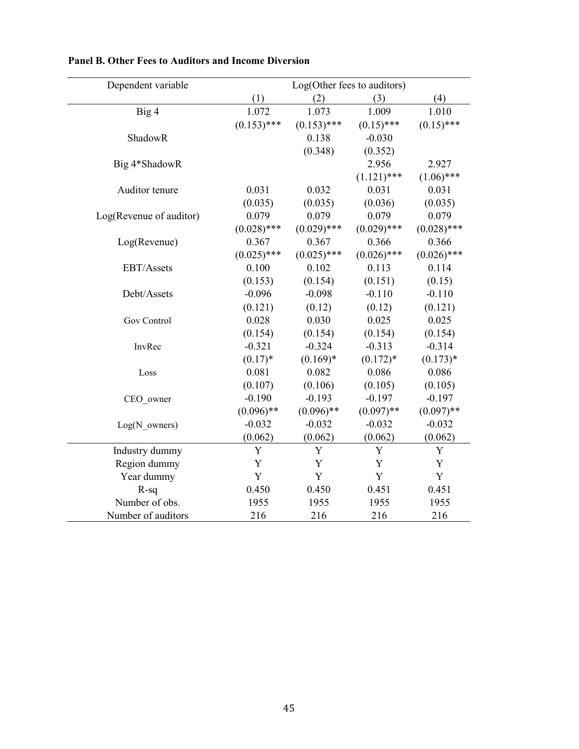**Panel B. Other Fees to Auditors and Income Diversion**

| Dependent variable | Log(Other fees to auditors) | | | |
|---|---|---|---|---|
| | (1) | (2) | (3) | (4) |
| Big 4 | 1.072 | 1.073 | 1.009 | 1.010 |
| | (0.153)*** | (0.153)*** | (0.15)*** | (0.15)*** |
| ShadowR | | 0.138 | -0.030 | |
| | | (0.348) | (0.352) | |
| Big 4*ShadowR | | | 2.956 | 2.927 |
| | | | (1.121)*** | (1.06)*** |
| Auditor tenure | 0.031 | 0.032 | 0.031 | 0.031 |
| | (0.035) | (0.035) | (0.036) | (0.035) |
| Log(Revenue of auditor) | 0.079 | 0.079 | 0.079 | 0.079 |
| | (0.028)*** | (0.029)*** | (0.029)*** | (0.028)*** |
| Log(Revenue) | 0.367 | 0.367 | 0.366 | 0.366 |
| | (0.025)*** | (0.025)*** | (0.026)*** | (0.026)*** |
| EBT/Assets | 0.100 | 0.102 | 0.113 | 0.114 |
| | (0.153) | (0.154) | (0.151) | (0.15) |
| Debt/Assets | -0.096 | -0.098 | -0.110 | -0.110 |
| | (0.121) | (0.12) | (0.12) | (0.121) |
| Gov Control | 0.028 | 0.030 | 0.025 | 0.025 |
| | (0.154) | (0.154) | (0.154) | (0.154) |
| InvRec | -0.321 | -0.324 | -0.313 | -0.314 |
| | (0.17)* | (0.169)* | (0.172)* | (0.173)* |
| Loss | 0.081 | 0.082 | 0.086 | 0.086 |
| | (0.107) | (0.106) | (0.105) | (0.105) |
| CEO_owner | -0.190 | -0.193 | -0.197 | -0.197 |
| | (0.096)** | (0.096)** | (0.097)** | (0.097)** |
| Log(N_owners) | -0.032 | -0.032 | -0.032 | -0.032 |
| | (0.062) | (0.062) | (0.062) | (0.062) |
| Industry dummy | Y | Y | Y | Y |
| Region dummy | Y | Y | Y | Y |
| Year dummy | Y | Y | Y | Y |
| R-sq | 0.450 | 0.450 | 0.451 | 0.451 |
| Number of obs. | 1955 | 1955 | 1955 | 1955 |
| Number of auditors | 216 | 216 | 216 | 216 |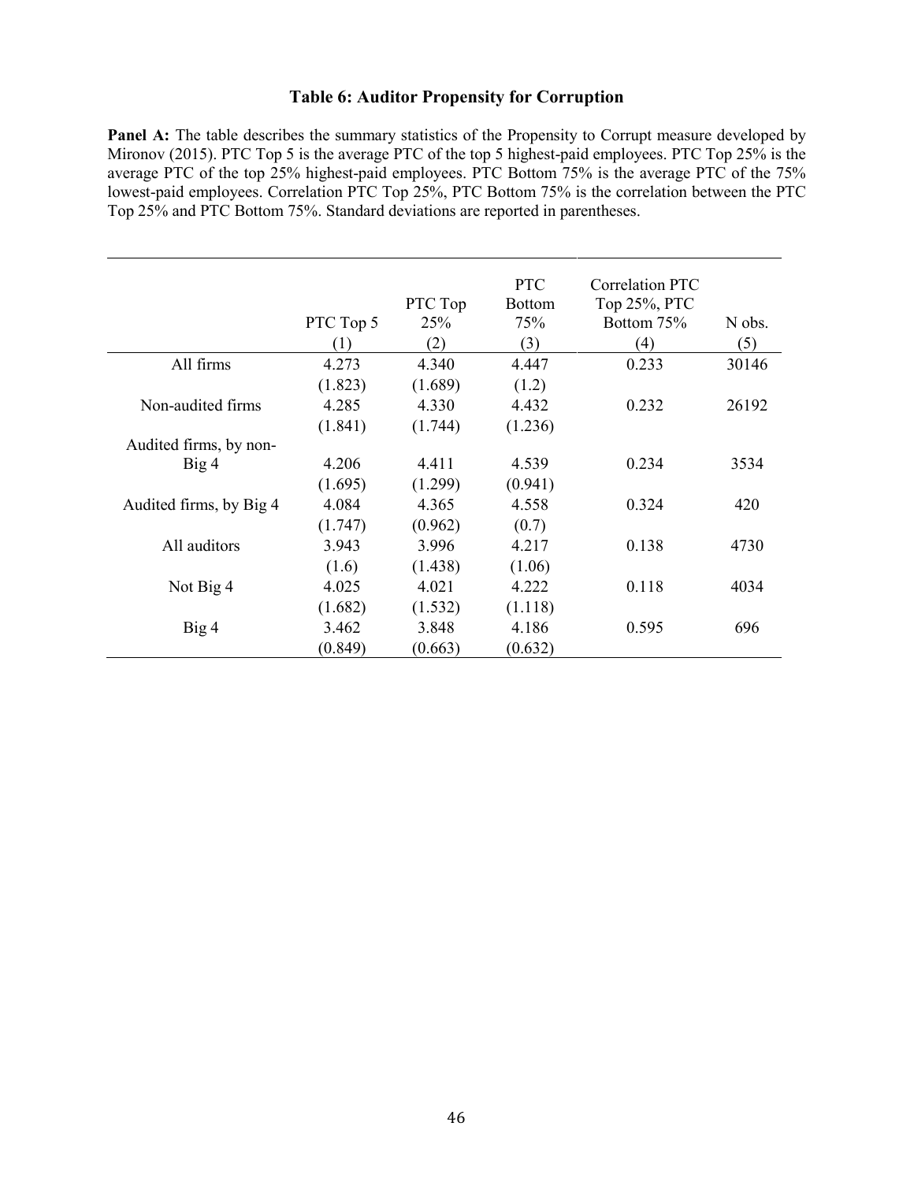# Table 6: Auditor Propensity for Corruption

**Panel A:** The table describes the summary statistics of the Propensity to Corrupt measure developed by Mironov (2015). PTC Top 5 is the average PTC of the top 5 highest-paid employees. PTC Top 25% is the average PTC of the top 25% highest-paid employees. PTC Bottom 75% is the average PTC of the 75% lowest-paid employees. Correlation PTC Top 25%, PTC Bottom 75% is the correlation between the PTC Top 25% and PTC Bottom 75%. Standard deviations are reported in parentheses.

| | PTC Top 5 | PTC Top 25% | PTC Bottom 75% | Correlation PTC Top 25%, PTC Bottom 75% | N obs. |
|---|---|---|---|---|---|
| | (1) | (2) | (3) | (4) | (5) |
| All firms | 4.273 | 4.340 | 4.447 | 0.233 | 30146 |
| | (1.823) | (1.689) | (1.2) | | |
| Non-audited firms | 4.285 | 4.330 | 4.432 | 0.232 | 26192 |
| | (1.841) | (1.744) | (1.236) | | |
| Audited firms, by non-Big 4 | 4.206 | 4.411 | 4.539 | 0.234 | 3534 |
| | (1.695) | (1.299) | (0.941) | | |
| Audited firms, by Big 4 | 4.084 | 4.365 | 4.558 | 0.324 | 420 |
| | (1.747) | (0.962) | (0.7) | | |
| All auditors | 3.943 | 3.996 | 4.217 | 0.138 | 4730 |
| | (1.6) | (1.438) | (1.06) | | |
| Not Big 4 | 4.025 | 4.021 | 4.222 | 0.118 | 4034 |
| | (1.682) | (1.532) | (1.118) | | |
| Big 4 | 3.462 | 3.848 | 4.186 | 0.595 | 696 |
| | (0.849) | (0.663) | (0.632) | | |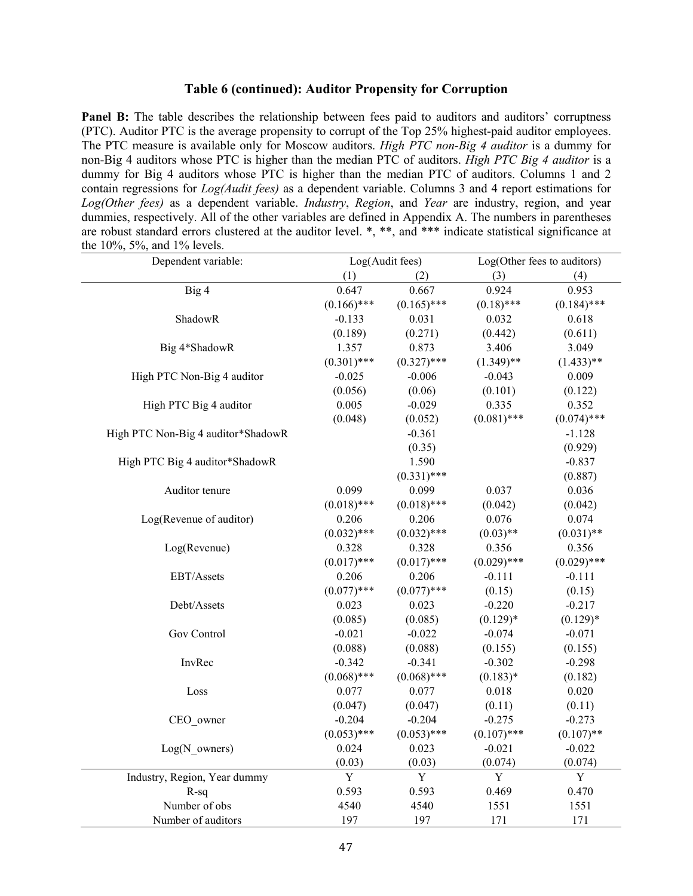### Table 6 (continued): Auditor Propensity for Corruption

**Panel B:** The table describes the relationship between fees paid to auditors and auditors' corruptness (PTC). Auditor PTC is the average propensity to corrupt of the Top 25% highest-paid auditor employees. The PTC measure is available only for Moscow auditors. *High PTC non-Big 4 auditor* is a dummy for non-Big 4 auditors whose PTC is higher than the median PTC of auditors. *High PTC Big 4 auditor* is a dummy for Big 4 auditors whose PTC is higher than the median PTC of auditors. Columns 1 and 2 contain regressions for *Log(Audit fees)* as a dependent variable. Columns 3 and 4 report estimations for *Log(Other fees)* as a dependent variable. *Industry*, *Region*, and *Year* are industry, region, and year dummies, respectively. All of the other variables are defined in Appendix A. The numbers in parentheses are robust standard errors clustered at the auditor level. *, **, and *** indicate statistical significance at the 10%, 5%, and 1% levels.

| Dependent variable: | Log(Audit fees) | | Log(Other fees to auditors) | |
|---|---|---|---|---|
| | (1) | (2) | (3) | (4) |
| Big 4 | 0.647 | 0.667 | 0.924 | 0.953 |
| | (0.166)*** | (0.165)*** | (0.18)*** | (0.184)*** |
| ShadowR | -0.133 | 0.031 | 0.032 | 0.618 |
| | (0.189) | (0.271) | (0.442) | (0.611) |
| Big 4*ShadowR | 1.357 | 0.873 | 3.406 | 3.049 |
| | (0.301)*** | (0.327)*** | (1.349)** | (1.433)** |
| High PTC Non-Big 4 auditor | -0.025 | -0.006 | -0.043 | 0.009 |
| | (0.056) | (0.06) | (0.101) | (0.122) |
| High PTC Big 4 auditor | 0.005 | -0.029 | 0.335 | 0.352 |
| | (0.048) | (0.052) | (0.081)*** | (0.074)*** |
| High PTC Non-Big 4 auditor*ShadowR | | -0.361 | | -1.128 |
| | | (0.35) | | (0.929) |
| High PTC Big 4 auditor*ShadowR | | 1.590 | | -0.837 |
| | | (0.331)*** | | (0.887) |
| Auditor tenure | 0.099 | 0.099 | 0.037 | 0.036 |
| | (0.018)*** | (0.018)*** | (0.042) | (0.042) |
| Log(Revenue of auditor) | 0.206 | 0.206 | 0.076 | 0.074 |
| | (0.032)*** | (0.032)*** | (0.03)** | (0.031)** |
| Log(Revenue) | 0.328 | 0.328 | 0.356 | 0.356 |
| | (0.017)*** | (0.017)*** | (0.029)*** | (0.029)*** |
| EBT/Assets | 0.206 | 0.206 | -0.111 | -0.111 |
| | (0.077)*** | (0.077)*** | (0.15) | (0.15) |
| Debt/Assets | 0.023 | 0.023 | -0.220 | -0.217 |
| | (0.085) | (0.085) | (0.129)* | (0.129)* |
| Gov Control | -0.021 | -0.022 | -0.074 | -0.071 |
| | (0.088) | (0.088) | (0.155) | (0.155) |
| InvRec | -0.342 | -0.341 | -0.302 | -0.298 |
| | (0.068)*** | (0.068)*** | (0.183)* | (0.182) |
| Loss | 0.077 | 0.077 | 0.018 | 0.020 |
| | (0.047) | (0.047) | (0.11) | (0.11) |
| CEO_owner | -0.204 | -0.204 | -0.275 | -0.273 |
| | (0.053)*** | (0.053)*** | (0.107)*** | (0.107)** |
| Log(N_owners) | 0.024 | 0.023 | -0.021 | -0.022 |
| | (0.03) | (0.03) | (0.074) | (0.074) |
| Industry, Region, Year dummy | Y | Y | Y | Y |
| R-sq | 0.593 | 0.593 | 0.469 | 0.470 |
| Number of obs | 4540 | 4540 | 1551 | 1551 |
| Number of auditors | 197 | 197 | 171 | 171 |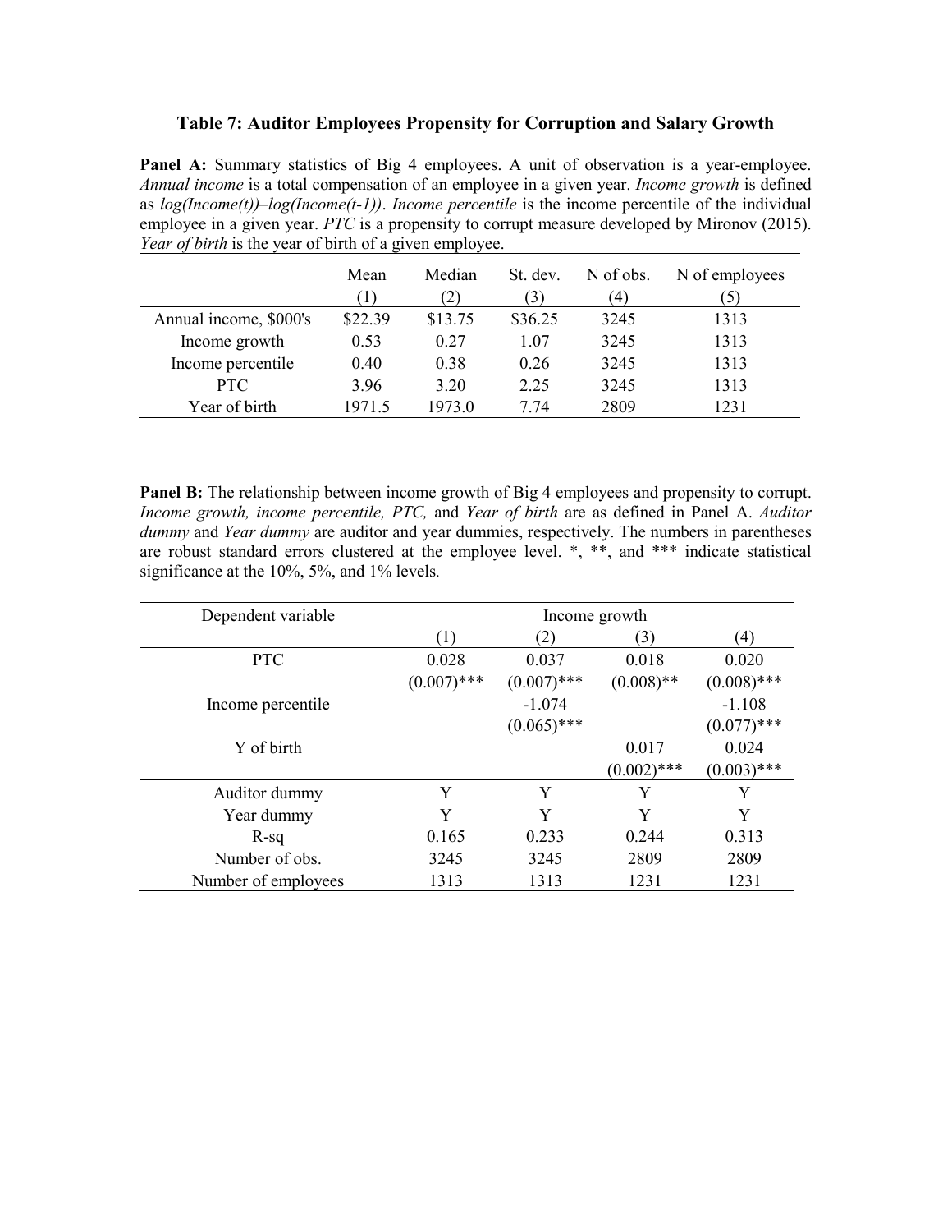**Table 7: Auditor Employees Propensity for Corruption and Salary Growth**

**Panel A:** Summary statistics of Big 4 employees. A unit of observation is a year-employee. *Annual income* is a total compensation of an employee in a given year. *Income growth* is defined as *log(Income(t))–log(Income(t-1))*. *Income percentile* is the income percentile of the individual employee in a given year. *PTC* is a propensity to corrupt measure developed by Mironov (2015). *Year of birth* is the year of birth of a given employee.

| | Mean | Median | St. dev. | N of obs. | N of employees |
|---|---|---|---|---|---|
| | (1) | (2) | (3) | (4) | (5) |
| Annual income, $000's | $22.39 | $13.75 | $36.25 | 3245 | 1313 |
| Income growth | 0.53 | 0.27 | 1.07 | 3245 | 1313 |
| Income percentile | 0.40 | 0.38 | 0.26 | 3245 | 1313 |
| PTC | 3.96 | 3.20 | 2.25 | 3245 | 1313 |
| Year of birth | 1971.5 | 1973.0 | 7.74 | 2809 | 1231 |

**Panel B:** The relationship between income growth of Big 4 employees and propensity to corrupt. *Income growth, income percentile, PTC,* and *Year of birth* are as defined in Panel A. *Auditor dummy* and *Year dummy* are auditor and year dummies, respectively. The numbers in parentheses are robust standard errors clustered at the employee level. *, **, and *** indicate statistical significance at the 10%, 5%, and 1% levels.

| Dependent variable | Income growth | | | |
|---|---|---|---|---|
| | (1) | (2) | (3) | (4) |
| PTC | 0.028 | 0.037 | 0.018 | 0.020 |
| | (0.007)*** | (0.007)*** | (0.008)** | (0.008)*** |
| Income percentile | | -1.074 | | -1.108 |
| | | (0.065)*** | | (0.077)*** |
| Y of birth | | | 0.017 | 0.024 |
| | | | (0.002)*** | (0.003)*** |
| Auditor dummy | Y | Y | Y | Y |
| Year dummy | Y | Y | Y | Y |
| R-sq | 0.165 | 0.233 | 0.244 | 0.313 |
| Number of obs. | 3245 | 3245 | 2809 | 2809 |
| Number of employees | 1313 | 1313 | 1231 | 1231 |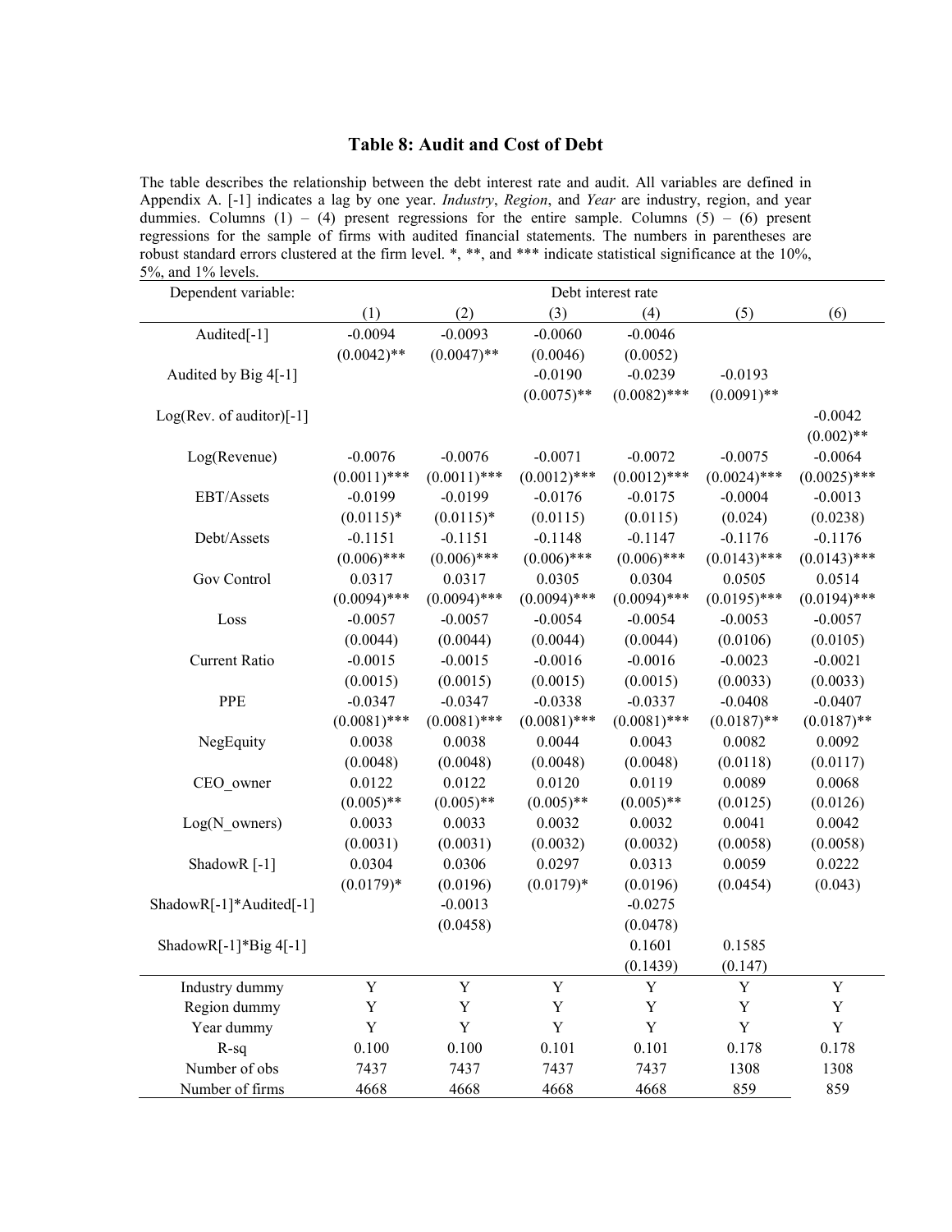## Table 8: Audit and Cost of Debt

The table describes the relationship between the debt interest rate and audit. All variables are defined in Appendix A. [-1] indicates a lag by one year. *Industry*, *Region*, and *Year* are industry, region, and year dummies. Columns (1) – (4) present regressions for the entire sample. Columns (5) – (6) present regressions for the sample of firms with audited financial statements. The numbers in parentheses are robust standard errors clustered at the firm level. *, **, and *** indicate statistical significance at the 10%, 5%, and 1% levels.

| Dependent variable: | Debt interest rate | | | | | |
|---|---|---|---|---|---|---|
| | (1) | (2) | (3) | (4) | (5) | (6) |
| Audited[-1] | -0.0094 | -0.0093 | -0.0060 | -0.0046 | | |
| | (0.0042)** | (0.0047)** | (0.0046) | (0.0052) | | |
| Audited by Big 4[-1] | | | -0.0190 | -0.0239 | -0.0193 | |
| | | | (0.0075)** | (0.0082)*** | (0.0091)** | |
| Log(Rev. of auditor)[-1] | | | | | | -0.0042 |
| | | | | | | (0.002)** |
| Log(Revenue) | -0.0076 | -0.0076 | -0.0071 | -0.0072 | -0.0075 | -0.0064 |
| | (0.0011)*** | (0.0011)*** | (0.0012)*** | (0.0012)*** | (0.0024)*** | (0.0025)*** |
| EBT/Assets | -0.0199 | -0.0199 | -0.0176 | -0.0175 | -0.0004 | -0.0013 |
| | (0.0115)* | (0.0115)* | (0.0115) | (0.0115) | (0.024) | (0.0238) |
| Debt/Assets | -0.1151 | -0.1151 | -0.1148 | -0.1147 | -0.1176 | -0.1176 |
| | (0.006)*** | (0.006)*** | (0.006)*** | (0.006)*** | (0.0143)*** | (0.0143)*** |
| Gov Control | 0.0317 | 0.0317 | 0.0305 | 0.0304 | 0.0505 | 0.0514 |
| | (0.0094)*** | (0.0094)*** | (0.0094)*** | (0.0094)*** | (0.0195)*** | (0.0194)*** |
| Loss | -0.0057 | -0.0057 | -0.0054 | -0.0054 | -0.0053 | -0.0057 |
| | (0.0044) | (0.0044) | (0.0044) | (0.0044) | (0.0106) | (0.0105) |
| Current Ratio | -0.0015 | -0.0015 | -0.0016 | -0.0016 | -0.0023 | -0.0021 |
| | (0.0015) | (0.0015) | (0.0015) | (0.0015) | (0.0033) | (0.0033) |
| PPE | -0.0347 | -0.0347 | -0.0338 | -0.0337 | -0.0408 | -0.0407 |
| | (0.0081)*** | (0.0081)*** | (0.0081)*** | (0.0081)*** | (0.0187)** | (0.0187)** |
| NegEquity | 0.0038 | 0.0038 | 0.0044 | 0.0043 | 0.0082 | 0.0092 |
| | (0.0048) | (0.0048) | (0.0048) | (0.0048) | (0.0118) | (0.0117) |
| CEO_owner | 0.0122 | 0.0122 | 0.0120 | 0.0119 | 0.0089 | 0.0068 |
| | (0.005)** | (0.005)** | (0.005)** | (0.005)** | (0.0125) | (0.0126) |
| Log(N_owners) | 0.0033 | 0.0033 | 0.0032 | 0.0032 | 0.0041 | 0.0042 |
| | (0.0031) | (0.0031) | (0.0032) | (0.0032) | (0.0058) | (0.0058) |
| ShadowR [-1] | 0.0304 | 0.0306 | 0.0297 | 0.0313 | 0.0059 | 0.0222 |
| | (0.0179)* | (0.0196) | (0.0179)* | (0.0196) | (0.0454) | (0.043) |
| ShadowR[-1]*Audited[-1] | | -0.0013 | | -0.0275 | | |
| | | (0.0458) | | (0.0478) | | |
| ShadowR[-1]*Big 4[-1] | | | | 0.1601 | 0.1585 | |
| | | | | (0.1439) | (0.147) | |
| Industry dummy | Y | Y | Y | Y | Y | Y |
| Region dummy | Y | Y | Y | Y | Y | Y |
| Year dummy | Y | Y | Y | Y | Y | Y |
| R-sq | 0.100 | 0.100 | 0.101 | 0.101 | 0.178 | 0.178 |
| Number of obs | 7437 | 7437 | 7437 | 7437 | 1308 | 1308 |
| Number of firms | 4668 | 4668 | 4668 | 4668 | 859 | 859 |